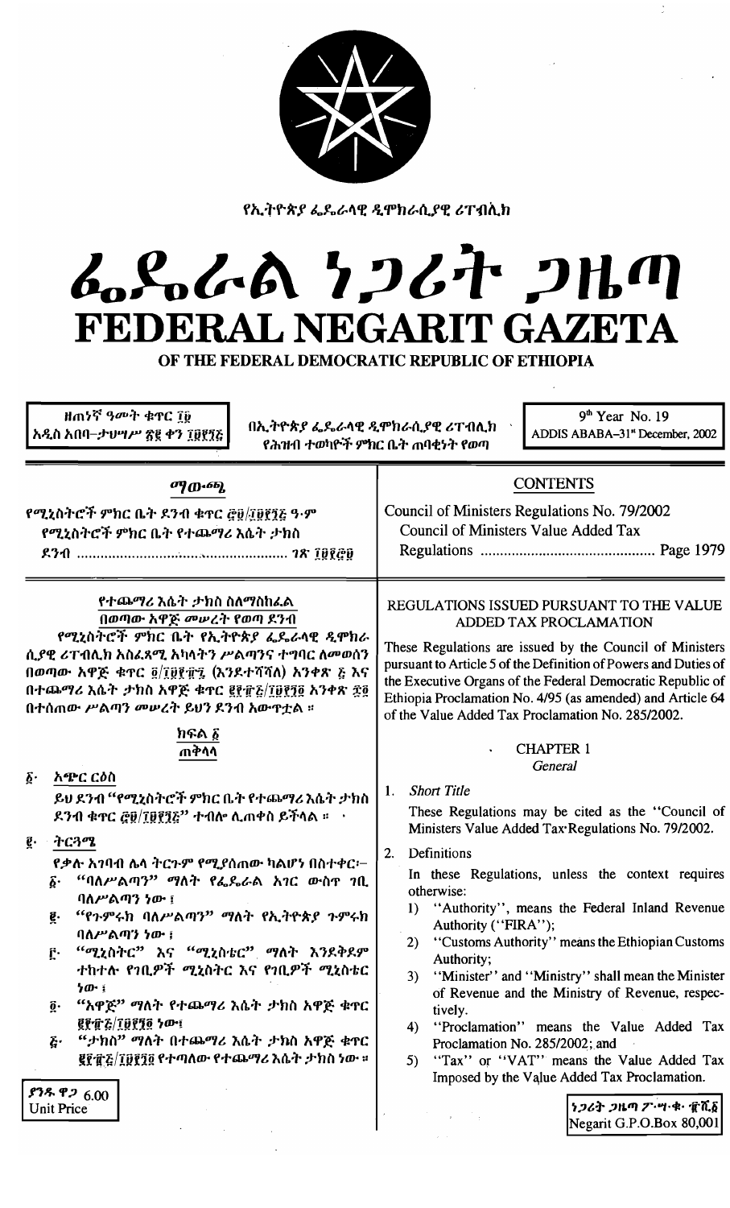የኢትዮጵያ ፌዴራላዊ ዲሞክራሲያዊ ሪፐብሊክ

# ፌዴራል ነጋሪት ጋዜጣ
# FEDERAL NEGARIT GAZETA

## OF THE FEDERAL DEMOCRATIC REPUBLIC OF ETHIOPIA

ዘጠነኛ ዓመት ቁጥር ፲፱
አዲስ አበባ–ታህሣሥ ፳፪ ቀን ፲፱፻፺፭

በኢትዮጵያ ፌዴራላዊ ዲሞክራሲያዊ ሪፐብሊክ የሕዝብ ተወካዮች ምክር ቤት ጠባቂነት የወጣ

9th Year No. 19
ADDIS ABABA–31st December, 2002

## ማውጫ

የሚኒስትሮች ምክር ቤት ደንብ ቁጥር ፸፱/፲፱፻፺፭ ዓ·ም
የሚኒስትሮች ምክር ቤት የተጨማሪ እሴት ታክስ ደንብ ........................................ ገጽ ፲፱፻፸፱

## CONTENTS

Council of Ministers Regulations No. 79/2002
Council of Ministers Value Added Tax Regulations ........................................ Page 1979

### የተጨማሪ እሴት ታክስ ስለማስከፈል በወጣው አዋጅ መሠረት የወጣ ደንብ

የሚኒስትሮች ምክር ቤት የኢትዮጵያ ፌዴራላዊ ዲሞክራሲያዊ ሪፐብሊክ አስፈጻሚ አካላትን ሥልጣንና ተግባር ለመወሰን በወጣው አዋጅ ቁጥር ፬/፲፱፻፹፯ (እንደተሻሻለ) አንቀጽ ፭ እና በተጨማሪ እሴት ታክስ አዋጅ ቁጥር ፪፻፹፭/፲፱፻፺፬ አንቀጽ ፷፬ በተሰጠው ሥልጣን መሠረት ይህን ደንብ አውጥቷል ።

### ክፍል ፩
### ጠቅላላ

፩· አጭር ርዕስ

ይህ ደንብ "የሚኒስትሮች ምክር ቤት የተጨማሪ እሴት ታክስ ደንብ ቁጥር ፸፱/፲፱፻፺፭" ተብሎ ሊጠቀስ ይችላል ።

፪· ትርጓሜ

የቃሉ አገባብ ሌላ ትርጉም የሚያሰጠው ካልሆነ በስተቀር፦

፩· "ባለሥልጣን" ማለት የፌዴራል አገር ውስጥ ገቢ ባለሥልጣን ነው ፤
፪· "የጉምሩክ ባለሥልጣን" ማለት የኢትዮጵያ ጉምሩክ ባለሥልጣን ነው ፤
፫· "ሚኒስትር" እና "ሚኒስቴር" ማለት እንደቅደም ተከተሉ የገቢዎች ሚኒስትር እና የገቢዎች ሚኒስቴር ነው ፤
፬· "አዋጅ" ማለት የተጨማሪ እሴት ታክስ አዋጅ ቁጥር ፪፻፹፭/፲፱፻፺፬ ነው፤
፭· "ታክስ" ማለት በተጨማሪ እሴት ታክስ አዋጅ ቁጥር ፪፻፹፭/፲፱፻፺፬ የተጣለው የተጨማሪ እሴት ታክስ ነው ።

### REGULATIONS ISSUED PURSUANT TO THE VALUE ADDED TAX PROCLAMATION

These Regulations are issued by the Council of Ministers pursuant to Article 5 of the Definition of Powers and Duties of the Executive Organs of the Federal Democratic Republic of Ethiopia Proclamation No. 4/95 (as amended) and Article 64 of the Value Added Tax Proclamation No. 285/2002.

### CHAPTER 1
*General*

1. *Short Title*

These Regulations may be cited as the "Council of Ministers Value Added Tax Regulations No. 79/2002.

2. Definitions

In these Regulations, unless the context requires otherwise:

1) "Authority", means the Federal Inland Revenue Authority ("FIRA");
2) "Customs Authority" means the Ethiopian Customs Authority;
3) "Minister" and "Ministry" shall mean the Minister of Revenue and the Ministry of Revenue, respectively.
4) "Proclamation" means the Value Added Tax Proclamation No. 285/2002; and
5) "Tax" or "VAT" means the Value Added Tax Imposed by the Value Added Tax Proclamation.

ያንዱ ዋጋ 6.00
Unit Price

ነጋሪት ጋዜጣ ፖ·ሣ·ቁ· ፹ሺ፩
Negarit G.P.O.Box 80,001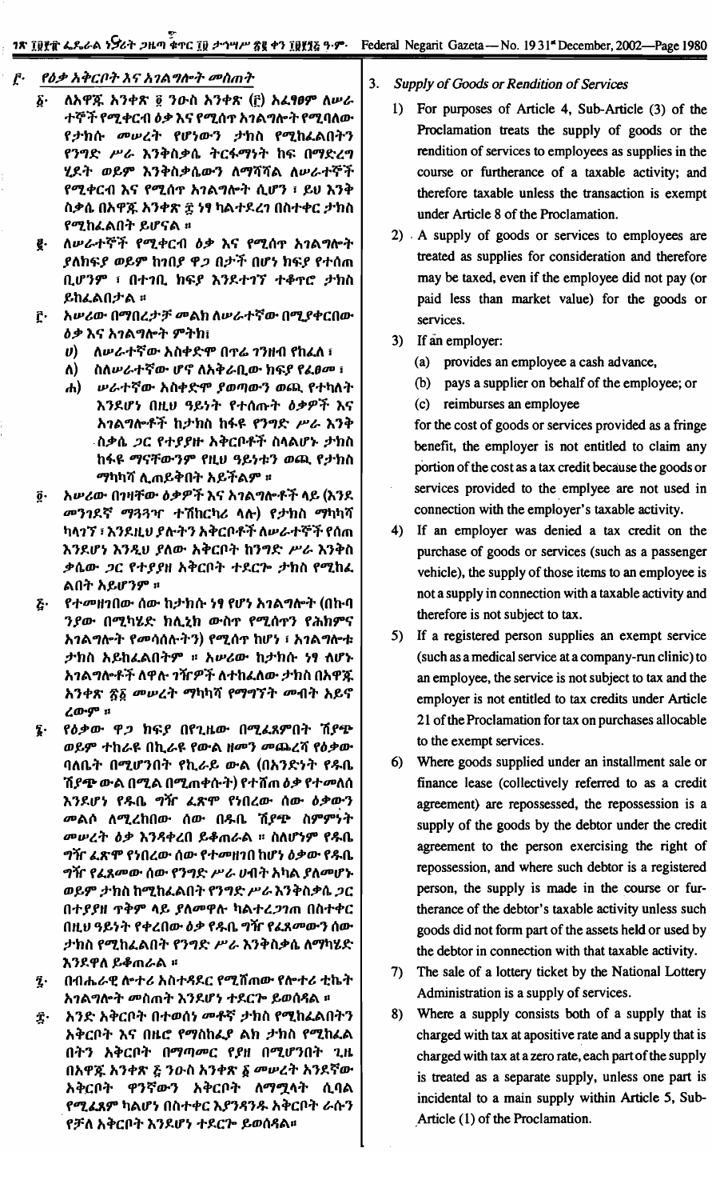## ፫· የዕቃ አቅርቦት እና አገልግሎት መስጠት

፩· ለአዋጁ አንቀጽ ፬ ንዑስ አንቀጽ (፫) አፈፃፀም ለሠራተኞች የሚቀርብ ዕቃ እና የሚሰጥ አገልግሎት የሚባለው የታክሱ መሠረት የሆነውን ታክስ የሚከፈልበትን የንግድ ሥራ እንቅስቃሴ ትርፋማነት ከፍ በማድረግ ሂደት ወይም እንቅስቃሴውን ለማሻሻል ለሠራተኞች የሚቀርብ እና የሚሰጥ አገልግሎት ሲሆን ፤ ይህ እንቅስቃሴ በአዋጁ አንቀጽ ፰ ነፃ ካልተደረገ በስተቀር ታክስ የሚከፈልበት ይሆናል ።

፪· ለሠራተኞች የሚቀርብ ዕቃ እና የሚሰጥ አገልግሎት ያለክፍያ ወይም ከገበያ ዋጋ በታች በሆነ ክፍያ የተሰጠ ቢሆንም ፤ በተገቢ ክፍያ እንደተገኘ ተቆጥሮ ታክስ ይከፈልበታል ።

፫· አሠሪው በማበረታቻ መልክ ለሠራተኛው በሚያቀርበው ዕቃ እና አገልግሎት ምትክ፤

ሀ) ለሠራተኛው አስቀድሞ በጥሬ ገንዘብ የከፈለ ፤

ለ) ስለሠራተኛው ሆኖ ለአቅራቢው ክፍያ የፈፀመ ፤

ሐ) ሠራተኛው አስቀድሞ ያወጣውን ወጪ የተካለት እንደሆነ በዚህ ዓይነት የተሰጡት ዕቃዎች እና አገልግሎቶች ከታክስ ከፋዩ የንግድ ሥራ እንቅስቃሴ ጋር የተያያዙ አቅርቦቶች ስላልሆኑ ታክስ ከፋዩ ማናቸውንም የዚህ ዓይነቱን ወጪ የታክስ ማካካሻ ሊጠይቅበት አይችልም ።

፬· አሠሪው በገዛቸው ዕቃዎች እና አገልግሎቶች ላይ (እንደ መንገደኛ ማጓጓዣ ተሽከርካሪ ላሉ) የታክስ ማካካሻ ካላገኘ ፤ እንደዚህ ያሉትን አቅርቦቶች ለሠራተኞች የሰጠ እንደሆነ እንዲህ ያለው አቅርቦት ከንግድ ሥራ እንቅስቃሴው ጋር የተያያዘ አቅርቦት ተደርጐ ታክስ የሚከፈልበት አይሆንም ።

፭· የተመዘገበው ሰው ከታክሱ ነፃ የሆነ አገልግሎት (በኩባንያው በሚካሄድ ክሊኒክ ውስጥ የሚሰጥን የሕክምና አገልግሎት የመሳሰሉትን) የሚሰጥ ከሆነ ፤ አገልግሎቱ ታክስ አይከፈልበትም ። አሠሪው ከታክሱ ነፃ ለሆኑ አገልግሎቶች ለዋሉ ግዥዎች ለተከፈለው ታክስ በአዋጁ አንቀጽ ፳፩ መሠረት ማካካሻ የማግኘት መብት አይኖረውም ።

፮· የዕቃው ዋጋ ክፍያ በየጊዜው በሚፈጸምበት ሽያጭ ወይም ተከራዩ በኪራዩ የውል ዘመን መጨረሻ የዕቃው ባለቤት በሚሆንበት የኪራይ ውል (በአንድነት የዱቤ ሽያጭ ውል በሚል በሚጠቀሱት) የተሸጠ ዕቃ የተመለሰ እንደሆነ የዱቤ ግዥ ፈጽሞ የነበረው ሰው ዕቃውን መልሶ ለሚረከበው ሰው በዱቤ ሽያጭ ስምምነት መሠረት ዕቃ እንዳቀረበ ይቆጠራል ። ስለሆነም የዱቤ ግዥ ፈጽሞ የነበረው ሰው የተመዘገበ ከሆነ ዕቃው የዱቤ ግዥ የፈጸመው ሰው የንግድ ሥራ ሀብት አካል ያልሆነ ወይም ታክስ ከሚከፈልበት የንግድ ሥራ እንቅስቃሴ ጋር በተያያዘ ጥቅም ላይ ያልዋለ ካልተረጋገጠ በስተቀር በዚህ ዓይነት የቀረበው ዕቃ የዱቤ ግዥ የፈጸመውን ሰው ታክስ የሚከፈልበት የንግድ ሥራ እንቅስቃሴ ለማካሄድ እንደዋለ ይቆጠራል ።

፯· በብሔራዊ ሎተሪ አስተዳደር የሚሸጠው የሎተሪ ቲኬት አገልግሎት መስጠት እንደሆነ ተደርጐ ይወሰዳል ።

፰· አንድ አቅርቦት በተወሰነ መጣኝ ታክስ የሚከፈልበትን አቅርቦት እና በዜሮ የማስከፈያ ልክ ታክስ የሚከፈልበትን አቅርቦት በማጣመር የያዘ በሚሆንበት ጊዜ በአዋጁ አንቀጽ ፭ ንዑስ አንቀጽ ፩ መሠረት አንደኛው አቅርቦት ዋንኛውን አቅርቦት ለማሟላት ሲባል የሚፈጸም ካልሆነ በስተቀር እያንዳንዱ አቅርቦት ራሱን የቻለ አቅርቦት እንደሆነ ተደርጐ ይወሰዳል።

## 3. *Supply of Goods or Rendition of Services*

1) For purposes of Article 4, Sub-Article (3) of the Proclamation treats the supply of goods or the rendition of services to employees as supplies in the course or furtherance of a taxable activity; and therefore taxable unless the transaction is exempt under Article 8 of the Proclamation.

2) A supply of goods or services to employees are treated as supplies for consideration and therefore may be taxed, even if the employee did not pay (or paid less than market value) for the goods or services.

3) If an employer:

   (a) provides an employee a cash advance,

   (b) pays a supplier on behalf of the employee; or

   (c) reimburses an employee

   for the cost of goods or services provided as a fringe benefit, the employer is not entitled to claim any portion of the cost as a tax credit because the goods or services provided to the emplyee are not used in connection with the employer's taxable activity.

4) If an employer was denied a tax credit on the purchase of goods or services (such as a passenger vehicle), the supply of those items to an employee is not a supply in connection with a taxable activity and therefore is not subject to tax.

5) If a registered person supplies an exempt service (such as a medical service at a company-run clinic) to an employee, the service is not subject to tax and the employer is not entitled to tax credits under Article 21 of the Proclamation for tax on purchases allocable to the exempt services.

6) Where goods supplied under an installment sale or finance lease (collectively referred to as a credit agreement) are repossessed, the repossession is a supply of the goods by the debtor under the credit agreement to the person exercising the right of repossession, and where such debtor is a registered person, the supply is made in the course or furtherance of the debtor's taxable activity unless such goods did not form part of the assets held or used by the debtor in connection with that taxable activity.

7) The sale of a lottery ticket by the National Lottery Administration is a supply of services.

8) Where a supply consists both of a supply that is charged with tax at apositive rate and a supply that is charged with tax at a zero rate, each part of the supply is treated as a separate supply, unless one part is incidental to a main supply within Article 5, Sub-Article (1) of the Proclamation.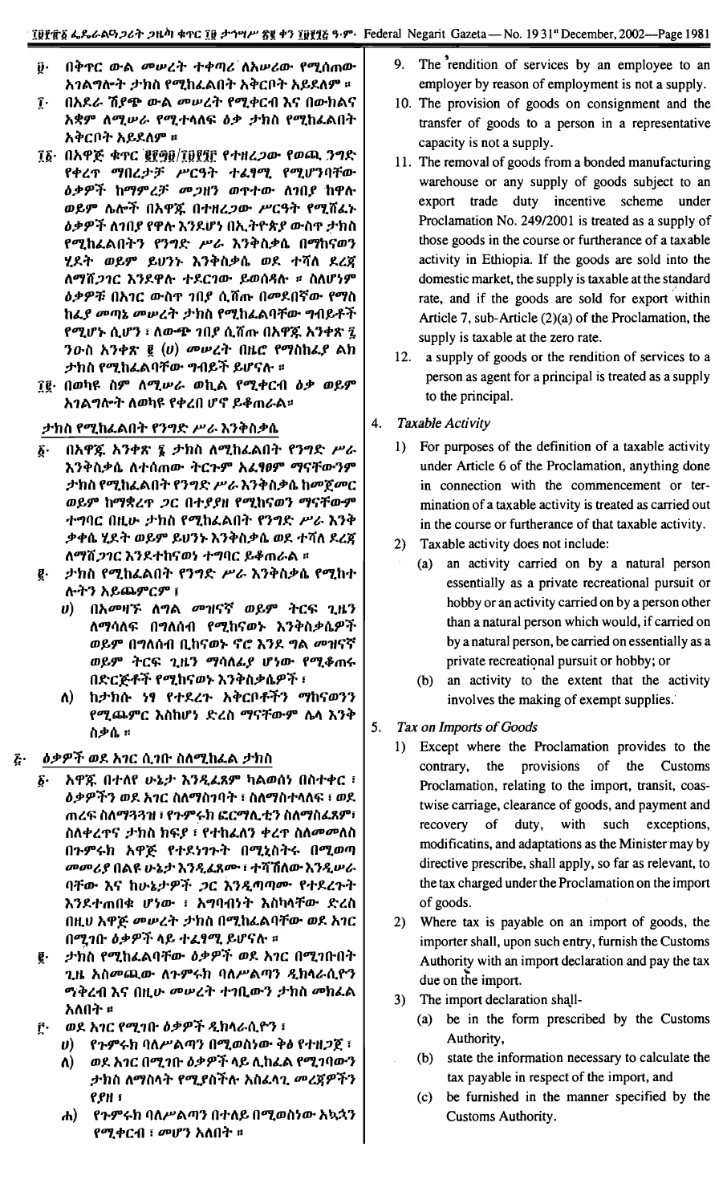፱· በቅጥር ውል መሠረት ተቀጣሪ ለአሠሪው የሚሰጠው አገልግሎት ታክስ የሚከፈልበት አቅርቦት አይደለም ።

፲· በአደራ ሽያጭ ውል መሠረት የሚቀርብ እና በውክልና አቋም ለሚሠራ የሚተላለፍ ዕቃ ታክስ የሚከፈልበት አቅርቦት አይደለም ።

፲፩· በአዋጅ ቁጥር ፪፻፵፱/፲፱፻፺፫ የተዘረጋው የወጪ ንግድ የቀረጥ ማበረታቻ ሥርዓት ተፈፃሚ የሚሆንባቸው ዕቃዎች ከማምረቻ መጋዘን ወጥተው ለገበያ ከዋሉ ወይም ሌሎች በአዋጁ በተዘረጋው ሥርዓት የሚሸፈኑ ዕቃዎች ለገበያ የዋሉ እንደሆነ በኢትዮጵያ ውስጥ ታክስ የሚከፈልበትን የንግድ ሥራ እንቅስቃሴ በማከናወን ሂደት ወይም ይህንኑ እንቅስቃሴ ወደ ተሻለ ደረጃ ለማሸጋገር እንደዋሉ ተደርገው ይወሰዳሉ ። ስለሆነም ዕቃዎቹ በአገር ውስጥ ገበያ ሲሸጡ በመደበኛው የማስ ከፈያ መጣኔ መሠረት ታክስ የሚከፈልባቸው ግብይቶች የሚሆኑ ሲሆን ፤ ለውጭ ገበያ ሲሸጡ በአዋጁ አንቀጽ ፯ ንዑስ አንቀጽ ፪ (ሀ) መሠረት በዜሮ የማስከፈያ ልክ ታክስ የሚከፈልባቸው ግብይቶች ይሆናሉ ።

፲፪· በወካዩ ስም ለሚሠራ ወኪል የሚቀርብ ዕቃ ወይም አገልግሎት ለወካዩ የቀረበ ሆኖ ይቆጠራል።

**፬· ታክስ የሚከፈልበት የንግድ ሥራ እንቅስቃሴ**

፩· በአዋጁ አንቀጽ ፮ ታክስ ለሚከፈልበት የንግድ ሥራ እንቅስቃሴ ለተሰጠው ትርጉም አፈፃፀም ማናቸውንም ታክስ የሚከፈልበት የንግድ ሥራ እንቅስቃሴ ከመጀመር ወይም ከማቋረጥ ጋር በተያያዘ የሚከናወን ማናቸውም ተግባር በዚሁ ታክስ የሚከፈልበት የንግድ ሥራ እንቅስቃሴ ሂደት ወይም ይህንን እንቅስቃሴ ወደ ተሻለ ደረጃ ለማሸጋገር እንደተከናወነ ተግባር ይቆጠራል ።

፪· ታክስ የሚከፈልበት የንግድ ሥራ እንቅስቃሴ የሚከተሉትን አይጨምርም ፤

ሀ) በአመዛኙ ለግል መዝናኛ ወይም ትርፍ ጊዜን ለማሳለፍ በግለሰብ የሚከናወኑ እንቅስቃሴዎች ወይም በግለሰብ ቢከናወኑ ኖሮ እንደ ግል መዝናኛ ወይም ትርፍ ጊዜን ማሳለፊያ ሆነው የሚቆጠሩ በድርጅቶች የሚከናወኑ እንቅስቃሴዎች ፤

ለ) ከታክሱ ነፃ የተደረጉ አቅርቦቶችን ማከናወንን የሚጨምር እስከሆነ ድረስ ማናቸውም ሌላ እንቅስቃሴ ።

**፭· ዕቃዎች ወደ አገር ሲገቡ ስለሚከፈል ታክስ**

፩· አዋጁ በተለየ ሁኔታ እንዲፈጸም ካልወሰነ በስተቀር ፤ ዕቃዎችን ወደ አገር ስለማስገባት ፤ ስለማስተላለፍ ፤ ወደ ጠረፍ ስለማጓጓዝ ፤ የጉምሩክ ፎርማሊቲን ስለማስፈጸም፤ ስለቀረጥና ታክስ ክፍያ ፤ የተከፈለን ቀረጥ ስለመመለስ በጉምሩክ አዋጅ የተደነገጉት በሚኒስትሩ በሚወጣ መመሪያ በልዩ ሁኔታ እንዲፈጸሙ ፤ ተሻሽለው እንዲሠራ ባቸው እና ከሁኔታዎች ጋር እንዲጣጣሙ የተደረጉት እንደተጠበቁ ሆነው ፤ አግባብነት እስካላቸው ድረስ በዚህ አዋጅ መሠረት ታክስ በሚከፈልባቸው ወደ አገር በሚገቡ ዕቃዎች ላይ ተፈፃሚ ይሆናሉ ።

፪· ታክስ የሚከፈልባቸው ዕቃዎች ወደ አገር በሚገቡበት ጊዜ አስመጪው ለጉምሩክ ባለሥልጣን ዲክላራሲዮን ማቅረብ እና በዚሁ መሠረት ተገቢውን ታክስ መክፈል አለበት ።

፫· ወደ አገር የሚገቡ ዕቃዎች ዲክላራሲዮን ፤

ሀ) የጉምሩክ ባለሥልጣን በሚወስነው ቅፅ የተዘጋጀ ፤

ለ) ወደ አገር በሚገቡ ዕቃዎች ላይ ሊከፈል የሚገባውን ታክስ ለማስላት የሚያስችሉ አስፈላጊ መረጃዎችን የያዘ ፤

ሐ) የጉምሩክ ባለሥልጣን በተለይ በሚወስነው አኳኋን የሚቀርብ ፤ መሆን አለበት ።

9. The rendition of services by an employee to an employer by reason of employment is not a supply.

10. The provision of goods on consignment and the transfer of goods to a person in a representative capacity is not a supply.

11. The removal of goods from a bonded manufacturing warehouse or any supply of goods subject to an export trade duty incentive scheme under Proclamation No. 249/2001 is treated as a supply of those goods in the course or furtherance of a taxable activity in Ethiopia. If the goods are sold into the domestic market, the supply is taxable at the standard rate, and if the goods are sold for export within Article 7, sub-Article (2)(a) of the Proclamation, the supply is taxable at the zero rate.

12. a supply of goods or the rendition of services to a person as agent for a principal is treated as a supply to the principal.

**4. *Taxable Activity***

1) For purposes of the definition of a taxable activity under Article 6 of the Proclamation, anything done in connection with the commencement or termination of a taxable activity is treated as carried out in the course or furtherance of that taxable activity.

2) Taxable activity does not include:

(a) an activity carried on by a natural person essentially as a private recreational pursuit or hobby or an activity carried on by a person other than a natural person which would, if carried on by a natural person, be carried on essentially as a private recreational pursuit or hobby; or

(b) an activity to the extent that the activity involves the making of exempt supplies.

**5. *Tax on Imports of Goods***

1) Except where the Proclamation provides to the contrary, the provisions of the Customs Proclamation, relating to the import, transit, coastwise carriage, clearance of goods, and payment and recovery of duty, with such exceptions, modificatins, and adaptations as the Minister may by directive prescribe, shall apply, so far as relevant, to the tax charged under the Proclamation on the import of goods.

2) Where tax is payable on an import of goods, the importer shall, upon such entry, furnish the Customs Authority with an import declaration and pay the tax due on the import.

3) The import declaration shall-

(a) be in the form prescribed by the Customs Authority,

(b) state the information necessary to calculate the tax payable in respect of the import, and

(c) be furnished in the manner specified by the Customs Authority.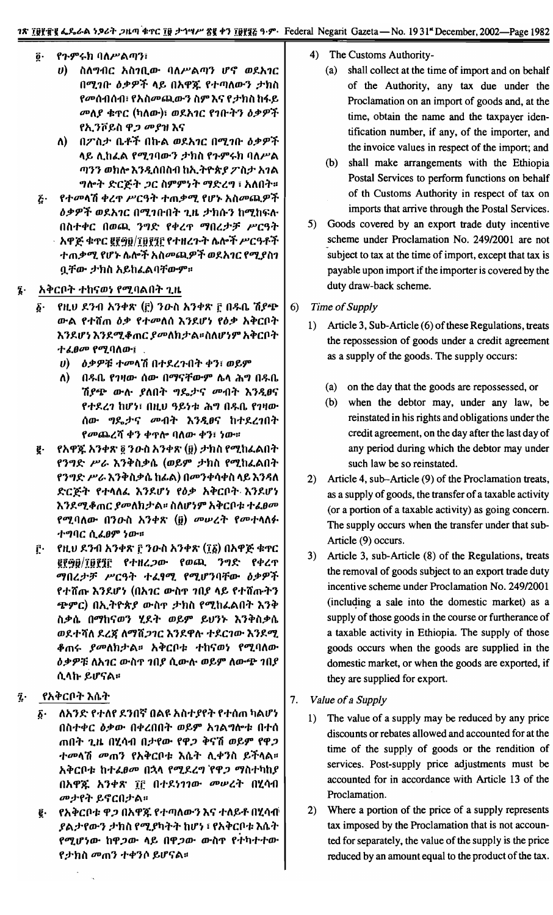፬· የጉምሩክ ባለሥልጣን፣

ሀ) ስለግብር አስገቢው ባለሥልጣን ሆኖ ወደአገር በሚገቡ ዕቃዎች ላይ በአዋጁ የተጣለውን ታክስ የመሰብሰብ፣ የአስመጪውን ስም እና የታክስ ከፋይ መለያ ቁጥር (ካለው)፣ ወደአገር የገቡትን ዕቃዎች የኢንቮይስ ዋጋ መያዝ እና

ለ) በፖስታ ቤቶች በኩል ወደአገር በሚገቡ ዕቃዎች ላይ ሊከፈል የሚገባውን ታክስ የጉምሩክ ባለሥልጣንን ወክሎ እንዲሰበስብ ከኢትዮጵያ ፖስታ አገልግሎት ድርጅት ጋር ስምምነት ማድረግ ፣ አለበት።

፭· የተመላሽ ቀረጥ ሥርዓት ተጠቃሚ የሆኑ አስመጪዎች ዕቃዎች ወደአገር በሚገቡበት ጊዜ ታክሱን ከሚከፍሉ በስተቀር በወጪ ንግድ የቀረጥ ማበረታቻ ሥርዓት አዋጅ ቁጥር ፪፻፵፱/፲፱፻፺፫ የተዘረጉት ሌሎች ሥርዓቶች ተጠቃሚ የሆኑ ሌሎች አስመጪዎች ወደአገር የሚያስገቧቸው ታክስ አይከፈልባቸውም።

፮· አቅርቦት ተከናወነ የሚባልበት ጊዜ

፩· የዚህ ደንብ አንቀጽ (፫) ንዑስ አንቀጽ ፮ በዱቤ ሽያጭ ውል የተሸጠ ዕቃ የተመለሰ እንደሆነ የዕቃ አቅርቦት እንደሆነ እንደሚቆጠር ያመለክታል።ስለሆነም አቅርቦት ተፈፀመ የሚባለው፣

ሀ) ዕቃዎቹ ተመላሽ በተደረጉበት ቀን፣ ወይም

ለ) በዱቤ የገዛው ሰው በማናቸውም ሌላ ሕግ በዱቤ ሽያጭ ውሉ ያለበት ግዴታና መብት እንዲፀና የተደረገ ከሆነ፣ በዚህ ዓይነቱ ሕግ በዱቤ የገዛው ሰው ግዴታና መብት እንዲፀና ከተደረገበት የመጨረሻ ቀን ቀጥሎ ባለው ቀን፣ ነው።

፪· የአዋጁ አንቀጽ ፬ ንዑስ አንቀጽ (፱) ታክስ የሚከፈልበት የንግድ ሥራ እንቅስቃሴ (ወይም ታክስ የሚከፈልበት የንግድ ሥራ እንቅስቃሴ ከፊል) በመንቀሳቀስ ላይ እንዳለ ድርጅት የተላለፈ እንደሆነ የዕቃ አቅርቦት እንደሆነ እንደሚቆጠር ያመለክታል። ስለሆነም አቅርቦቱ ተፈፀመ የሚባለው በንዑስ አንቀጽ (፱) መሠረት የመተላለፉ ተግባር ሲፈፀም ነው።

፫· የዚህ ደንብ አንቀጽ ፫ ንዑስ አንቀጽ (፲፩) በአዋጅ ቁጥር ፪፻፵፱/፲፱፻፺፫ የተዘረጋው የወጪ ንግድ የቀረጥ ማበረታቻ ሥርዓት ተፈፃሚ የሚሆንባቸው ዕቃዎች የተሸጡ እንደሆነ (በአገር ውስጥ ገበያ ላይ የተሸጡትን ጭምር) በኢትዮጵያ ውስጥ ታክስ የሚከፈልበት እንቅስቃሴ በማከናወን ሂደት ወይም ይህንኑ እንቅስቃሴ ወደተሻለ ደረጃ ለማሸጋገር እንደዋሉ ተደርገው እንደሚቆጠሩ ያመለክታል። አቅርቦቱ ተከናወነ የሚባለው ዕቃዎቹ ለአገር ውስጥ ገበያ ሲውሉ ወይም ለውጭ ገበያ ሲላኩ ይሆናል።

፯· የአቅርቦት እሴት

፩· ለአንድ የተለየ ደንበኛ በልዩ አስተያየት የተሰጠ ካልሆነ በስተቀር ዕቃው በቀረበበት ወይም አገልግሎቱ በተሰጠበት ጊዜ በሂሳብ በታየው የዋጋ ቅናሽ ወይም የዋጋ ተመላሽ መጠን የአቅርቦት እሴት ሊቀንስ ይችላል። አቅርቦቱ ከተፈፀመ በኋላ የሚደረግ የዋጋ ማስተካከያ በአዋጁ አንቀጽ ፲፫ በተደነገገው መሠረት በሂሳብ መታየት ይኖርበታል።

፪· የአቅርቦቱ ዋጋ በአዋጁ የተጣለውን እና ተለይቶ በሂሳብ ያልታየውን ታክስ የሚያካትት ከሆነ ፣ የአቅርቦቱ እሴት የሚሆነው ከዋጋው ላይ በዋጋው ውስጥ የተካተተው የታክስ መጠን ተቀንሶ ይሆናል።

4) The Customs Authority-

(a) shall collect at the time of import and on behalf of the Authority, any tax due under the Proclamation on an import of goods and, at the time, obtain the name and the taxpayer identification number, if any, of the importer, and the invoice values in respect of the import; and

(b) shall make arrangements with the Ethiopia Postal Services to perform functions on behalf of th Customs Authority in respect of tax on imports that arrive through the Postal Services.

5) Goods covered by an export trade duty incentive scheme under Proclamation No. 249/2001 are not subject to tax at the time of import, except that tax is payable upon import if the importer is covered by the duty draw-back scheme.

6) *Time of Supply*

1) Article 3, Sub-Article (6) of these Regulations, treats the repossession of goods under a credit agreement as a supply of the goods. The supply occurs:

(a) on the day that the goods are repossessed, or

(b) when the debtor may, under any law, be reinstated in his rights and obligations under the credit agreement, on the day after the last day of any period during which the debtor may under such law be so reinstated.

2) Article 4, sub–Article (9) of the Proclamation treats, as a supply of goods, the transfer of a taxable activity (or a portion of a taxable activity) as going concern. The supply occurs when the transfer under that sub-Article (9) occurs.

3) Article 3, sub-Article (8) of the Regulations, treats the removal of goods subject to an export trade duty incentive scheme under Proclamation No. 249/2001 (including a sale into the domestic market) as a supply of those goods in the course or furtherance of a taxable activity in Ethiopia. The supply of those goods occurs when the goods are supplied in the domestic market, or when the goods are exported, if they are supplied for export.

7. *Value of a Supply*

1) The value of a supply may be reduced by any price discounts or rebates allowed and accounted for at the time of the supply of goods or the rendition of services. Post-supply price adjustments must be accounted for in accordance with Article 13 of the Proclamation.

2) Where a portion of the price of a supply represents tax imposed by the Proclamation that is not accounted for separately, the value of the supply is the price reduced by an amount equal to the product of the tax.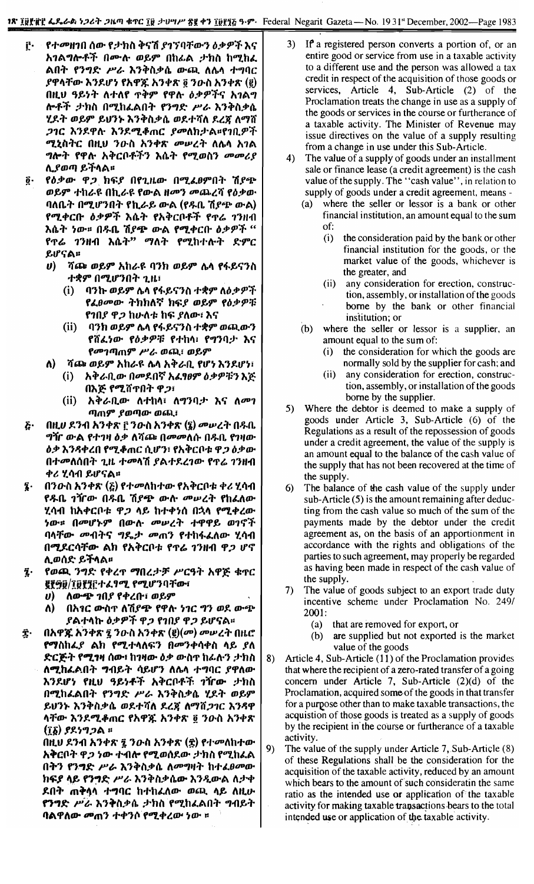፫· የተመዘገበ ሰው የታክስ ቅናሽ ያገኘባቸውን ዕቃዎች እና አገልግሎቶች በሙሉ ወይም በከፊል ታክስ ከሚከፈልበት የንግድ ሥራ እንቅስቃሴ ውጪ ለሌላ ተግባር ያዋላቸው እንደሆነ የአዋጁ አንቀጽ ፬ ንዑስ አንቀጽ (፪) በዚህ ዓይነት ለተለየ ጥቅም የዋሉ ዕቃዎችና አገልግሎቶች ታክስ በሚከፈልበት የንግድ ሥራ እንቅስቃሴ ሂደት ወይም ይህንኑ እንቅስቃሴ ወደተሻለ ደረጃ ለማሸጋገር እንደዋሉ እንደሚቆጠር ያመለክታል። የገቢዎች ሚኒስትር በዚህ ንዑስ አንቀጽ መሠረት ለሌላ አገልግሎት የዋሉ አቅርቦቶችን እሴት የሚወስን መመሪያ ሊያወጣ ይችላል።

፬· የዕቃው ዋጋ ክፍያ በየጊዜው በሚፈፀምበት ሽያጭ ወይም ተከራዩ በኪራዩ የውል ዘመን መጨረሻ የዕቃው ባለቤት በሚሆንበት የኪራይ ውል (የዱቤ ሽያጭ ውል) የሚቀርቡ ዕቃዎች እሴት የአቅርቦቶች የጥሬ ገንዘብ እሴት ነው። በዱቤ ሽያጭ ውል የሚቀርቡ ዕቃዎች "የጥሬ ገንዘብ እሴት" ማለት የሚከተሉት ድምር ይሆናል።

ሀ) ሻጩ ወይም አከራዩ ባንክ ወይም ሌላ የፋይናንስ ተቋም በሚሆንበት ጊዜ፣
   (i) ባንኩ ወይም ሌላ የፋይናንስ ተቋም ለዕቃዎች የፈፀመው ትክክለኛ ክፍያ ወይም የዕቃዎቹ የገበያ ዋጋ ከሁለቱ ከፍ ያለው፣ እና
   (ii) ባንክ ወይም ሌላ የፋይናንስ ተቋም ወጪውን የሸፈነው የዕቃዎቹ የተከላ፣ የግንባታ እና የመገጣጠም ሥራ ወጪ፣ ወይም

ለ) ሻጩ ወይም አከራዩ ሌላ አቅራቢ የሆነ እንደሆነ፣
   (i) አቅራቢው በመደበኛ አፈፃፀም ዕቃዎቹን እጅ በእጅ የሚሸጥበት ዋጋ፣
   (ii) አቅራቢው ለተከላ፣ ለግንባታ እና ለመገጣጠም ያወጣው ወጪ፣

፭· በዚህ ደንብ አንቀጽ ፫ ንዑስ አንቀጽ (፮) መሠረት በዱቤ ግዥ ውል የተገዛ ዕቃ ለሻጩ በመመለሱ በዱቤ የገዛው ዕቃ እንዳቀረበ የሚቆጠር ሲሆን፣ የአቅርቦቱ ዋጋ ዕቃው በተመለሰበት ጊዜ ተመላሽ ያልተደረገው የጥሬ ገንዘብ ቀሪ ሂሳብ ይሆናል።

፮· በንዑስ አንቀጽ (፭) የተመለከተው የአቅርቦቱ ቀሪ ሂሳብ የዱቤ ገዥው በዱቤ ሽያጭ ውሉ መሠረት የከፈለው ሂሳብ ከአቅርቦቱ ዋጋ ላይ ከተቀነሰ በኋላ የሚቀረው ነው። በመሆኑም በውሉ መሠረት ተዋዋይ ወገኖች ባላቸው መብትና ግዴታ መጠን የተከፋፈለው ሂሳብ በሚያርናቸው ልክ የአቅርቦቱ የጥሬ ገንዘብ ዋጋ ሆኖ ሊወሰድ ይችላል።

፯· የወጪ ንግድ የቀረጥ ማበረታቻ ሥርዓት አዋጅ ቁጥር ፪፻፵፱/፲፱፻፺፫ተፈፃሚ የሚሆንባቸው፣
   ሀ) ለውጭ ገበያ የቀረቡ፣ ወይም
   ለ) በአገር ውስጥ ለሽያጭ የዋሉ ነገር ግን ወደ ውጭ ያልተላኩ ዕቃዎች ዋጋ የገበያ ዋጋ ይሆናል።

፰· በአዋጁ አንቀጽ ፯ ንዑስ አንቀጽ (፪)(መ) መሠረት በዜሮ የማስከፈያ ልክ የሚተላለፍን በመንቀሳቀስ ላይ ያለ ድርጅት የሚገዛ ሰው፣ ከገዛው ዕቃ ውስጥ ከፊሉን ታክስ ለሚከፈልበት ግብይት ሳይሆን ለሌላ ተግባር ያዋለው እንደሆነ፣ የዚህ ዓይነቶቹ አቅርቦቶች ግዥው ታክስ በሚከፈልበት የንግድ ሥራ እንቅስቃሴ ሂደት ወይም ይህንኑ እንቅስቃሴ ወደተሻለ ደረጃ ለማሸጋገር እንዳዋላቸው እንደሚቆጠር የአዋጁ አንቀጽ ፬ ንዑስ አንቀጽ (፲፩) ያደነግጋል ።

፱· በዚህ ደንብ አንቀጽ ፯ ንዑስ አንቀጽ (፰) የተመለከተው አቅርቦት ዋጋ ነው ተብሎ የሚወሰደው ታክስ የሚከፈል በትን የንግድ ሥራ እንቅስቃሴ ለመግዛት ከተፈፀመው ክፍያ ላይ የንግድ ሥራ እንቅስቃሴው እንዲውል ለታቀ ደበት ጠቅላላ ተግባር ከተከፈለው ወጪ ላይ ለዚሁ የንግድ ሥራ እንቅስቃሴ ታክስ የሚከፈልበት ግብይት ባልዋለው መጠን ተቀንሶ የሚቀረው ነው ።

3) If a registered person converts a portion of, or an entire good or service from use in a taxable activity to a different use and the person was allowed a tax credit in respect of the acquisition of those goods or services, Article 4, Sub-Article (2) of the Proclamation treats the change in use as a supply of the goods or services in the course or furtherance of a taxable activity. The Minister of Revenue may issue directives on the value of a supply resulting from a change in use under this Sub-Article.

4) The value of a supply of goods under an installment sale or finance lease (a credit agreement) is the cash value of the supply. The "cash value", in relation to supply of goods under a credit agreement, means -
   (a) where the seller or lessor is a bank or other financial institution, an amount equal to the sum of:
      (i) the consideration paid by the bank or other financial institution for the goods, or the market value of the goods, whichever is the greater, and
      (ii) any consideration for erection, construction, assembly, or installation of the goods borne by the bank or other financial institution; or
   (b) where the seller or lessor is a supplier, an amount equal to the sum of:
      (i) the consideration for which the goods are normally sold by the supplier for cash; and
      (ii) any consideration for erection, construction, assembly, or installation of the goods borne by the supplier.

5) Where the debtor is deemed to make a supply of goods under Article 3, Sub-Article (6) of the Regulations as a result of the repossession of goods under a credit agreement, the value of the supply is an amount equal to the balance of the cash value of the supply that has not been recovered at the time of the supply.

6) The balance of the cash value of the supply under sub-Article (5) is the amount remaining after deducting from the cash value so much of the sum of the payments made by the debtor under the credit agreement as, on the basis of an apportionment in accordance with the rights and obligations of the parties to such agreement, may properly be regarded as having been made in respect of the cash value of the supply.

7) The value of goods subject to an export trade duty incentive scheme under Proclamation No. 249/2001:
   (a) that are removed for export, or
   (b) are supplied but not exported is the market value of the goods

8) Article 4, Sub-Article (11) of the Proclamation provides that where the recipient of a zero-rated transfer of a going concern under Article 7, Sub-Article (2)(d) of the Proclamation, acquired some of the goods in that transfer for a purpose other than to make taxable transactions, the acquistion of those goods is treated as a supply of goods by the recipient in the course or furtherance of a taxable activity.

9) The value of the supply under Article 7, Sub-Article (8) of these Regulations shall be the consideration for the acquisition of the taxable activity, reduced by an amount which bears to the amount of such consideratin the same ratio as the intended use or application of the taxable activity for making taxable transactions bears to the total intended use or application of the taxable activity.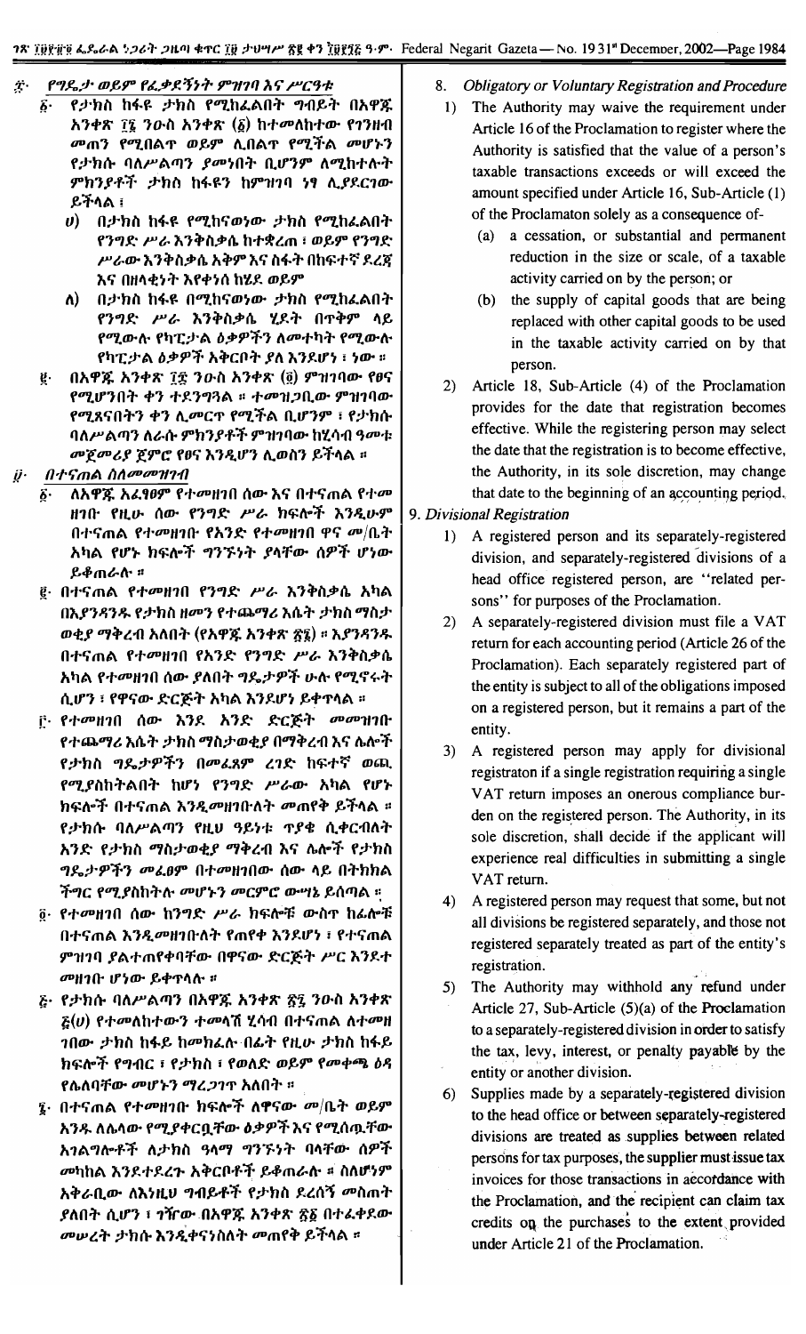፰· የግዴታ ወይም የፈቃደኝነት ምዝገባ እና ሥርዓቱ

፩· የታክስ ከፋዩ ታክስ የሚከፈልበት ግብይት በአዋጁ አንቀጽ ፲፮ ንዑስ አንቀጽ (፩) ከተመለከተው የገንዘብ መጠን የሚበልጥ ወይም ሊበልጥ የሚችል መሆኑን የታክሱ ባለሥልጣን ያመነበት ቢሆንም ለሚከተሉት ምክንያቶች ታክስ ከፋዩን ከምዝገባ ነፃ ሊያደርገው ይችላል፤

ሀ) በታክስ ከፋዩ የሚከናወነው ታክስ የሚከፈልበት የንግድ ሥራ እንቅስቃሴ ከተቋረጠ፣ ወይም የንግድ ሥራው እንቅስቃሴ አቅም እና ስፋት በከፍተኛ ደረጃ እና በዘላቂነት እየቀነሰ ከሄደ ወይም

ለ) በታክስ ከፋዩ በሚከናወነው ታክስ የሚከፈልበት የንግድ ሥራ እንቅስቃሴ ሂደት በጥቅም ላይ የሚውሉ የካፒታል ዕቃዎችን ለመተካት የሚውሉ የካፒታል ዕቃዎች አቅርቦት ያለ እንደሆነ፣ ነው።

፪· በአዋጁ አንቀጽ ፲፰ ንዑስ አንቀጽ (፬) ምዝገባው የፀና የሚሆንበት ቀን ተደንግጓል። ተመዝጋቢው ምዝገባው የሚጸናበትን ቀን ሊመርጥ የሚችል ቢሆንም፤ የታክሱ ባለሥልጣን ለራሱ ምክንያቶች ምዝገባው ከሂሳብ ዓመቱ መጀመሪያ ጀምሮ የፀና እንዲሆን ሊወስን ይችላል።

፱· በተናጠል ስለመመዝገብ

፩· ለአዋጁ አፈፃፀም የተመዘገበ ሰው እና በተናጠል የተመዘገቡ የዚሁ ሰው የንግድ ሥራ ክፍሎች እንዲሁም በተናጠል የተመዘገቡ የአንድ የተመዘገበ ዋና መ/ቤት አካል የሆኑ ክፍሎች ግንኙነት ያላቸው ሰዎች ሆነው ይቆጠራሉ።

፪· በተናጠል የተመዘገበ የንግድ ሥራ እንቅስቃሴ አካል በእያንዳንዱ የታክስ ዘመን የተጨማሪ እሴት ታክስ ማስታ ወቂያ ማቅረብ አለበት (የአዋጁ አንቀጽ ፳፮)። እያንዳንዱ በተናጠል የተመዘገበ የአንድ የንግድ ሥራ እንቅስቃሴ አካል የተመዘገበ ሰው ያለበት ግዴታዎች ሁሉ የሚኖሩት ሲሆን፤ የዋናው ድርጅት አካል እንደሆነ ይቆጥራል።

፫· የተመዘገበ ሰው እንደ አንድ ድርጅት መመዝገቡ የተጨማሪ እሴት ታክስ ማስታወቂያ በማቅረብ እና ሌሎች የታክስ ግዴታዎችን በመፈጸም ረገድ ከፍተኛ ወጪ የሚያስከትልበት ከሆነ የንግድ ሥራው አካል የሆኑ ክፍሎች በተናጠል እንዲመዘገቡለት መጠየቅ ይችላል። የታክሱ ባለሥልጣን የዚህ ዓይነቱ ጥያቄ ሲቀርብለት አንድ የታክስ ማስታወቂያ ማቅረብ እና ሌሎች የታክስ ግዴታዎችን መፈፀም በተመዘገበው ሰው ላይ በትክክል ችግር የሚያስከትሉ መሆኑን መርምሮ ውሣኔ ይሰጣል።

፬· የተመዘገበ ሰው ከንግድ ሥራ ክፍሎቹ ውስጥ ከፊሎቹ በተናጠል እንዲመዘገቡለት የጠየቀ እንደሆነ፣ የተናጠል ምዝገባ ያልተጠየቀባቸው በዋናው ድርጅት ሥር እንደተ መዘገቡ ሆነው ይቆጥራሉ።

፭· የታክሱ ባለሥልጣን በአዋጁ አንቀጽ ፳፯ ንዑስ አንቀጽ ፭(ሀ) የተመለከተውን ተመላሽ ሂሳብ በተናጠል ለተመዘ ገበው ታክስ ከፋይ ከመክፈሉ በፊት የዚሁ ታክስ ከፋይ ክፍሎች የግብር፣ የታክስ፣ የወለድ ወይም የመቀጫ ዕዳ የሌለባቸው መሆኑን ማረጋገጥ አለበት።

፮· በተናጠል የተመዘገቡ ክፍሎች ለዋናው መ/ቤት ወይም አንዱ ለሌላው የሚያቀርቧቸው ዕቃዎች እና የሚሰጧቸው አገልግሎቶች ለታክስ ዓላማ ግንኙነት ባላቸው ሰዎች መካከል እንደተደረጉ አቅርቦቶች ይቆጠራሉ። ስለሆነም አቅራቢው ለእነዚህ ግብይቶች የታክስ ደረሰኝ መስጠት ያለበት ሲሆን፤ ገዥው በአዋጁ አንቀጽ ፳፩ በተፈቀደው መሠረት ታክሱ እንዲቀናነስለት መጠየቅ ይችላል።

8. *Obligatory or Voluntary Registration and Procedure*

1) The Authority may waive the requirement under Article 16 of the Proclamation to register where the Authority is satisfied that the value of a person's taxable transactions exceeds or will exceed the amount specified under Article 16, Sub-Article (1) of the Proclamaton solely as a consequence of-

 (a) a cessation, or substantial and permanent reduction in the size or scale, of a taxable activity carried on by the person; or

 (b) the supply of capital goods that are being replaced with other capital goods to be used in the taxable activity carried on by that person.

2) Article 18, Sub-Article (4) of the Proclamation provides for the date that registration becomes effective. While the registering person may select the date that the registration is to become effective, the Authority, in its sole discretion, may change that date to the beginning of an accounting period.

9. *Divisional Registration*

1) A registered person and its separately-registered division, and separately-registered divisions of a head office registered person, are "related persons" for purposes of the Proclamation.

2) A separately-registered division must file a VAT return for each accounting period (Article 26 of the Proclamation). Each separately registered part of the entity is subject to all of the obligations imposed on a registered person, but it remains a part of the entity.

3) A registered person may apply for divisional registraton if a single registration requiring a single VAT return imposes an onerous compliance burden on the registered person. The Authority, in its sole discretion, shall decide if the applicant will experience real difficulties in submitting a single VAT return.

4) A registered person may request that some, but not all divisions be registered separately, and those not registered separately treated as part of the entity's registration.

5) The Authority may withhold any refund under Article 27, Sub-Article (5)(a) of the Proclamation to a separately-registered division in order to satisfy the tax, levy, interest, or penalty payable by the entity or another division.

6) Supplies made by a separately-registered division to the head office or between separately-registered divisions are treated as supplies between related persons for tax purposes, the supplier must issue tax invoices for those transactions in accordance with the Proclamation, and the recipient can claim tax credits on the purchases to the extent provided under Article 21 of the Proclamation.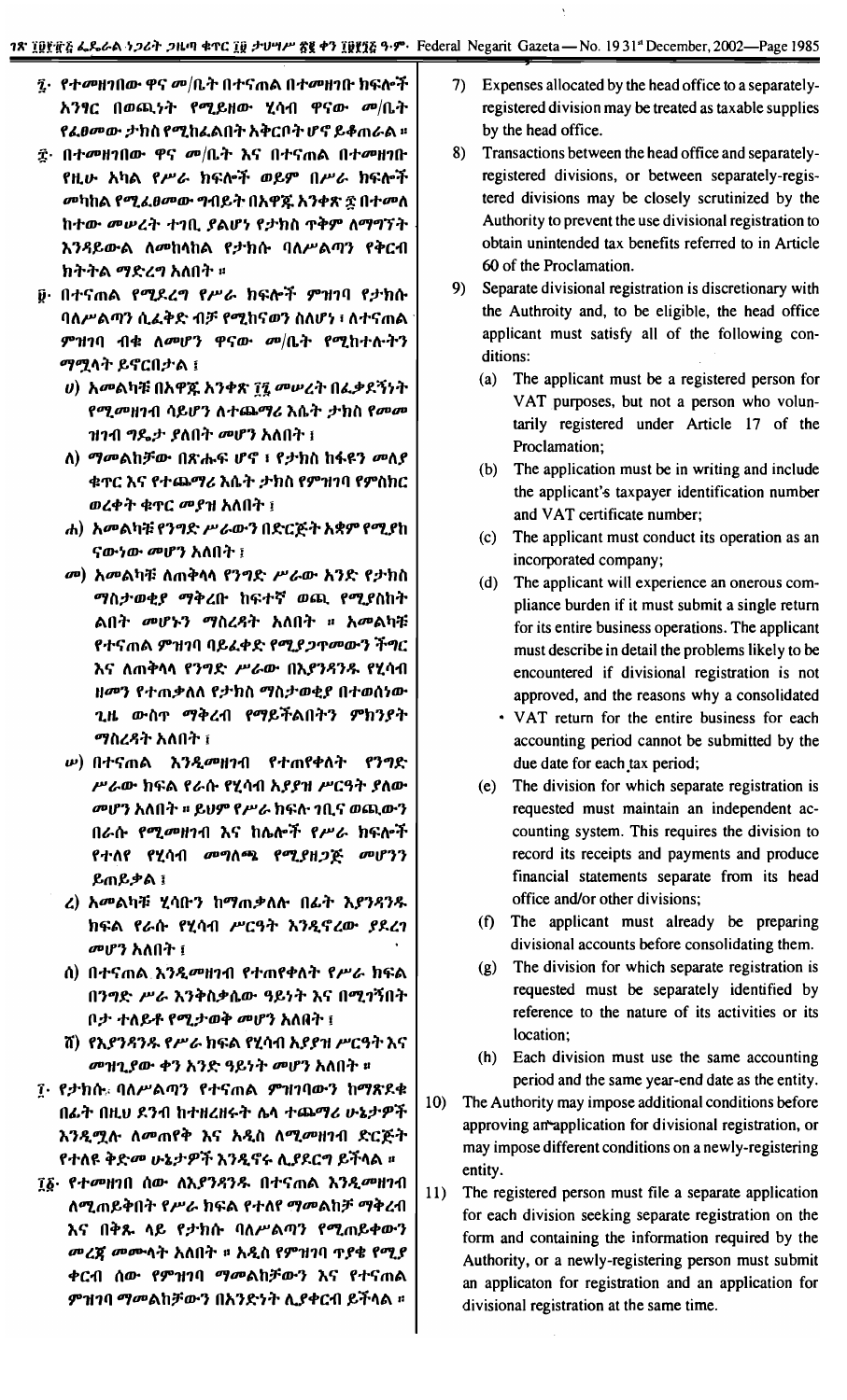፯· የተመዘገበው ዋና መ/ቤት በተናጠል በተመዘገቡ ክፍሎች አንፃር በወጪነት የሚይዘው ሂሳብ ዋናው መ/ቤት የፈፀመው ታክስ የሚከፈልበት አቅርቦት ሆኖ ይቆጠራል ።

፰· በተመዘገበው ዋና መ/ቤት እና በተናጠል በተመዘገቡ የዚሁ አካል የሥራ ክፍሎች ወይም በሥራ ክፍሎች መካከል የሚፈፀመው ግብይት በአዋጁ አንቀጽ ፷ በተመለከተው መሠረት ተገቢ ያልሆነ የታክስ ጥቅም ለማግኘት እንዳይውል ለመከላከል የታክሱ ባለሥልጣን የቅርብ ክትትል ማድረግ አለበት ።

፱· በተናጠል የሚደረግ የሥራ ክፍሎች ምዝገባ የታክሱ ባለሥልጣን ሲፈቅድ ብቻ የሚከናወን ስለሆነ ፣ ለተናጠል ምዝገባ ብቁ ለመሆን ዋናው መ/ቤት የሚከተሉትን ማሟላት ይኖርበታል ፤

ሀ) አመልካቹ በአዋጁ አንቀጽ ፲፯ መሠረት በፈቃደኝነት የሚመዘገብ ሳይሆን ለተጨማሪ እሴት ታክስ የመመዝገብ ግዴታ ያለበት መሆን አለበት ፤

ለ) ማመልከቻው በጽሑፍ ሆኖ ፣ የታክስ ከፋዩን መለያ ቁጥር እና የተጨማሪ እሴት ታክስ የምዝገባ የምስክር ወረቀት ቁጥር መያዝ አለበት ፤

ሐ) አመልካቹ የንግድ ሥራውን በድርጅት አቋም የሚያከናውነው መሆን አለበት ፤

መ) አመልካቹ ለጠቅላላ የንግድ ሥራው አንድ የታክስ ማስታወቂያ ማቅረቡ ከፍተኛ ወጪ የሚያስከትልበት መሆኑን ማስረዳት አለበት ። አመልካቹ የተናጠል ምዝገባ ባይፈቀድ የሚያጋጥመውን ችግር እና ለጠቅላላ የንግድ ሥራው በእያንዳንዱ የሂሳብ ዘመን የተጠቃለለ የታክስ ማስታወቂያ በተወሰነው ጊዜ ውስጥ ማቅረብ የማይችልበትን ምክንያት ማስረዳት አለበት ፤

ሠ) በተናጠል እንዲመዘገብ የተጠየቀለት የንግድ ሥራው ክፍል የራሱ የሂሳብ አያያዝ ሥርዓት ያለው መሆን አለበት ። ይህም የሥራ ክፍሉ ገቢና ወጪውን በራሱ የሚመዘግብ እና ከሌሎች የሥራ ክፍሎች የተለየ የሂሳብ መግለጫ የሚያዘጋጅ መሆንን ይጠይቃል ፤

ረ) አመልካቹ ሂሳቡን ከማጠቃለሉ በፊት እያንዳንዱ ክፍል የራሱ የሂሳብ ሥርዓት እንዲኖረው ያደረገ መሆን አለበት ፤

ሰ) በተናጠል እንዲመዘገብ የተጠየቀለት የሥራ ክፍል በንግድ ሥራ እንቅስቃሴው ዓይነት እና በሚገኝበት ቦታ ተለይቶ የሚታወቅ መሆን አለበት ፤

ሸ) የእያንዳንዱ የሥራ ክፍል የሂሳብ አያያዝ ሥርዓት እና መዝጊያው ቀን አንድ ዓይነት መሆን አለበት ።

፲· የታክሱ ባለሥልጣን የተናጠል ምዝገባውን ከማጽደቁ በፊት በዚህ ደንብ ከተዘረዘሩት ሌላ ተጨማሪ ሁኔታዎች እንዲሟሉ ለመጠየቅ እና አዲስ ለሚመዘገብ ድርጅት የተለዩ ቅድመ ሁኔታዎች እንዲኖሩ ሊያደርግ ይችላል ።

፲፩· የተመዘገበ ሰው ለእያንዳንዱ በተናጠል እንዲመዘገብ ለሚጠይቅበት የሥራ ክፍል የተለየ ማመልከቻ ማቅረብ እና በቅጹ ላይ የታክሱ ባለሥልጣን የሚጠይቀውን መረጃ መሙላት አለበት ። አዲስ የምዝገባ ጥያቄ የሚያቀርብ ሰው የምዝገባ ማመልከቻውን እና የተናጠል ምዝገባ ማመልከቻውን በአንድነት ሊያቀርብ ይችላል ።

7) Expenses allocated by the head office to a separately-registered division may be treated as taxable supplies by the head office.

8) Transactions between the head office and separately-registered divisions, or between separately-registered divisions may be closely scrutinized by the Authority to prevent the use divisional registration to obtain unintended tax benefits referred to in Article 60 of the Proclamation.

9) Separate divisional registration is discretionary with the Authroity and, to be eligible, the head office applicant must satisfy all of the following conditions:

(a) The applicant must be a registered person for VAT purposes, but not a person who voluntarily registered under Article 17 of the Proclamation;

(b) The application must be in writing and include the applicant's taxpayer identification number and VAT certificate number;

(c) The applicant must conduct its operation as an incorporated company;

(d) The applicant will experience an onerous compliance burden if it must submit a single return for its entire business operations. The applicant must describe in detail the problems likely to be encountered if divisional registration is not approved, and the reasons why a consolidated VAT return for the entire business for each accounting period cannot be submitted by the due date for each tax period;

(e) The division for which separate registration is requested must maintain an independent accounting system. This requires the division to record its receipts and payments and produce financial statements separate from its head office and/or other divisions;

(f) The applicant must already be preparing divisional accounts before consolidating them.

(g) The division for which separate registration is requested must be separately identified by reference to the nature of its activities or its location;

(h) Each division must use the same accounting period and the same year-end date as the entity.

10) The Authority may impose additional conditions before approving an application for divisional registration, or may impose different conditions on a newly-registering entity.

11) The registered person must file a separate application for each division seeking separate registration on the form and containing the information required by the Authority, or a newly-registering person must submit an applicaton for registration and an application for divisional registration at the same time.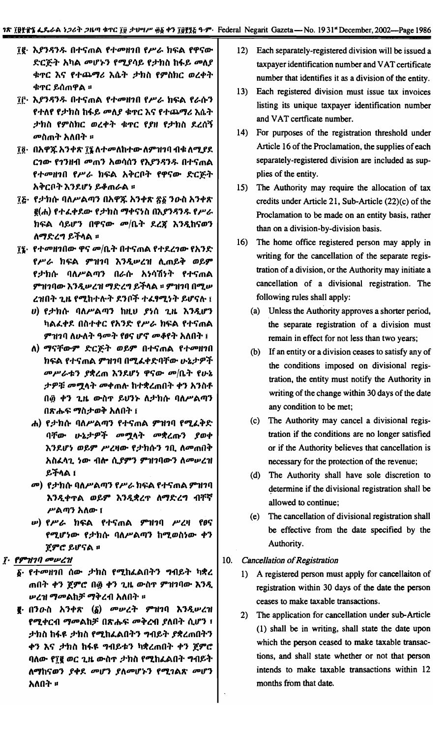፲፪· እያንዳንዱ በተናጠል የተመዘገበ የሥራ ክፍል የዋናው ድርጅት አካል መሆኑን የሚያሳይ የታክስ ከፋይ መለያ ቁጥር እና የተጨማሪ እሴት ታክስ የምስክር ወረቀት ቁጥር ይሰጠዋል ።

፲፫· እያንዳንዱ በተናጠል የተመዘገበ የሥራ ክፍል የራሱን የተለየ የታክስ ከፋይ መለያ ቁጥር እና የተጨማሪ እሴት ታክስ የምስክር ወረቀት ቁጥር የያዘ የታክስ ደረሰኝ መስጠት አለበት ።

፲፬· በአዋጁ አንቀጽ ፲፮ ለተመለከተው ለምዝገባ ብቁ ለሚያደርገው የገንዘብ መጠን አወሳሰን የእያንዳንዱ በተናጠል የተመዘገበ የሥራ ክፍል አቅርቦት የዋናው ድርጅት አቅርቦት እንደሆነ ይቆጠራል ።

፲፭· የታክሱ ባለሥልጣን በአዋጁ አንቀጽ ፳፩ ንዑስ አንቀጽ ፳(ሐ) የተፈቀደው የታክስ ማቀናነስ በእያንዳንዱ የሥራ ክፍል ሳይሆን በዋናው መ/ቤት ደረጃ እንዲከናወን ለማድረግ ይችላል ።

፲፮· የተመዘገበው ዋና መ/ቤት በተናጠል የተደረገው የአንድ የሥራ ክፍል ምዝገባ እንዲሠረዝ ሊጠይቅ ወይም የታክሱ ባለሥልጣን በራሱ አነሳሽነት የተናጠል ምዝገባው እንዲሠረዝ ማድረግ ይችላል ። ምዝገባ በሚሠረዝበት ጊዜ የሚከተሉት ደንቦች ተፈፃሚነት ይኖራሉ ፤

ሀ) የታክሱ ባለሥልጣን ከዚህ ያነሰ ጊዜ እንዲሆን ካልፈቀደ በስተቀር የአንድ የሥራ ክፍል የተናጠል ምዝገባ ለሁለት ዓመት የፀና ሆኖ መቆየት አለበት ፤

ለ) ማናቸውም ድርጅት ወይም በተናጠል የተመዘገበ ክፍል የተናጠል ምዝገባ በሚፈቀድባቸው ሁኔታዎች መሥራቱን ያቋረጠ እንደሆነ ዋናው መ/ቤት የሁኔታዎቹ መሟላት መቀጠሉ ከተቋረጠበት ቀን አንስቶ በ፴ ቀን ጊዜ ውስጥ ይህንኑ ለታክሱ ባለሥልጣን በጽሑፍ ማስታወቅ አለበት ፤

ሐ) የታክሱ ባለሥልጣን የተናጠል ምዝገባ የሚፈቀድባቸው ሁኔታዎች መሟላት መቋረጡን ያወቀ እንደሆነ ወይም ሥረዛው የታክሱን ገቢ ለመጠበቅ አስፈላጊ ነው ብሎ ሲያምን ምዝገባውን ለመሠረዝ ይችላል ፤

መ) የታክሱ ባለሥልጣን የሥራ ክፍል የተናጠል ምዝገባ እንዲቀጥል ወይም እንዲቋረጥ ለማድረግ ብቸኛ ሥልጣን አለው ፤

ሠ) የሥራ ክፍል የተናጠል ምዝገባ ሥረዛ የፀና የሚሆነው የታክሱ ባለሥልጣን ከሚወስነው ቀን ጀምሮ ይሆናል ።

፲· *የምዝገባ መሠረዝ*

፩· የተመዘገበ ሰው ታክስ የሚከፈልበትን ግብይት ካቋረጠበት ቀን ጀምሮ በ፴ ቀን ጊዜ ውስጥ ምዝገባው እንዲሠረዝ ማመልከቻ ማቅረብ አለበት ።

፪· በንዑስ አንቀጽ (፩) መሠረት ምዝገባ እንዲሠረዝ የሚቀርብ ማመልከቻ በጽሑፍ መቅረብ ያለበት ሲሆን ፤ ታክስ ከፋዩ ታክስ የሚከፈልበትን ግብይት ያቋረጠበትን ቀን እና ታክስ ከፋዩ ግብይቱን ካቋረጠበት ቀን ጀምሮ ባለው የ፲፪ ወር ጊዜ ውስጥ ታክስ የሚከፈልበት ግብይት ለማከናወን ያቀደ መሆን ያለመሆኑን የሚገልጽ መሆን አለበት ።

12) Each separately-registered division will be issued a taxpayer identification number and VAT certificate number that identifies it as a division of the entity.

13) Each registered division must issue tax invoices listing its unique taxpayer identification number and VAT certficate number.

14) For purposes of the registration threshold under Article 16 of the Proclamation, the supplies of each separately-registered division are included as supplies of the entity.

15) The Authority may require the allocation of tax credits under Article 21, Sub-Article (22)(c) of the Proclamation to be made on an entity basis, rather than on a division-by-division basis.

16) The home office registered person may apply in writing for the cancellation of the separate registration of a division, or the Authority may initiate a cancellation of a divisional registration. The following rules shall apply:

(a) Unless the Authority approves a shorter period, the separate registration of a division must remain in effect for not less than two years;

(b) If an entity or a division ceases to satisfy any of the conditions imposed on divisional registration, the entity must notify the Authority in writing of the change within 30 days of the date any condition to be met;

(c) The Authority may cancel a divisional registration if the conditions are no longer satisfied or if the Authority believes that cancellation is necessary for the protection of the revenue;

(d) The Authority shall have sole discretion to determine if the divisional registration shall be allowed to continue;

(e) The cancellation of divisional registration shall be effective from the date specified by the Authority.

10. *Cancellation of Registration*

1) A registered person must apply for cancellaiton of registration within 30 days of the date the person ceases to make taxable transactions.

2) The application for cancellation under sub-Article (1) shall be in writing, shall state the date upon which the person ceased to make taxable transactions, and shall state whether or not that person intends to make taxable transactions within 12 months from that date.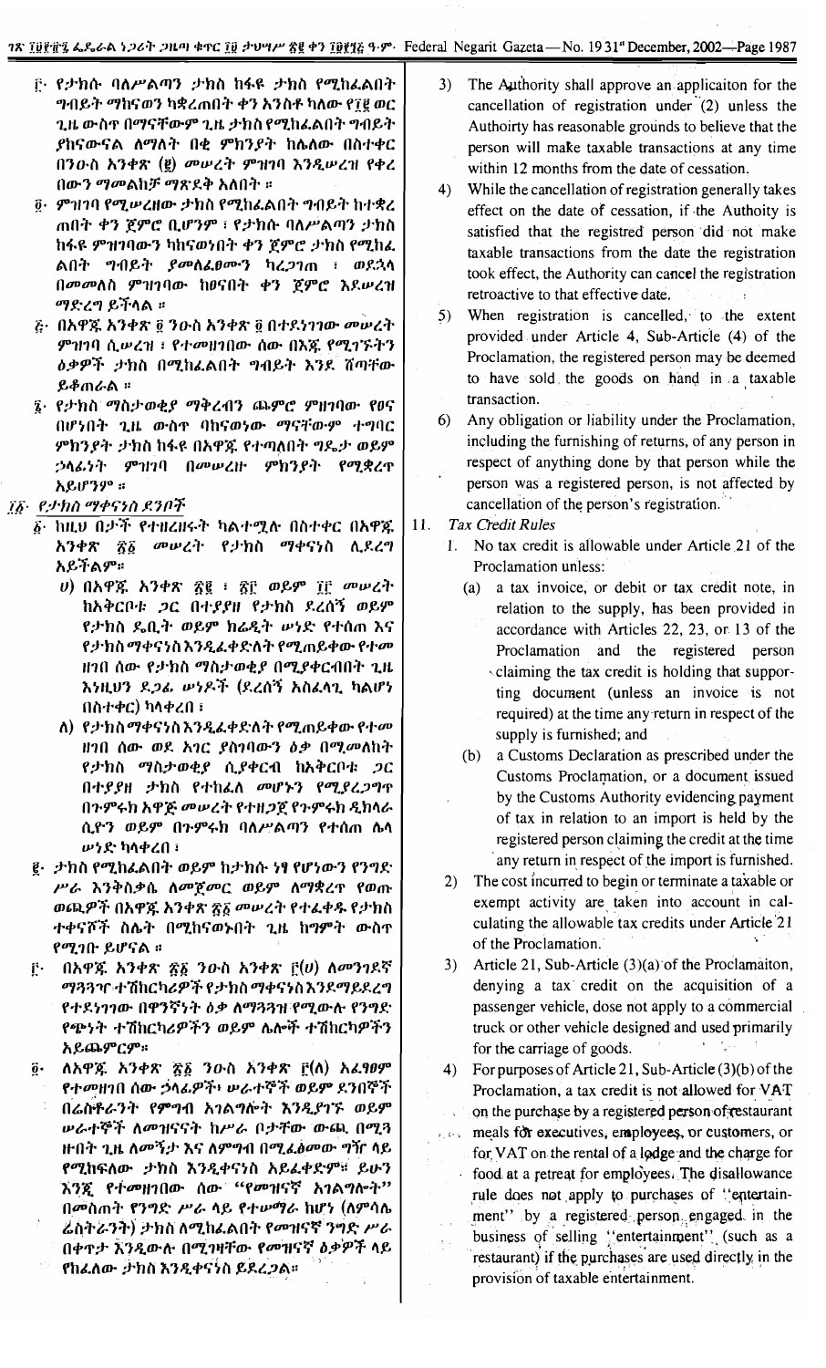፫· የታክሱ ባለሥልጣን ታክስ ከፋዩ ታክስ የሚከፈልበት ግብይት ማከናወን ካቋረጠበት ቀን አንስቶ ካለው የ፲፪ ወር ጊዜ ውስጥ በማናቸውም ጊዜ ታክስ የሚከፈልበት ግብይት ያከናውናል ለማለት በቂ ምክንያት ከሌለው በስተቀር በንዑስ አንቀጽ (፪) መሠረት ምዝገባ እንዲሠረዝ የቀረበውን ማመልከቻ ማጽደቅ አለበት ።

፬· ምዝገባ የሚሠረዘው ታክስ የሚከፈልበት ግብይት ከተቋረጠበት ቀን ጀምሮ ቢሆንም ፣ የታክሱ ባለሥልጣን ታክስ ከፋዩ ምዝገባውን ካከናወነበት ቀን ጀምሮ ታክስ የሚከፈልበት ግብይት ያመለፈፀሙን ካረጋገጠ ፣ ወደኋላ በመመለስ ምዝገባው ከፀናበት ቀን ጀምሮ እደሠረዝ ማድረግ ይችላል ።

፭· በአዋጁ አንቀጽ ፬ ንዑስ አንቀጽ ፬ በተደነገገው መሠረት ምዝገባ ሲሠረዝ ፣ የተመዘገበው ሰው በእጁ የሚገኙትን ዕቃዎች ታክስ በሚከፈልበት ግብይት እንደ ሸጣቸው ይቆጠራል ።

፮· የታክስ ማስታወቂያ ማቅረብን ጨምሮ ምዝገባው የፀና በሆነበት ጊዜ ውስጥ ባከናወነው ማናቸውም ተግባር ምክንያት ታክስ ከፋዩ በአዋጁ የተጣለበት ግዴታ ወይም ኃላፊነት ምዝገባ በመሠረዙ ምክንያት የሚቋረጥ አይሆንም ።

፲፩· የታክስ ማቀናነሰ ደንቦች

፩· ከዚህ በታች የተዘረዘሩት ካልተሟሉ በስተቀር በአዋጁ አንቀጽ ፳፩ መሠረት የታክስ ማቀናነስ ሊደረግ አይችልም፡፡

ሀ) በአዋጁ አንቀጽ ፳፪ ፣ ፳፫ ወይም ፲፫ መሠረት ከአቅርቦቱ ጋር በተያያዘ የታክስ ደረሰኝ ወይም የታክስ ዴቢት ወይም ክሬዲት ሠነድ የተሰጠ እና የታክስ ማቀናነስ እንዲፈቀድለት የሚጠይቀው የተመዘገበ ሰው የታክስ ማስታወቂያ በሚያቀርብበት ጊዜ እነዚህን ደጋፊ ሠነዶች (ደረሰኝ አስፈላጊ ካልሆነ በስተቀር) ካላቀረበ ፤

ለ) የታክስ ማቀናነስ እንዲፈቀድለት የሚጠይቀው የተመዘገበ ሰው ወደ አገር ያስገባውን ዕቃ በሚመለከት የታክስ ማስታወቂያ ሲያቀርብ ከአቅርቦቱ ጋር በተያያዘ ታክስ የተከፈለ መሆኑን የሚያረጋግጥ በጉምሩክ አዋጅ መሠረት የተዘጋጀ የጉምሩክ ዲክላሬሲዮን ወይም በጉምሩክ ባለሥልጣን የተሰጠ ሌላ ሠነድ ካላቀረበ ፤

፪· ታክስ የሚከፈልበት ወይም ከታክሱ ነፃ የሆነውን የንግድ ሥራ እንቅስቃሴ ለመጀመር ወይም ለማቋረጥ የወጡ ወጪዎች በአዋጁ አንቀጽ ፳፩ መሠረት የተፈቀዱ የታክስ ተቀናሾች ስሌት በሚከናወንበት ጊዜ ከግምት ውስጥ የሚገቡ ይሆናል ።

፫· በአዋጁ አንቀጽ ፳፩ ንዑስ አንቀጽ ፫(ሀ) ለመንገደኛ ማጓጓዣ ተሽከርካሪዎች የታክስ ማቀናነስ እንዳይደረግ የተደነገገው በዋንኛነት ዕቃ ለማጓጓዝ የሚውሉ የንግድ የጭነት ተሽከርካሪዎችን ወይም ሌሎች ተሽከርካሪዎችን አይጨምርም።

፬· ለአዋጁ አንቀጽ ፳፩ ንዑስ አንቀጽ ፫(ለ) አፈፃፀም የተመዘገበ ሰው ኃላፊዎች፣ ሠራተኞች ወይም ደንበኞች በሬስቶራንት የምግብ አገልግሎት እንዲያገኙ ወይም ሠራተኞች ለመዝናናት ከሥራ ቦታቸው ውጪ በሚሄዱበት ጊዜ ለመኝታ እና ለምግብ በሚፈፀመው ግዥ ላይ የሚከፍለው ታክስ እንዲቀናነስ አይፈቀድም። ይሁን እንጂ የተመዘገበው ሰው "የመዝናኛ አገልግሎት" በመስጠት የንግድ ሥራ ላይ የተሠማራ ከሆነ (ለምሳሌ ሬስቶራንት) ታክስ ለሚከፈልበት የመዝናኛ ንግድ ሥራ በቀጥታ እንዲውሉ በሚገዛቸው የመዝናኛ ዕቃዎች ላይ የከፈለው ታክስ እንዲቀናነስ ይደረጋል።

3) The Authority shall approve an applicaiton for the cancellation of registration under (2) unless the Authoirty has reasonable grounds to believe that the person will make taxable transactions at any time within 12 months from the date of cessation.

4) While the cancellation of registration generally takes effect on the date of cessation, if the Authoity is satisfied that the registred person did not make taxable transactions from the date the registration took effect, the Authority can cancel the registration retroactive to that effective date.

5) When registration is cancelled, to the extent provided under Article 4, Sub-Article (4) of the Proclamation, the registered person may be deemed to have sold the goods on hand in a taxable transaction.

6) Any obligation or liability under the Proclamation, including the furnishing of returns, of any person in respect of anything done by that person while the person was a registered person, is not affected by cancellation of the person's registration.

11. *Tax Credit Rules*

1. No tax credit is allowable under Article 21 of the Proclamation unless:

(a) a tax invoice, or debit or tax credit note, in relation to the supply, has been provided in accordance with Articles 22, 23, or 13 of the Proclamation and the registered person claiming the tax credit is holding that supporting document (unless an invoice is not required) at the time any return in respect of the supply is furnished; and

(b) a Customs Declaration as prescribed under the Customs Proclamation, or a document issued by the Customs Authority evidencing payment of tax in relation to an import is held by the registered person claiming the credit at the time any return in respect of the import is furnished.

2) The cost incurred to begin or terminate a taxable or exempt activity are taken into account in calculating the allowable tax credits under Article 21 of the Proclamation.

3) Article 21, Sub-Article (3)(a) of the Proclamaiton, denying a tax credit on the acquisition of a passenger vehicle, dose not apply to a commercial truck or other vehicle designed and used primarily for the carriage of goods.

4) For purposes of Article 21, Sub-Article (3)(b) of the Proclamation, a tax credit is not allowed for VAT on the purchase by a registered person of restaurant meals for executives, employees, or customers, or for VAT on the rental of a lodge and the charge for food at a retreat for employees. The disallowance rule does not apply to purchases of "entertainment" by a registered person engaged in the business of selling "entertainment" (such as a restaurant) if the purchases are used directly in the provision of taxable entertainment.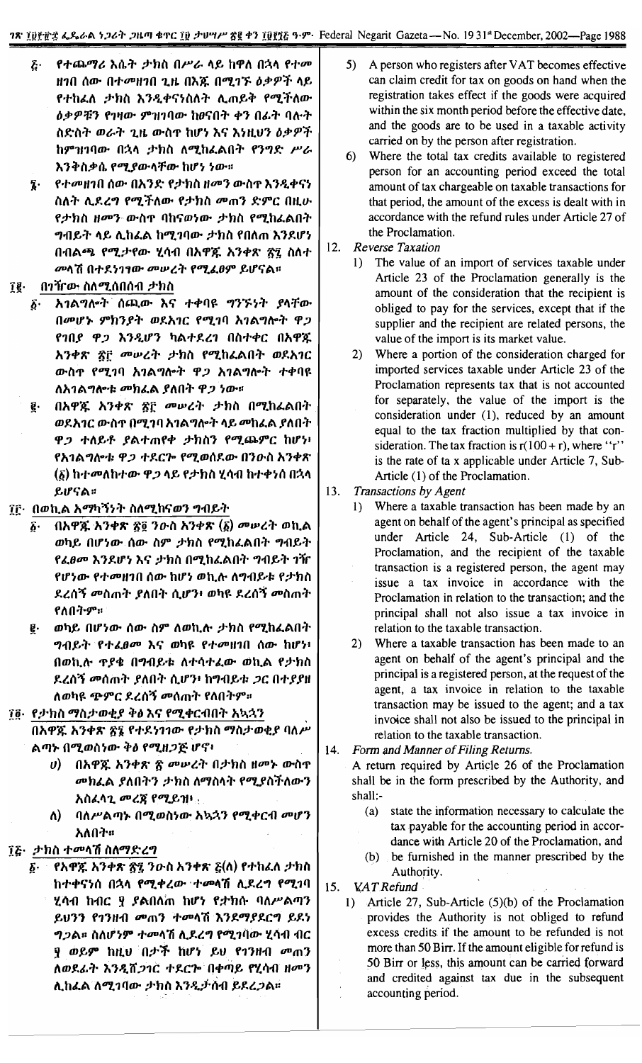፭· የተጨማሪ እሴት ታክስ በሥራ ላይ ከዋለ በኋላ የተመዘገበ ሰው በተመዘገበ ጊዜ በእጁ በሚገኙ ዕቃዎች ላይ የተከፈለ ታክስ እንዲቀናነስለት ሊጠይቅ የሚችለው ዕቃዎቹን የገዛው ምዝገባው ከፀናበት ቀን በፊት ባሉት ስድስት ወራት ጊዜ ውስጥ ከሆነ እና እነዚህን ዕቃዎች ከምዝገባው በኋላ ታክስ ለሚከፈልበት የንግድ ሥራ እንቅስቃሴ የሚያውላቸው ከሆነ ነው።

፮· የተመዘገበ ሰው በአንድ የታክስ ዘመን ውስጥ እንዲቀናነስለት ሊደረግ የሚችለው የታክስ መጠን ድምር በዚሁ የታክስ ዘመን ውስጥ ባከናወነው ታክስ የሚከፈልበት ግብይት ላይ ሊከፈል ከሚገባው ታክስ የበለጠ እንደሆን በብልጫ የሚታየው ሂሳብ በአዋጁ አንቀጽ ፳፯ ስለተ መላሽ በተደነገገው መሠረት የሚፈፀም ይሆናል።

## ፲፪· በገዥው ስለሚሰበሰብ ታክስ

፩· አገልግሎት ሰጪው እና ተቀባዩ ግንኙነት ያላቸው በመሆኑ ምክንያት ወደአገር የሚገባ አገልግሎት ዋጋ የገበያ ዋጋ እንዲሆን ካልተደረገ በስተቀር በአዋጁ አንቀጽ ፳፫ መሠረት ታክስ የሚከፈልበት ወደአገር ውስጥ የሚገባ አገልግሎት ዋጋ አገልግሎት ተቀባዩ ለአገልግሎቱ መክፈል ያለበት ዋጋ ነው።

፪· በአዋጁ አንቀጽ ፳፫ መሠረት ታክስ በሚከፈልበት ወደአገር ውስጥ በሚገባ አገልግሎት ላይ መክፈል ያለበት ዋጋ ተለይቶ ያልተጠየቀ ታክስን የሚጨምር ከሆነ፣ የአገልግሎቱ ዋጋ ተደርጐ የሚወሰደው በንዑስ አንቀጽ (፩) ከተመለከተው ዋጋ ላይ የታክስ ሂሳብ ከተቀነሰ በኋላ ይሆናል።

## ፲፫· በወኪል አማካኝነት ስለሚከናወን ግብይት

፩· በአዋጁ አንቀጽ ፳፬ ንዑስ አንቀጽ (፩) መሠረት ወኪል ወካይ በሆነው ሰው ስም ታክስ የሚከፈልበት ግብይት የፈፀመ እንደሆነ እና ታክስ በሚከፈልበት ግብይት ገዥ የሆነው የተመዘገበ ሰው ከሆነ ወኪሉ ለግብይቱ የታክስ ደረሰኝ መስጠት ያለበት ሲሆን፣ ወካዩ ደረሰኝ መስጠት የለበትም።

፪· ወካይ በሆነው ሰው ስም ለወኪሉ ታክስ የሚከፈልበት ግብይት የተፈፀመ እና ወካዩ የተመዘገበ ሰው ከሆነ፣ በወኪሉ ጥያቄ በግብይቱ ለተሳተፈው ወኪል የታክስ ደረሰኝ መስጠት ያለበት ሲሆን፣ ከግብይቱ ጋር በተያያዘ ለወካዩ ጭምር ደረሰኝ መስጠት የለበትም።

## ፲፬· የታክስ ማስታወቂያ ቅፅ እና የሚቀርብበት አኳኋን

በአዋጁ አንቀጽ ፳፮ የተደነገገው የታክስ ማስታወቂያ ባለሥልጣኑ በሚወስነው ቅፅ የሚዘጋጅ ሆኖ፣

ሀ) በአዋጁ አንቀጽ ፳ መሠረት በታክስ ዘመኑ ውስጥ መክፈል ያለበትን ታክስ ለማስላት የሚያስችለውን አስፈላጊ መረጃ የሚይዝ፣

ለ) ባለሥልጣኑ በሚወስነው አኳኋን የሚቀርብ መሆን አለበት።

## ፲፭· ታክስ ተመላሽ ስለማድረግ

፩· የአዋጁ አንቀጽ ፳፯ ንዑስ አንቀጽ ፭(ለ) የተከፈለ ታክስ ከተቀናነሰ በኋላ የሚቀረው ተመላሽ ሊደረግ የሚገባ ሂሳብ ከብር ፶ ያልበለጠ ከሆነ የታክሱ ባለሥልጣን ይህንን የገንዘብ መጠን ተመላሽ እንደማያደርግ ይደነግጋል። ስለሆነም ተመላሽ ሊደረግ የሚገባው ሂሳብ ብር ፶ ወይም ከዚህ በታች ከሆነ ይህ የገንዘብ መጠን ለወደፊት እንዲሸጋገር ተደርጐ በቀጣይ የሂሳብ ዘመን ሊከፈል ለሚገባው ታክስ እንዲታሰብ ይደረጋል።

5) A person who registers after VAT becomes effective can claim credit for tax on goods on hand when the registration takes effect if the goods were acquired within the six month period before the effective date, and the goods are to be used in a taxable activity carried on by the person after registration.

6) Where the total tax credits available to registered person for an accounting period exceed the total amount of tax chargeable on taxable transactions for that period, the amount of the excess is dealt with in accordance with the refund rules under Article 27 of the Proclamation.

## 12. *Reverse Taxation*

1) The value of an import of services taxable under Article 23 of the Proclamation generally is the amount of the consideration that the recipient is obliged to pay for the services, except that if the supplier and the recipient are related persons, the value of the import is its market value.

2) Where a portion of the consideration charged for imported services taxable under Article 23 of the Proclamation represents tax that is not accounted for separately, the value of the import is the consideration under (1), reduced by an amount equal to the tax fraction multiplied by that consideration. The tax fraction is r(100 + r), where "r" is the rate of ta x applicable under Article 7, Sub-Article (1) of the Proclamation.

## 13. *Transactions by Agent*

1) Where a taxable transaction has been made by an agent on behalf of the agent's principal as specified under Article 24, Sub-Article (1) of the Proclamation, and the recipient of the taxable transaction is a registered person, the agent may issue a tax invoice in accordance with the Proclamation in relation to the transaction; and the principal shall not also issue a tax invoice in relation to the taxable transaction.

2) Where a taxable transaction has been made to an agent on behalf of the agent's principal and the principal is a registered person, at the request of the agent, a tax invoice in relation to the taxable transaction may be issued to the agent; and a tax invoice shall not also be issued to the principal in relation to the taxable transaction.

## 14. *Form and Manner of Filing Returns.*

A return required by Article 26 of the Proclamation shall be in the form prescribed by the Authority, and shall:-

(a) state the information necessary to calculate the tax payable for the accounting period in accordance with Article 20 of the Proclamation, and

(b) be furnished in the manner prescribed by the Authority.

## 15. *VAT Refund*

1) Article 27, Sub-Article (5)(b) of the Proclamation provides the Authority is not obliged to refund excess credits if the amount to be refunded is not more than 50 Birr. If the amount eligible for refund is 50 Birr or less, this amount can be carried forward and credited against tax due in the subsequent accounting period.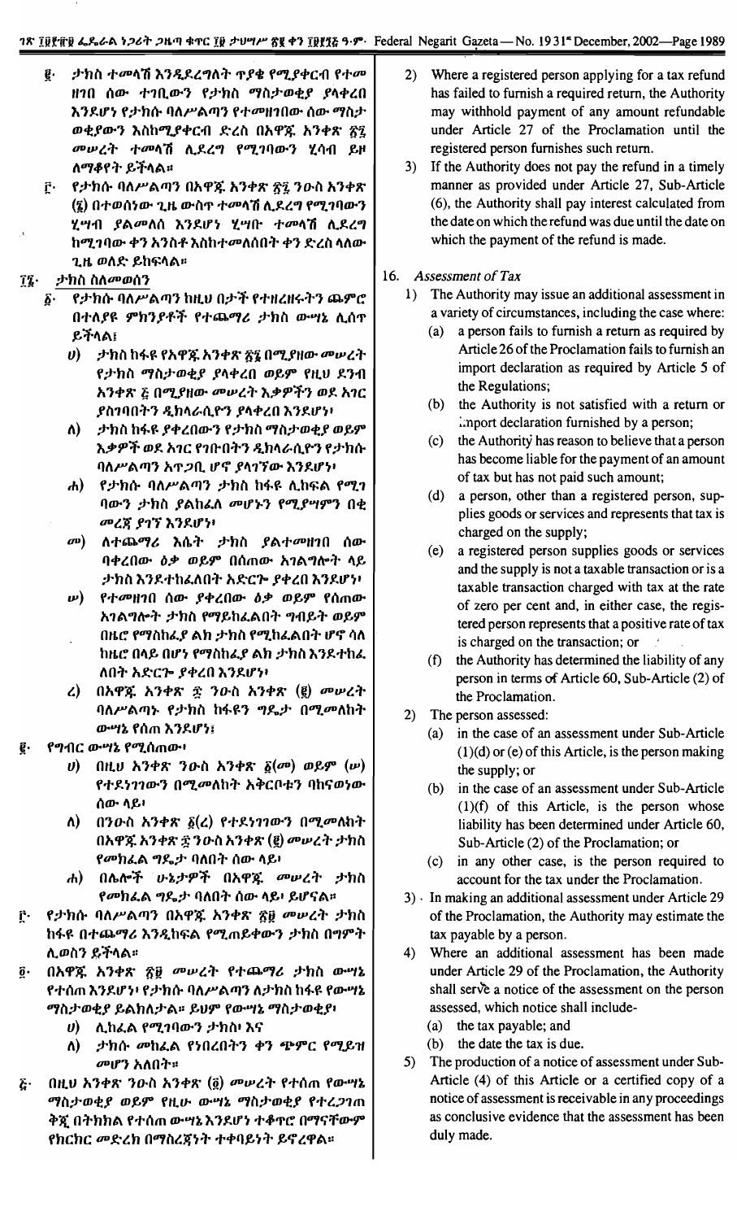፪· ታክስ ተመላሽ እንዲደረግለት ጥያቄ የሚያቀርብ የተመዘገበ ሰው ተገቢውን የታክስ ማስታወቂያ ያላቀረበ እንደሆነ የታክሱ ባለሥልጣን የተመዘገበው ሰው ማስታወቂያውን እስከሚያቀርብ ድረስ በአዋጁ አንቀጽ ፳፯ መሠረት ተመላሽ ሊደረግ የሚገባውን ሂሳብ ይዞ ለማቆየት ይችላል።

፫· የታክሱ ባለሥልጣን በአዋጁ አንቀጽ ፳፯ ንዑስ አንቀጽ (፮) በተወሰነው ጊዜ ውስጥ ተመላሽ ሊደረግ የሚገባውን ሂሣብ ያልመለሰ እንደሆነ ሂሣቡ ተመላሽ ሊደረግ ከሚገባው ቀን አንስቶ እስከተመለሰበት ቀን ድረስ ላለው ጊዜ ወለድ ይከፍላል።

፲፮· ታክስ ስለመወሰን

፩· የታክሱ ባለሥልጣን ከዚህ በታች የተዘረዘሩትን ጨምሮ በተለያዩ ምክንያቶች የተጨማሪ ታክስ ውሣኔ ሊሰጥ ይችላል፤

ሀ) ታክስ ከፋዩ የአዋጁ አንቀጽ ፳፮ በሚያዘው መሠረት የታክስ ማስታወቂያ ያላቀረበ ወይም የዚህ ደንብ አንቀጽ ፭ በሚያዘው መሠረት እቃዎችን ወደ አገር ያስገባበትን ዲክላራሲዮን ያላቀረበ እንደሆነ፣

ለ) ታክስ ከፋዩ ያቀረበውን የታክስ ማስታወቂያ ወይም እቃዎች ወደ አገር የገቡበትን ዲክላራሲዮን የታክሱ ባለሥልጣን አጥጋቢ ሆኖ ያላገኘው እንደሆነ፣

ሐ) የታክሱ ባለሥልጣን ታክስ ከፋዩ ሊከፍል የሚገባውን ታክስ ያልከፈለ መሆኑን የሚያሣምን በቂ መረጃ ያገኘ እንደሆነ፣

መ) ለተጨማሪ እሴት ታክስ ያልተመዘገበ ሰው ባቀረበው ዕቃ ወይም በሰጠው አገልግሎት ላይ ታክስ እንደተከፈለበት አድርጐ ያቀረበ እንደሆነ፣

ሠ) የተመዘገበ ሰው ያቀረበው ዕቃ ወይም የሰጠው አገልግሎት ታክስ የማይከፈልበት ግብይት ወይም በዜሮ የማስከፈያ ልክ ታክስ የሚከፈልበት ሆኖ ሳለ ከዜሮ በላይ በሆነ የማስከፈያ ልክ ታክስ እንደተከፈለበት አድርጐ ያቀረበ እንደሆነ፣

ረ) በአዋጁ አንቀጽ ፷ ንዑስ አንቀጽ (፪) መሠረት ባለሥልጣኑ የታክስ ከፋዩን ግዴታ በሚመለከት ውሣኔ የሰጠ እንደሆነ፤

፪· የግብር ውሣኔ የሚሰጠው፣

ሀ) በዚህ አንቀጽ ንዑስ አንቀጽ ፩(መ) ወይም (ሠ) የተደነገገውን በሚመለከት አቅርቦቱን ባከናወነው ሰው ላይ፣

ለ) በንዑስ አንቀጽ ፩(ረ) የተደነገገውን በሚመለከት በአዋጁ አንቀጽ ፷ ንዑስ አንቀጽ (፪) መሠረት ታክስ የመክፈል ግዴታ ባለበት ሰው ላይ፣

ሐ) በሌሎች ሁኔታዎች በአዋጁ መሠረት ታክስ የመክፈል ግዴታ ባለበት ሰው ላይ፣ ይሆናል።

፫· የታክሱ ባለሥልጣን በአዋጁ አንቀጽ ፳፱ መሠረት ታክስ ከፋዩ በተጨማሪ እንዲከፍል የሚጠይቀውን ታክስ በግምት ሊወስን ይችላል።

፬· በአዋጁ አንቀጽ ፳፱ መሠረት የተጨማሪ ታክስ ውሣኔ የተሰጠ እንደሆነ፣ የታክሱ ባለሥልጣን ለታክስ ከፋዩ የውሣኔ ማስታወቂያ ይልክለታል። ይህም የውሣኔ ማስታወቂያ፣

ሀ) ሊከፈል የሚገባውን ታክስ፣ እና

ለ) ታክሱ መከፈል የነበረበትን ቀን ጭምር የሚይዝ መሆን አለበት።

፭· በዚህ አንቀጽ ንዑስ አንቀጽ (፬) መሠረት የተሰጠ የውሣኔ ማስታወቂያ ወይም የዚሁ ውሣኔ ማስታወቂያ የተረጋገጠ ቅጂ በትክክል የተሰጠ ውሣኔ እንደሆነ ተቆጥሮ በማናቸውም የክርክር መድረክ በማስረጃነት ተቀባይነት ይኖረዋል።

2) Where a registered person applying for a tax refund has failed to furnish a required return, the Authority may withhold payment of any amount refundable under Article 27 of the Proclamation until the registered person furnishes such return.

3) If the Authority does not pay the refund in a timely manner as provided under Article 27, Sub-Article (6), the Authority shall pay interest calculated from the date on which the refund was due until the date on which the payment of the refund is made.

16. *Assessment of Tax*

1) The Authority may issue an additional assessment in a variety of circumstances, including the case where:

(a) a person fails to furnish a return as required by Article 26 of the Proclamation fails to furnish an import declaration as required by Article 5 of the Regulations;

(b) the Authority is not satisfied with a return or import declaration furnished by a person;

(c) the Authority has reason to believe that a person has become liable for the payment of an amount of tax but has not paid such amount;

(d) a person, other than a registered person, supplies goods or services and represents that tax is charged on the supply;

(e) a registered person supplies goods or services and the supply is not a taxable transaction or is a taxable transaction charged with tax at the rate of zero per cent and, in either case, the registered person represents that a positive rate of tax is charged on the transaction; or

(f) the Authority has determined the liability of any person in terms of Article 60, Sub-Article (2) of the Proclamation.

2) The person assessed:

(a) in the case of an assessment under Sub-Article (1)(d) or (e) of this Article, is the person making the supply; or

(b) in the case of an assessment under Sub-Article (1)(f) of this Article, is the person whose liability has been determined under Article 60, Sub-Article (2) of the Proclamation; or

(c) in any other case, is the person required to account for the tax under the Proclamation.

3) In making an additional assessment under Article 29 of the Proclamation, the Authority may estimate the tax payable by a person.

4) Where an additional assessment has been made under Article 29 of the Proclamation, the Authority shall serve a notice of the assessment on the person assessed, which notice shall include-

(a) the tax payable; and

(b) the date the tax is due.

5) The production of a notice of assessment under Sub-Article (4) of this Article or a certified copy of a notice of assessment is receivable in any proceedings as conclusive evidence that the assessment has been duly made.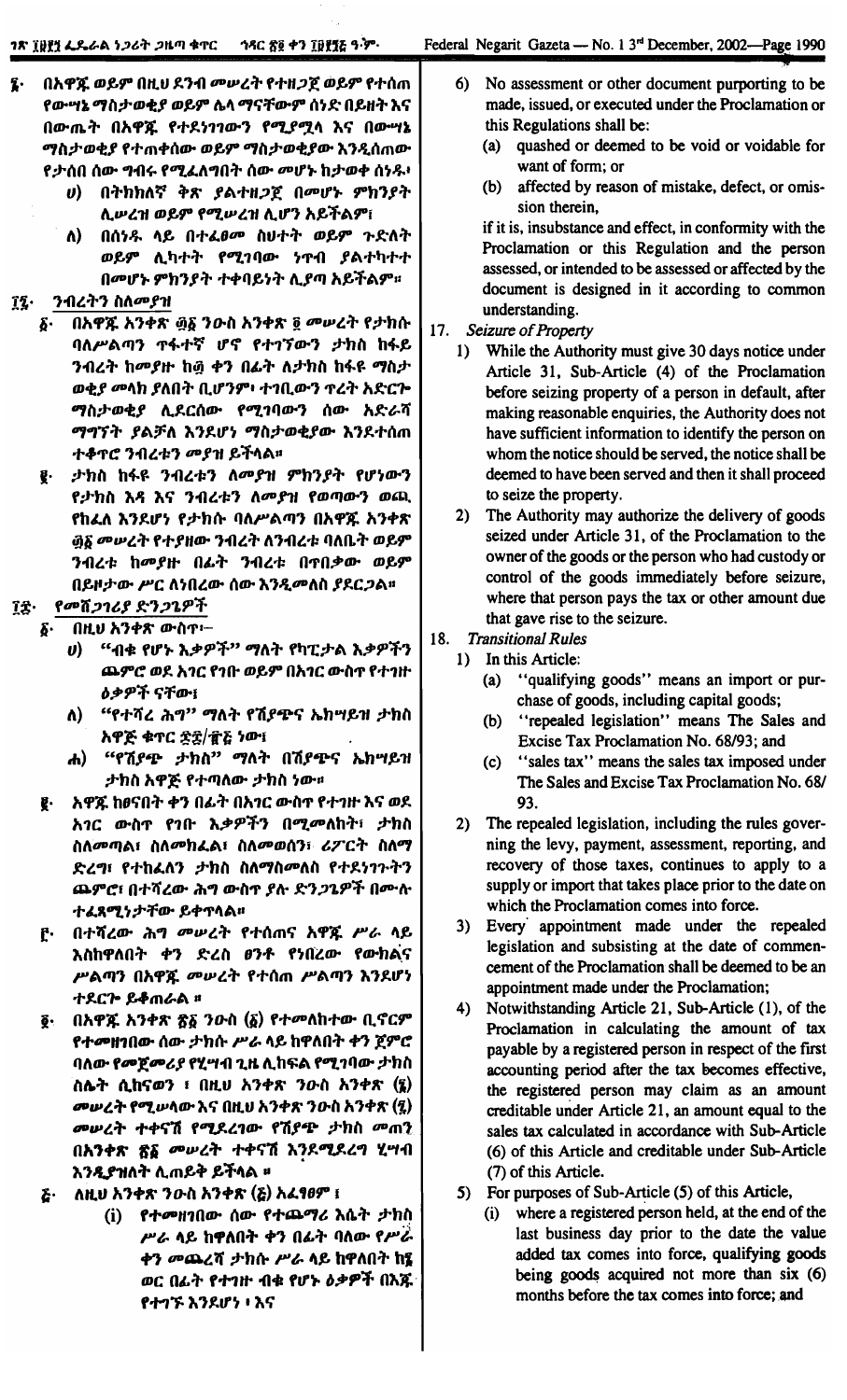፮· በአዋጁ ወይም በዚህ ደንብ መሠረት የተዘጋጀ ወይም የተሰጠ የውሣኔ ማስታወቂያ ወይም ሌላ ማናቸውም ሰነድ በይዘት እና በውጤት በአዋጁ የተደነገገውን የሚያሟላ እና በውሣኔ ማስታወቂያ የተጠቀሰው ወይም ማስታወቂያው እንዲሰጠው የታሰበ ሰው ግብሩ የሚፈለግበት ሰው መሆኑ ከታወቀ ሰነዱ፤

ሀ) በትክክለኛ ቅጽ ያልተዘጋጀ በመሆኑ ምክንያት ሊሠረዝ ወይም የሚሠረዝ ሊሆን አይችልም፤

ለ) በሰነዱ ላይ በተፈፀመ ስህተት ወይም ጉድለት ወይም ሊካተት የሚገባው ነጥብ ያልተካተተ በመሆኑ ምክንያት ተቀባይነት ሊያጣ አይችልም።

፲፯· ንብረትን ስለመያዝ

፩· በአዋጁ አንቀጽ ፴፩ ንዑስ አንቀጽ ፬ መሠረት የታክሱ ባለሥልጣን ጥፋተኛ ሆኖ የተገኘውን ታክስ ከፋይ ንብረት ከመያዙ ከ፴ ቀን በፊት ለታክስ ከፋዩ ማስታወቂያ መላክ ያለበት ቢሆንም፣ ተገቢውን ጥረት አድርጐ ማስታወቂያ ሊደርሰው የሚገባውን ሰው አድራሻ ማግኘት ያልቻለ እንደሆነ ማስታወቂያው እንደተሰጠ ተቆጥሮ ንብረቱን መያዝ ይችላል።

፪· ታክስ ከፋዩ ንብረቱን ለመያዝ ምክንያት የሆነውን የታክስ እዳ እና ንብረቱን ለመያዝ የወጣውን ወጪ የከፈለ እንደሆነ የታክሱ ባለሥልጣን በአዋጁ አንቀጽ ፴፩ መሠረት የተያዘው ንብረት ለንብረቱ ባለቤት ወይም ንብረቱ ከመያዙ በፊት ንብረቱ በጥበቃው ወይም በይዞታው ሥር ለነበረው ሰው እንዲመለስ ያደርጋል።

፲፰· የመሸጋገሪያ ድንጋጌዎች

፩· በዚህ አንቀጽ ውስጥ፦

ሀ) "ብቁ የሆኑ እቃዎች" ማለት የካፒታል እቃዎችን ጨምሮ ወደ አገር የገቡ ወይም በአገር ውስጥ የተገዙ ዕቃዎች ናቸው፤

ለ) "የተሻረ ሕግ" ማለት የሽያጭና ኤክሣይዝ ታክስ አዋጅ ቁጥር ፷፰/፹፭ ነው፤

ሐ) "የሽያጭ ታክስ" ማለት በሽያጭና ኤክሣይዝ ታክስ አዋጅ የተጣለው ታክስ ነው።

፪· አዋጁ ከፀናበት ቀን በፊት በአገር ውስጥ የተገዙ እና ወደ አገር ውስጥ የገቡ እቃዎችን በሚመለከት፣ ታክስ ስለመጣል፣ ስለመክፈል፣ ስለመወሰን፣ ሪፖርት ስለማድረግ፣ የተከፈለን ታክስ ስለማስመለስ የተደነገጉትን ጨምሮ፣ በተሻረው ሕግ ውስጥ ያሉ ድንጋጌዎች በሙሉ ተፈጻሚነታቸው ይቀጥላል።

፫· በተሻረው ሕግ መሠረት የተሰጠና አዋጁ ሥራ ላይ እስከዋለበት ቀን ድረስ ፀንቶ የነበረው የውክልና ሥልጣን በአዋጁ መሠረት የተሰጠ ሥልጣን እንደሆነ ተደርጐ ይቆጠራል ።

፬· በአዋጁ አንቀጽ ፳፩ ንዑስ (፩) የተመለከተው ቢኖርም የተመዘገበው ሰው ታክሱ ሥራ ላይ ከዋለበት ቀን ጀምሮ ባለው የመጀመሪያ የሂሣብ ጊዜ ሊከፍል የሚገባው ታክስ ስሌት ሲከናወን ፣ በዚህ አንቀጽ ንዑስ አንቀጽ (፯) መሠረት የሚሠላው እና በዚህ አንቀጽ ንዑስ አንቀጽ (፯) መሠረት ተቀናሽ የሚደረገው የሽያጭ ታክስ መጠን በአንቀጽ ፳፩ መሠረት ተቀናሽ እንደሚደረግ ሂሣብ እንዲያዝለት ሊጠይቅ ይችላል ።

፭· ለዚህ አንቀጽ ንዑስ አንቀጽ (፭) አፈፃፀም ፤

(i) የተመዘገበው ሰው የተጨማሪ እሴት ታክስ ሥራ ላይ ከዋለበት ቀን በፊት ባለው የሥራ ቀን መጨረሻ ታክሱ ሥራ ላይ ከዋለበት ከ፮ ወር በፊት የተገዙ ብቁ የሆኑ ዕቃዎች በእጁ የተገኙ እንደሆነ ፣ እና

6) No assessment or other document purporting to be made, issued, or executed under the Proclamation or this Regulations shall be:

(a) quashed or deemed to be void or voidable for want of form; or

(b) affected by reason of mistake, defect, or omission therein,

if it is, insubstance and effect, in conformity with the Proclamation or this Regulation and the person assessed, or intended to be assessed or affected by the document is designed in it according to common understanding.

17. *Seizure of Property*

1) While the Authority must give 30 days notice under Article 31, Sub-Article (4) of the Proclamation before seizing property of a person in default, after making reasonable enquiries, the Authority does not have sufficient information to identify the person on whom the notice should be served, the notice shall be deemed to have been served and then it shall proceed to seize the property.

2) The Authority may authorize the delivery of goods seized under Article 31, of the Proclamation to the owner of the goods or the person who had custody or control of the goods immediately before seizure, where that person pays the tax or other amount due that gave rise to the seizure.

18. *Transitional Rules*

1) In this Article:

(a) "qualifying goods" means an import or purchase of goods, including capital goods;

(b) "repealed legislation" means The Sales and Excise Tax Proclamation No. 68/93; and

(c) "sales tax" means the sales tax imposed under The Sales and Excise Tax Proclamation No. 68/93.

2) The repealed legislation, including the rules governing the levy, payment, assessment, reporting, and recovery of those taxes, continues to apply to a supply or import that takes place prior to the date on which the Proclamation comes into force.

3) Every appointment made under the repealed legislation and subsisting at the date of commencement of the Proclamation shall be deemed to be an appointment made under the Proclamation;

4) Notwithstanding Article 21, Sub-Article (1), of the Proclamation in calculating the amount of tax payable by a registered person in respect of the first accounting period after the tax becomes effective, the registered person may claim as an amount creditable under Article 21, an amount equal to the sales tax calculated in accordance with Sub-Article (6) of this Article and creditable under Sub-Article (7) of this Article.

5) For purposes of Sub-Article (5) of this Article,

(i) where a registered person held, at the end of the last business day prior to the date the value added tax comes into force, qualifying goods being goods acquired not more than six (6) months before the tax comes into force; and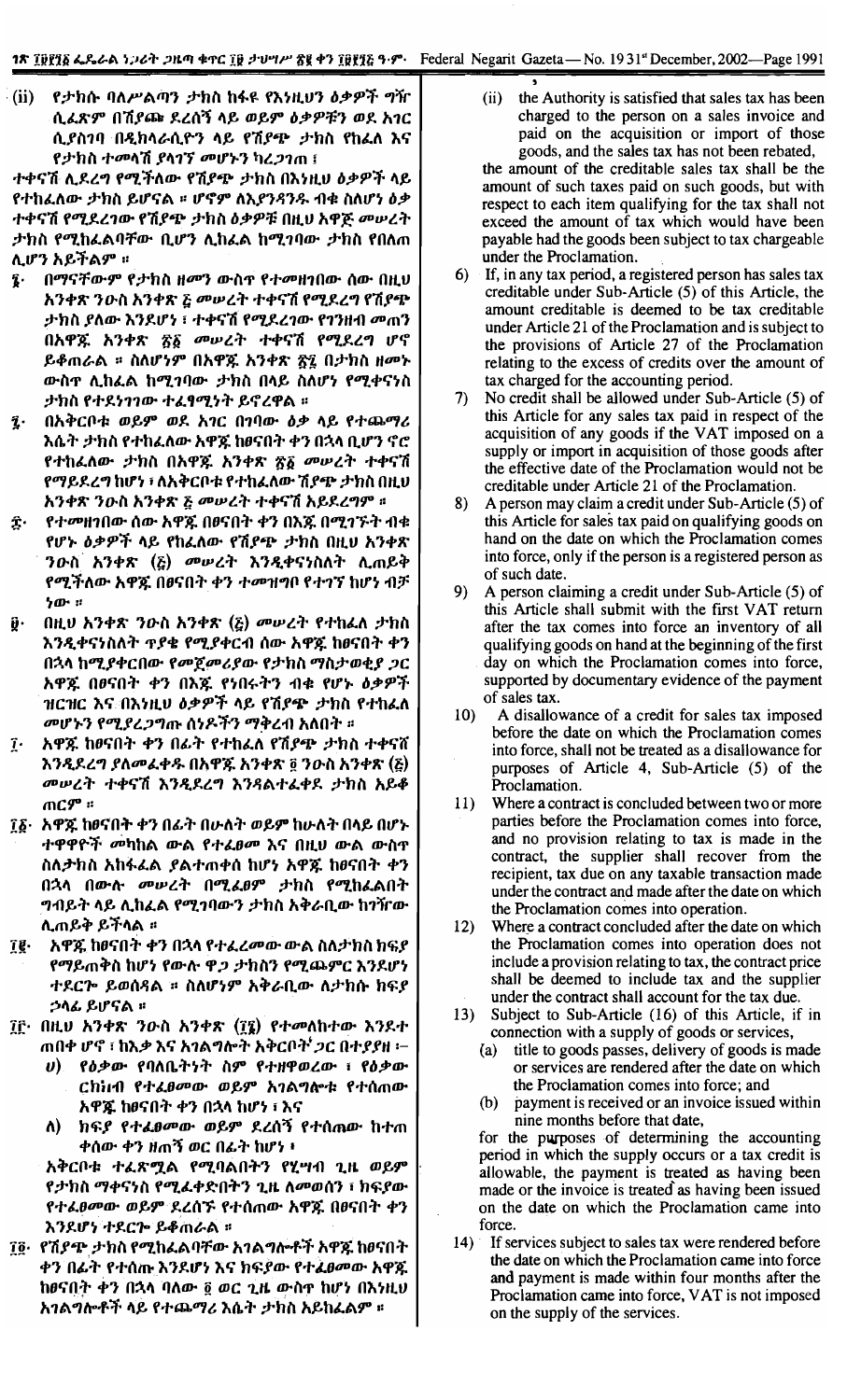(ii) የታክሱ ባለሥልጣን ታክስ ከፋዩ የእነዚህን ዕቃዎች ግዥ ሲፈጽም በሽያጭ ደረሰኝ ላይ ወይም ዕቃዎቹን ወደ አገር ሲያስገባ በዲክላራሲዮን ላይ የሽያጭ ታክስ የከፈለ እና የታክሱ ተመላሽ ያላገኘ መሆኑን ካረጋገጠ ፤

ተቀናሽ ሊደረግ የሚችለው የሽያጭ ታክስ በእነዚህ ዕቃዎች ላይ የተከፈለው ታክስ ይሆናል ። ሆኖም ለእያንዳንዱ ብቁ ስለሆነ ዕቃ ተቀናሽ የሚደረገው የሽያጭ ታክስ ዕቃዎቹ በዚህ አዋጅ መሠረት ታክስ የሚከፈልባቸው ቢሆን ሊከፈል ከሚገባው ታክስ የበለጠ ሊሆን አይችልም ።

፮· በማናቸውም የታክስ ዘመን ውስጥ የተመዘገበው ሰው በዚህ አንቀጽ ንዑስ አንቀጽ ፭ መሠረት ተቀናሽ የሚደረግ የሽያጭ ታክስ ያለው እንደሆነ ፣ ተቀናሽ የሚደረገው የገንዘብ መጠን በአዋጁ አንቀጽ ፳፩ መሠረት ተቀናሽ የሚደረግ ሆኖ ይቆጠራል ። ስለሆነም በአዋጁ አንቀጽ ፳፯ በታክስ ዘመኑ ውስጥ ሊከፈል ከሚገባው ታክስ በላይ ስለሆነ የሚቀናነስ ታክስ የተደነገገው ተፈጻሚነት ይኖረዋል ።

፯· በአቅርቦቱ ወይም ወደ አገር በገባው ዕቃ ላይ የተጨማሪ እሴት ታክስ የተከፈለው አዋጁ ከፀናበት ቀን በኋላ ቢሆን ኖሮ የተከፈለው ታክስ በአዋጁ አንቀጽ ፳፩ መሠረት ተቀናሽ የማይደረግ ከሆነ ፣ ለአቅርቦቱ የተከፈለው ሽያጭ ታክስ በዚህ አንቀጽ ንዑስ አንቀጽ ፭ መሠረት ተቀናሽ አይደረግም ።

፰· የተመዘገበው ሰው አዋጁ በፀናበት ቀን በእጁ በሚገኙት ብቁ የሆኑ ዕቃዎች ላይ የከፈለው የሽያጭ ታክስ በዚህ አንቀጽ ንዑስ አንቀጽ (፭) መሠረት እንዲቀናነስለት ሊጠይቅ የሚችለው አዋጁ በፀናበት ቀን ተመዝግቦ የተገኘ ከሆነ ብቻ ነው ።

፱· በዚህ አንቀጽ ንዑስ አንቀጽ (፭) መሠረት የተከፈለ ታክስ እንዲቀናነስለት ጥያቄ የሚያቀርብ ሰው አዋጁ ከፀናበት ቀን በኋላ ከሚያቀርበው የመጀመሪያው የታክስ ማስታወቂያ ጋር አዋጁ በፀናበት ቀን በእጁ የነበሩትን ብቁ የሆኑ ዕቃዎች ዝርዝር እና በእነዚህ ዕቃዎች ላይ የሽያጭ ታክስ የተከፈለ መሆኑን የሚያረጋግጡ ሰነዶችን ማቅረብ አለበት ።

፲· አዋጁ ከፀናበት ቀን በፊት የተከፈለ የሽያጭ ታክስ ተቀናሽ እንዲደረግ ያለመፈቀዱ በአዋጁ አንቀጽ ፬ ንዑስ አንቀጽ (፭) መሠረት ተቀናሽ እንዲደረግ እንዳልተፈቀደ ታክስ አይቆጠርም ።

፲፩· አዋጁ ከፀናበት ቀን በፊት በሁለት ወይም ከሁለት በላይ በሆኑ ተዋዋዮች መካከል ውል የተፈፀመ እና በዚህ ውል ውስጥ ስለታክስ አከፋፈል ያልተጠቀሰ ከሆነ አዋጁ ከፀናበት ቀን በኋላ በውሉ መሠረት በሚፈፀም ታክስ የሚከፈልበት ግብይት ላይ ሊከፈል የሚገባውን ታክስ አቅራቢው ከገዥው ሊጠይቅ ይችላል ።

፲፪· አዋጁ ከፀናበት ቀን በኋላ የተፈረመው ውል ስለታክስ ክፍያ የማይጠቅስ ከሆነ የውሉ ዋጋ ታክስን የሚጨምር እንደሆነ ተደርጐ ይወሰዳል ። ስለሆነም አቅራቢው ለታክሱ ክፍያ ኃላፊ ይሆናል ።

፲፫· በዚህ አንቀጽ ንዑስ አንቀጽ (፲፮) የተመለከተው እንደተጠበቀ ሆኖ ፣ ከእቃ እና አገልግሎት አቅርቦት ጋር በተያያዘ ፡-

ሀ) የዕቃው የባለቤትነት ስም የተዛወረው ፣ የዕቃው ርክክብ የተፈፀመው ወይም አገልግሎቱ የተሰጠው አዋጁ ከፀናበት ቀን በኋላ ከሆነ ፣ እና

ለ) ክፍያ የተፈፀመው ወይም ደረሰኝ የተሰጠው ከተጠቀሰው ቀን ዘጠኝ ወር በፊት ከሆነ ፣

አቅርቦቱ ተፈጽሟል የሚባልበትን የሂሣብ ጊዜ ወይም የታክስ ማቀናነስ የሚፈቀድበትን ጊዜ ለመወሰን ፣ ክፍያው የተፈፀመው ወይም ደረሰኙ የተሰጠው አዋጁ በፀናበት ቀን እንደሆነ ተደርጐ ይቆጠራል ።

፲፬· የሽያጭ ታክስ የሚከፈልባቸው አገልግሎቶች አዋጁ ከፀናበት ቀን በፊት የተሰጡ እንደሆነ እና ክፍያው የተፈፀመው አዋጁ ከፀናበት ቀን በኋላ ባለው ፬ ወር ጊዜ ውስጥ ከሆነ በእነዚህ አገልግሎቶች ላይ የተጨማሪ እሴት ታክስ አይከፈልም ።

(ii) the Authority is satisfied that sales tax has been charged to the person on a sales invoice and paid on the acquisition or import of those goods, and the sales tax has not been rebated,

the amount of the creditable sales tax shall be the amount of such taxes paid on such goods, but with respect to each item qualifying for the tax shall not exceed the amount of tax which would have been payable had the goods been subject to tax chargeable under the Proclamation.

6) If, in any tax period, a registered person has sales tax creditable under Sub-Article (5) of this Article, the amount creditable is deemed to be tax creditable under Article 21 of the Proclamation and is subject to the provisions of Article 27 of the Proclamation relating to the excess of credits over the amount of tax charged for the accounting period.

7) No credit shall be allowed under Sub-Article (5) of this Article for any sales tax paid in respect of the acquisition of any goods if the VAT imposed on a supply or import in acquisition of those goods after the effective date of the Proclamation would not be creditable under Article 21 of the Proclamation.

8) A person may claim a credit under Sub-Article (5) of this Article for sales tax paid on qualifying goods on hand on the date on which the Proclamation comes into force, only if the person is a registered person as of such date.

9) A person claiming a credit under Sub-Article (5) of this Article shall submit with the first VAT return after the tax comes into force an inventory of all qualifying goods on hand at the beginning of the first day on which the Proclamation comes into force, supported by documentary evidence of the payment of sales tax.

10) A disallowance of a credit for sales tax imposed before the date on which the Proclamation comes into force, shall not be treated as a disallowance for purposes of Article 4, Sub-Article (5) of the Proclamation.

11) Where a contract is concluded between two or more parties before the Proclamation comes into force, and no provision relating to tax is made in the contract, the supplier shall recover from the recipient, tax due on any taxable transaction made under the contract and made after the date on which the Proclamation comes into operation.

12) Where a contract concluded after the date on which the Proclamation comes into operation does not include a provision relating to tax, the contract price shall be deemed to include tax and the supplier under the contract shall account for the tax due.

13) Subject to Sub-Article (16) of this Article, if in connection with a supply of goods or services,

(a) title to goods passes, delivery of goods is made or services are rendered after the date on which the Proclamation comes into force; and

(b) payment is received or an invoice issued within nine months before that date,

for the purposes of determining the accounting period in which the supply occurs or a tax credit is allowable, the payment is treated as having been made or the invoice is treated as having been issued on the date on which the Proclamation came into force.

14) If services subject to sales tax were rendered before the date on which the Proclamation came into force and payment is made within four months after the Proclamation came into force, VAT is not imposed on the supply of the services.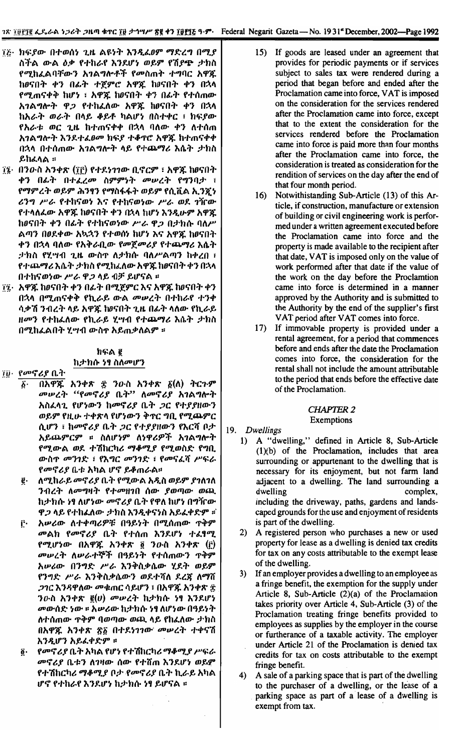፲፭· ክፍያው በተወሰነ ጊዜ ልዩነት እንዲፈፀም ማድረግ በሚያስችል ውል ዕቃ የተከራየ እንደሆነ ወይም የሽያጭ ታክስ የሚከፈልባቸውን አገልግሎቶች የመስጠት ተግባር አዋጁ ከፀናበት ቀን በፊት ተጀምሮ አዋጁ ከፀናበት ቀን በኋላ የሚጠናቀቅ ከሆነ ፣ አዋጁ ከፀናበት ቀን በፊት የተሰጠው አገልግሎት ዋጋ የተከፈለው አዋጁ ከፀናበት ቀን በኋላ ከአራት ወራት በላይ ቆይቶ ካልሆነ በስተቀር ፣ ክፍያው የአራቱ ወር ጊዜ ከተጠናቀቀ በኋላ ባለው ቀን ለተሰጠ አገልግሎት እንደተፈፀመ ክፍያ ተቆጥሮ አዋጁ ከተጠናቀቀ በኋላ በተሰጠው አገልግሎት ላይ የተጨማሪ እሴት ታክስ ይከፈላል ፡፡

፲፮· በንዑስ አንቀጽ (፲፫) የተደነገገው ቢኖርም ፣ አዋጁ ከፀናበት ቀን በፊት በተፈረመ ስምምነት መሠረት የግንባታ ፣ የማምረት ወይም ሕንፃን የማስፋፋት ወይም የሲቪል ኢንጂነሪንግ ሥራ የተከናወነ እና የተከናወነው ሥራ ወደ ገዥው የተላለፈው አዋጁ ከፀናበት ቀን በኋላ ከሆነ እንዲሁም አዋጁ ከፀናበት ቀን በፊት የተከናወነው ሥራ ዋጋ በታክሱ ባለሥልጣን በፀደቀው አኳኋን የተወሰነ ከሆነ እና አዋጁ ከፀናበት ቀን በኋላ ባለው የአቅራቢው የመጀመሪያ የተጨማሪ እሴት ታክስ የሚገባ ጊዜ ውስጥ ለታክሱ ባለሥልጣን ከቀረበ ፣ የተጨማሪ እሴት ታክስ የሚከፈለው አዋጁ ከፀናበት ቀን በኋላ በተከናወነው ሥራ ዋጋ ላይ ብቻ ይሆናል ፡፡

፲፯· አዋጁ ከፀናበት ቀን በፊት በሚጀምር እና አዋጁ ከፀናበት ቀን በኋላ በሚጠናቀቅ የኪራይ ውል መሠረት በተከራየ ተንቀሳቃሽ ንብረት ላይ አዋጁ ከፀናበት ጊዜ በፊት ላለው የኪራይ ዘመን የተከፈለው የኪራይ ሂሣብ የተጨማሪ እሴት ታክስ በሚከፈልበት ሂሣብ ውስጥ አይጠቃለልም ፡፡

## ክፍል ፪
### ከታክሱ ነፃ ስለመሆን

፲፱· የመኖሪያ ቤት

፩· በአዋጁ አንቀጽ ፰ ንዑስ አንቀጽ ፩(ለ) ትርጉም መሠረት "የመኖሪያ ቤት" ለመኖሪያ አገልግሎት አስፈላጊ የሆነውን ከመኖሪያ ቤት ጋር የተያያዘውን ወይም የዚሁ ተቀጽላ የሆነውን ቅጥር ግቢ የሚጨምር ሲሆን ፣ ከመኖሪያ ቤት ጋር የተያያዘውን የእርሻ ቦታ አይጨምርም ፡፡ ስለሆነም ለነዋሪዎች አገልግሎት የሚውል ወደ ተሽከርካሪ ማቆሚያ የሚወስድ የግቢ ውስጥ መንገድ ፣ የእግር መንገድ ፣ የመናፈሻ ሥፍራ የመኖሪያ ቤቱ አካል ሆኖ ይቆጠራል፡፡

፪· ለሚከራይ መኖሪያ ቤት የሚውል አዲስ ወይም ያገለገለ ንብረት ለመግዛት የተመዘገበ ሰው ያወጣው ወጪ ከታክሱ ነፃ ለሆነው መኖሪያ ቤት የቀለ ከሆነ በግዥው ዋጋ ላይ የተከፈለው ታክስ እንዲቀናስ አይፈቀድም ፡፡

፫· አሠሪው ለተቀጣሪዎቹ በዓይነት በሚሰጠው ጥቅም መልክ የመኖሪያ ቤት የተሰጠ እንደሆነ ተፈፃሚ የሚሆነው በአዋጁ አንቀጽ ፬ ንዑስ አንቀጽ (፫) መሠረት ለሠራተኞች በዓይነት የተሰጠውን ጥቅም አሠሪው በንግድ ሥራ እንቅስቃሴው ሂደት ወይም የንግድ ሥራ እንቅስቃሴውን ወደተሻለ ደረጃ ለማሸጋገር እንዳዋለው መቁጠር ሳይሆን ፣ በአዋጁ አንቀጽ ፰ ንዑስ አንቀጽ ፪(ሀ) መሠረት ከታክሱ ነፃ እንደሆነ መውሰድ ነው ፡፡ አሠሪው ከታክሱ ነፃ ለሆነው በዓይነት ለተሰጠው ጥቅም ባወጣው ወጪ ላይ የከፈለው ታክስ በአዋጁ አንቀጽ ፳፩ በተደነገገው መሠረት ተቀናሽ እንዲሆን አይፈቀድም ፡፡

፬· የመኖሪያ ቤት አካል የሆነ የተሽከርካሪ ማቆሚያ ሥፍራ መኖሪያ ቤቱን ለገዛው ሰው የተሸጠ እንደሆነ ወይም የተሽከርካሪ ማቆሚያ ቦታ የመኖሪያ ቤት ኪራይ አካል ሆኖ የተከራየ እንደሆነ ከታክሱ ነፃ ይሆናል ፡፡

15) If goods are leased under an agreement that provides for periodic payments or if services subject to sales tax were rendered during a period that began before and ended after the Proclamation came into force, VAT is imposed on the consideration for the services rendered after the Proclamation came into force, except that to the extent the consideration for the services rendered before the Proclamation came into force is paid more than four months after the Proclamation came into force, the consideration is treated as consideration for the rendition of services on the day after the end of that four month period.

16) Notwithstanding Sub-Article (13) of this Article, if construction, manufacture or extension of building or civil engineering work is performed under a written agreement executed before the Proclamation came into force and the property is made available to the recipient after that date, VAT is imposed only on the value of work performed after that date if the value of the work on the day before the Proclamtion came into force is determined in a manner approved by the Authority and is submitted to the Authority by the end of the supplier's first VAT period after VAT comes into force.

17) If immovable property is provided under a rental agreement, for a period that commences before and ends after the date the Proclamation comes into force, the consideration for the rental shall not include the amount attributable to the period that ends before the effective date of the Proclamation.

## *CHAPTER 2*
### Exemptions

19. *Dwellings*

1) A "dwelling," defined in Article 8, Sub-Article (1)(b) of the Proclamation, includes that area surrounding or appurtenant to the dwelling that is necessary for its enjoyment, but not farm land adjacent to a dwelling. The land surrounding a dwelling complex, including the driveway, paths, gardens and landscaped grounds for the use and enjoyment of residents is part of the dwelling.

2) A registered person who purchases a new or used property for lease as a dwelling is denied tax credits for tax on any costs attributable to the exempt lease of the dwelling.

3) If an employer provides a dwelling to an employee as a fringe benefit, the exemption for the supply under Article 8, Sub-Article (2)(a) of the Proclamation takes priority over Article 4, Sub-Article (3) of the Proclamation treating fringe benefits provided to employees as supplies by the employer in the course or furtherance of a taxable activity. The employer under Article 21 of the Proclamation is denied tax credits for tax on costs attributable to the exempt fringe benefit.

4) A sale of a parking space that is part of the dwelling to the purchaser of a dwelling, or the lease of a parking space as part of a lease of a dwelling is exempt from tax.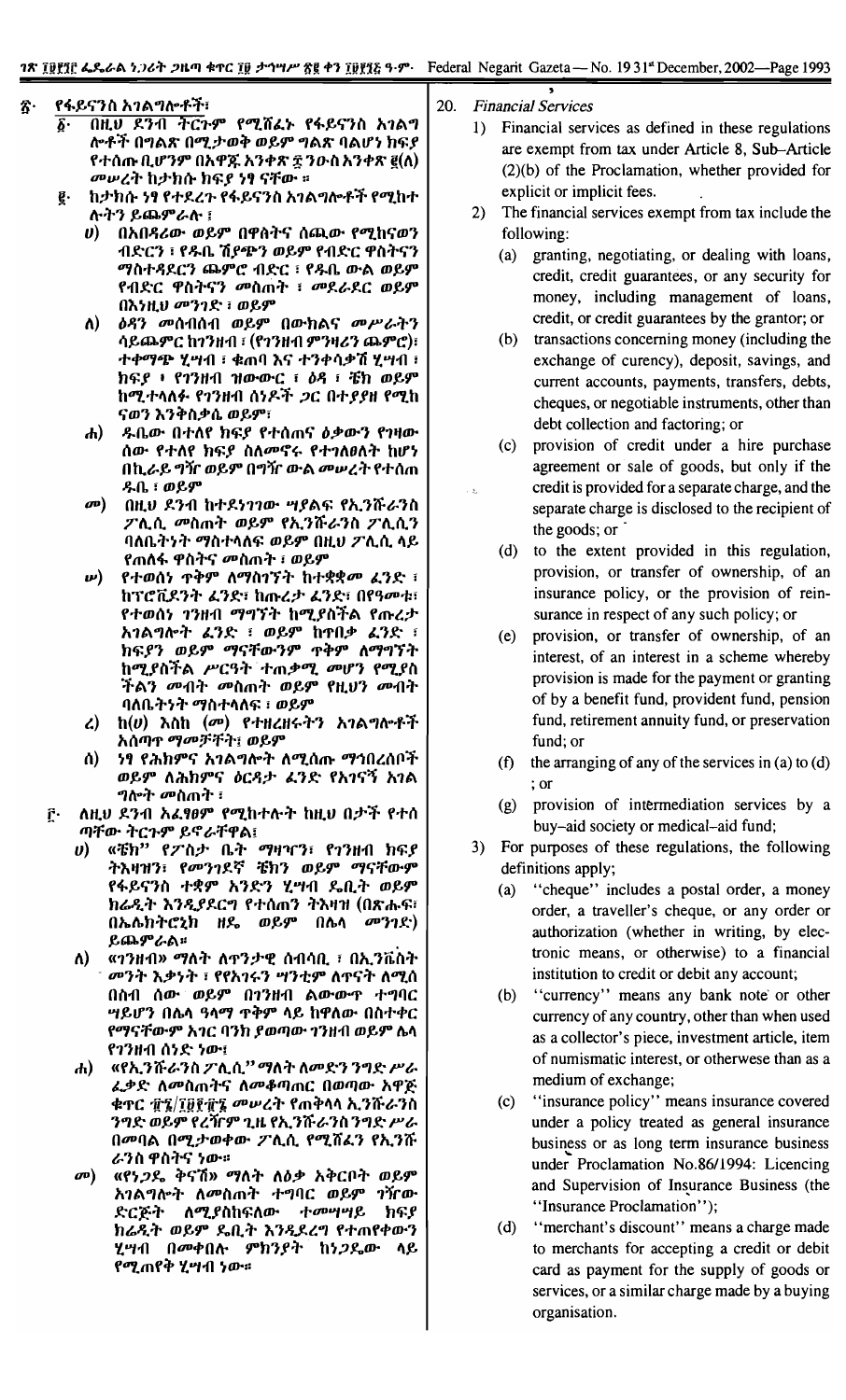፳· የፋይናንስ አገልግሎቶች፣

፩· በዚህ ደንብ ትርጉም የሚሸፈኑ የፋይናንስ አገልግሎቶች በግልጽ በሚታወቅ ወይም ግልጽ ባልሆነ ክፍያ የተሰጡ ቢሆንም በአዋጁ አንቀጽ ፰ ንዑስ አንቀጽ ፪(ለ) መሠረት ከታክሱ ክፍያ ነፃ ናቸው ።

፪· ከታክሱ ነፃ የተደረጉ የፋይናንስ አገልግሎቶች የሚከተሉትን ይጨምራሉ ፤

ሀ) በአበዳሪው ወይም በዋስትና ሰጪው የሚከናወን ብድርን ፣ የዱቤ ሽያጭን ወይም የብድር ዋስትናን ማስተዳደርን ጨምሮ ብድር ፣ የዱቤ ውል ወይም የብድር ዋስትናን መስጠት ፣ መደራደር ወይም በእንዚህ መንገድ ፣ ወይም

ለ) ዕዳን መሰብሰብ ወይም በውክልና መሥራትን ሳይጨምር ከገንዘብ ፣ (የገንዘብ ምንዛሪን ጨምሮ)፣ ተቀማጭ ሂሣብ ፣ ቁጠባ እና ተንቀሳቃሽ ሂሣብ ፣ ክፍያ ፣ የገንዘብ ዝውውር ፣ ዕዳ ፣ ቼክ ወይም ከሚተላለፉ የገንዘብ ሰነዶች ጋር በተያያዘ የሚከናወን እንቅስቃሴ ወይም፣

ሐ) ዱቤው በተለየ ክፍያ የተሰጠና ዕቃውን የገዛው ሰው የተለየ ክፍያ ስለመኖሩ የተገለፀለት ከሆነ በኪራይ ግዥ ወይም በግዥ ውል መሠረት የተሰጠ ዱቤ ፣ ወይም

መ) በዚህ ደንብ ከተደነገገው ሣያልፍ የኢንሹራንስ ፖሊሲ መስጠት ወይም የኢንሹራንስ ፖሊሲን ባለቤትነት ማስተላለፍ ወይም በዚህ ፖሊሲ ላይ የጠለፋ ዋስትና መስጠት ፣ ወይም

ሠ) የተወሰነ ጥቅም ለማስገኘት ከተቋቋመ ፈንድ ፣ ከፕሮቪደንት ፈንድ፣ ከጡረታ ፈንድ፣ በየዓመቱ፣ የተወሰነ ገንዘብ ማግኘት ከሚያስችል የጡረታ አገልግሎት ፈንድ ፣ ወይም ከፕበቃ ፈንድ ፣ ክፍያን ወይም ማናቸውንም ጥቅም ለማግኘት ከሚያስችል ሥርዓት ተጠቃሚ መሆን የሚያስችልን መብት መስጠት ወይም የዚህን መብት ባለቤትነት ማስተላለፍ ፣ ወይም

ረ) ከ(ሀ) እስከ (መ) የተዘረዘሩትን አገልግሎቶች አሰጣጥ ማመቻቸት፣ ወይም

ሰ) ነፃ የሕክምና አገልግሎት ለሚሰጡ ማኅበረሰቦች ወይም ለሕክምና ዕርዳታ ፈንድ የአገናኝ አገልግሎት መስጠት ፣

፫· ለዚህ ደንብ አፈፃፀም የሚከተሉት ከዚህ በታች የተሰጣቸው ትርጉም ይኖራቸዋል፣

ሀ) «ቼክ” የፖስታ ቤት ማዘዣን፣ የገንዘብ ክፍያ ትእዛዝን፣ የመንገደኛ ቼክን ወይም ማናቸውም የፋይናንስ ተቋም አንድን ሂሣብ ዴቢት ወይም ክሬዲት እንዲያደርግ የተሰጠን ትእዛዝ (በጽሑፍ፣ በኤሌክትሮኒክ ዘዴ ወይም በሌላ መንገድ) ይጨምራል።

ለ) «ገንዘብ» ማለት ለጥንታዊ ሰብሳቢ ፣ በኢንቬስት መንት እቃነት ፣ የየአገሩን ሣንቲም ለጥናት ለሚሰበስብ ሰው ወይም በገንዘብ ልውውጥ ተግባር ሣይሆን በሌላ ዓላማ ጥቅም ላይ ከዋለው በስተቀር የማናቸውም አገር ባንክ ያወጣው ገንዘብ ወይም ሌላ የገንዘብ ሰነድ ነው፣

ሐ) «የኢንሹራንስ ፖሊሲ” ማለት ለመድን ንግድ ሥራ ፈቃድ ለመስጠትና ለመቆጣጠር በወጣው አዋጅ ቁጥር ፹፮/፲፱፻፹፮ መሠረት የጠቅላላ ኢንሹራንስ ንግድ ወይም የረዥም ጊዜ የኢንሹራንስ ንግድ ሥራ በመባል በሚታወቀው ፖሊሲ የሚሸፈን የኢንሹራንስ ዋስትና ነው።

መ) «የነጋዴ ቅናሽ» ማለት ለዕቃ አቅርቦት ወይም አገልግሎት ለመስጠት ተግባር ወይም ገዥው ድርጅት ለሚያስከፍለው ተመሣሣይ ክፍያ ክሬዲት ወይም ዴቢት እንዲደረግ የተጠየቀውን ሂሣብ በመቀበሉ ምክንያት ከነጋዴው ላይ የሚጠየቅ ሂሣብ ነው።

20. *Financial Services*

1) Financial services as defined in these regulations are exempt from tax under Article 8, Sub-Article (2)(b) of the Proclamation, whether provided for explicit or implicit fees.

2) The financial services exempt from tax include the following:

(a) granting, negotiating, or dealing with loans, credit, credit guarantees, or any security for money, including management of loans, credit, or credit guarantees by the grantor; or

(b) transactions concerning money (including the exchange of currency), deposit, savings, and current accounts, payments, transfers, debts, cheques, or negotiable instruments, other than debt collection and factoring; or

(c) provision of credit under a hire purchase agreement or sale of goods, but only if the credit is provided for a separate charge, and the separate charge is disclosed to the recipient of the goods; or

(d) to the extent provided in this regulation, provision, or transfer of ownership, of an insurance policy, or the provision of reinsurance in respect of any such policy; or

(e) provision, or transfer of ownership, of an interest, of an interest in a scheme whereby provision is made for the payment or granting of by a benefit fund, provident fund, pension fund, retirement annuity fund, or preservation fund; or

(f) the arranging of any of the services in (a) to (d) ; or

(g) provision of intermediation services by a buy-aid society or medical-aid fund;

3) For purposes of these regulations, the following definitions apply;

(a) "cheque" includes a postal order, a money order, a traveller's cheque, or any order or authorization (whether in writing, by electronic means, or otherwise) to a financial institution to credit or debit any account;

(b) "currency" means any bank note or other currency of any country, other than when used as a collector's piece, investment article, item of numismatic interest, or otherwise than as a medium of exchange;

(c) "insurance policy" means insurance covered under a policy treated as general insurance business or as long term insurance business under Proclamation No.86/1994: Licencing and Supervision of Insurance Business (the "Insurance Proclamation");

(d) "merchant's discount" means a charge made to merchants for accepting a credit or debit card as payment for the supply of goods or services, or a similar charge made by a buying organisation.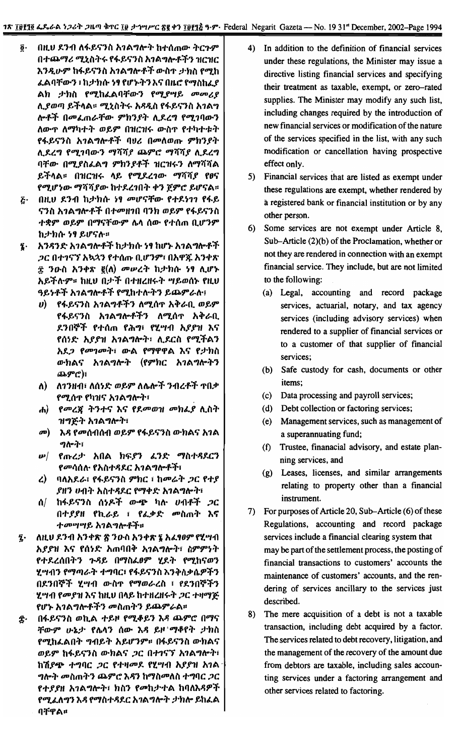፬· በዚህ ደንብ ለፋይናንስ አገልግሎት ከተሰጠው ትርጉም በተጨማሪ ሚኒስትሩ የፋይናንስ አገልግሎቶችን ዝርዝር እንዲሁም ከፋይናንስ አገልግሎቶች ውስጥ ታክስ የሚከፈልባቸውን ፣ ከታክስ ነፃ የሆኑትን እና በዜሮ የማስከፈያ ልክ ታክስ የሚከፈልባቸውን የሚያሣይ መመሪያ ሊያወጣ ይችላል። ሚኒስትሩ አዳዲስ የፋይናንስ አገልግሎቶች በመፈጠራቸው ምክንያት ሊደረግ የሚገባውን ለውጥ ለማካተት ወይም በዝርዝሩ ውስጥ የተካተቱት የፋይናንስ አገልግሎቶች ባሀሪ በመለወጡ ምክንያት ሊደረግ የሚገባውን ማሻሻያ ጨምሮ ማሻሻያ ሊደረግ ባቸው በሚያስፈልግ ምክንያቶች ዝርዝሩን ለማሻሻል ይችላል። በዝርዝሩ ላይ የሚደረገው ማሻሻያ የፀና የሚሆነው ማሻሻያው ከተደረገበት ቀን ጀምሮ ይሆናል።

፭· በዚህ ደንብ ከታክስ ነፃ መሆናቸው የተደነገገ የፋይናንስ አገልግሎቶች በተመዘገበ ባንክ ወይም የፋይናንስ ተቋም ወይም በማናቸውም ሌላ ሰው የተሰጠ ቢሆንም ከታክስ ነፃ ይሆናሉ።

፮· አንዳንድ አገልግሎቶች ከታክስ ነፃ ከሆኑ አገልግሎቶች ጋር በተገናኘ ሁኔታ የተሰጡ ቢሆንም፣ በአዋጁ አንቀጽ ፰ ንዑስ አንቀጽ ፪(ለ) መሠረት ከታክስ ነፃ ሊሆኑ አይችሉም። ከዚህ በታች በተዘረዘሩት ሣይወሰኑ የዚህ ዓይነቶች አገልግሎቶች የሚከተሉትን ይጨምራሉ፣

ሀ) የፋይናንስ አገልግቶችን ለሚሰጥ አቅራቢ ወይም የፋይናንስ አገልግሎቶችን ለሚሰጥ አቅራቢ ደንበኞች የተሰጠ የሕግ፣ የሂሣብ አያያዝ እና የሰነድ አያያዝ አገልግሎት፣ ሊደርስ የሚችልን አደጋ የመገመት፣ ውል የማዋዋል እና የታክስ ውክልና አገልግሎት (የምክር አገልግሎትን ጨምሮ)፣

ለ) ለገንዘብ፣ ለሰነድ ወይም ለሌሎች ንብረቶች ጥበቃ የሚሰጥ የካዝና አገልግሎት፣

ሐ) የመረጃ ትንተና እና የደመወዝ መክፈያ ሊስት ዝግጅት አገልግሎት፣

መ) እዳ የመሰብሰብ ወይም የፋይናንስ ውክልና አገልግሎት፣

ሠ/ የጡረታ አበል ክፍያን ፈንድ ማስተዳደርን የመሳሰሉ የአስተዳደር አገልግሎቶች፣

ረ) ባለአደራ፣ የፋይናንስ ምክር ፣ ከመሬት ጋር የተያያዘ ሀብት አስተዳደር የማቀድ አገልግሎት፣

ሰ/ ከፋይናንስ ሰነዶች ውጭ ካሉ ሀብቶች ጋር በተያያዘ የኪራይ ፣ የፈቃድ መስጠት እና ተመሣሣይ አገልግሎቶች።

፯· ለዚህ ደንብ አንቀጽ ፳ ንዑስ አንቀጽ ፮ አፈፃፀም የሂሣብ አያያዝ እና የሰነድ አጠባበቅ አገልግሎት፣ ስምምነት የተደረሰበትን ጉዳይ በማስፈፀም ሂደት የሚከናወን ሂሣብን የማጣራት ተግባር፣ የፋይናንስ እንቅስቃሴዎችን በደንበኞች ሂሣብ ውስጥ የማወራረስ ፣ የደንበኞችን ሂሣብ የመያዝ እና ከዚህ በላይ ከተዘረዘሩት ጋር ተዛማጅ የሆኑ አገልግሎቶችን መስጠትን ይጨምራል።

፰· በፋይናንስ ወኪል ተይዞ የሚቀይን እዳ ጨምሮ በማናቸውም ሁኔታ የሌላን ሰው እዳ ይዞ ማቆየት ታክስ የሚከፈልበት ግብይት አይሆንም። በፋይናንስ ውክልና ወይም ከፋይናንስ ውክልና ጋር በተገናኘ አገልግሎት፣ ከሽያጭ ተግባር ጋር የተዛመደ የሂሣብ አያያዝ አገልግሎት መስጠትን ጨምሮ እዳን ከማስመለስ ተግባር ጋር የተያያዘ አገልግሎት፣ ክስን የመከታተል ከባለእዳዎች የሚፈለግን እዳ የማስተዳደር አገልግሎት ታክስ ይከፈልባቸዋል።

4) In addition to the definition of financial services under these regulations, the Minister may issue a directive listing financial services and specifying their treatment as taxable, exempt, or zero-rated supplies. The Minister may modify any such list, including changes required by the introduction of new financial services or modification of the nature of the services specified in the list, with any such modification or cancellation having prospective effect only.

5) Financial services that are listed as exempt under these regulations are exempt, whether rendered by a registered bank or financial institution or by any other person.

6) Some services are not exempt under Article 8, Sub–Article (2)(b) of the Proclamation, whether or not they are rendered in connection with an exempt financial service. They include, but are not limited to the following:

   (a) Legal, accounting and record package services, actuarial, notary, and tax agency services (including advisory services) when rendered to a supplier of financial services or to a customer of that supplier of financial services;

   (b) Safe custody for cash, documents or other items;

   (c) Data processing and payroll services;

   (d) Debt collection or factoring services;

   (e) Management services, such as management of a superannuating fund;

   (f) Trustee, finanacial advisory, and estate planning services, and

   (g) Leases, licenses, and similar arrangements relating to property other than a financial instrument.

7) For purposes of Article 20, Sub–Article (6) of these Regulations, accounting and record package services include a financial clearing system that may be part of the settlement process, the posting of financial transactions to customers' accounts the maintenance of customers' accounts, and the rendering of services ancillary to the services just described.

8) The mere acquisition of a debt is not a taxable transaction, including debt acquired by a factor. The services related to debt recovery, litigation, and the management of the recovery of the amount due from debtors are taxable, including sales accounting services under a factoring arrangement and other services related to factoring.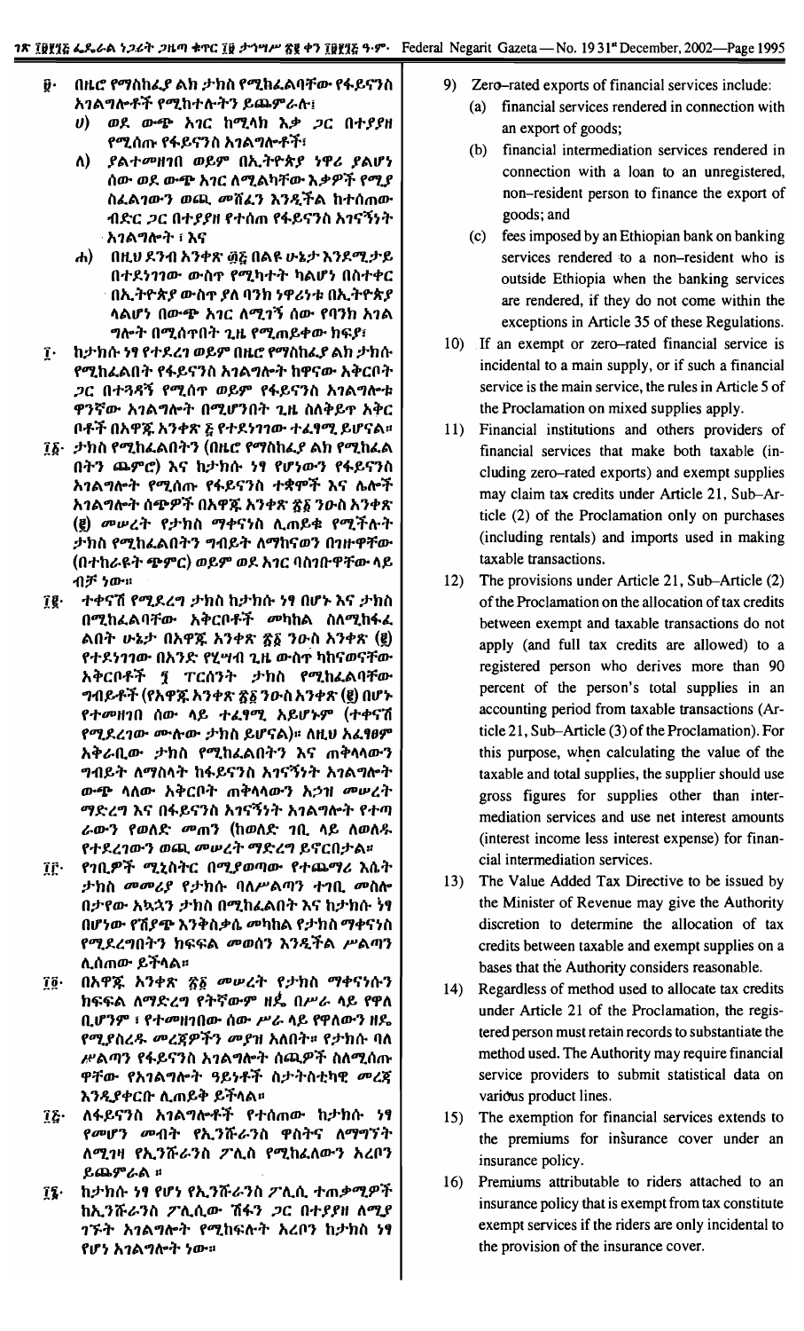፱· በዜሮ የማስከፈያ ልክ ታክስ የሚከፈልባቸው የፋይናንስ አገልግሎቶች የሚከተሉትን ይጨምራሉ፤

ሀ) ወደ ውጭ አገር ከሚላክ እቃ ጋር በተያያዘ የሚሰጡ የፋይናንስ አገልግሎቶች፤

ለ) ያልተመዘገበ ወይም በኢትዮጵያ ነዋሪ ያልሆነ ሰው ወደ ውጭ አገር ለሚልካቸው እቃዎች የሚያ ስፈልገውን ወጪ መሸፈን እንዲችል ከተሰጠው ብድር ጋር በተያያዘ የተሰጠ የፋይናንስ አገናኝነት አገልግሎት ፤ እና

ሐ) በዚህ ደንብ አንቀጽ ፴፭ በልዩ ሁኔታ እንደሚታይ በተደነገገው ውስጥ የሚካተት ካልሆነ በስተቀር በኢትዮጵያ ውስጥ ያለ ባንክ ነዋሪነቱ በኢትዮጵያ ላልሆነ በውጭ አገር ለሚገኝ ሰው የባንክ አገል ግሎት በሚሰጥበት ጊዜ የሚጠይቀው ክፍያ፤

፲· ከታክሱ ነፃ የተደረገ ወይም በዜሮ የማስከፈያ ልክ ታክሱ የሚከፈልበት የፋይናንስ አገልግሎት ከዋናው አቅርቦት ጋር በጎዳኝ የሚሰጥ ወይም የፋይናንስ አገልግሎቱ ዋንኛው አገልግሎት በሚሆንበት ጊዜ ስለቅይጥ አቅር ቦቶች በአዋጁ አንቀጽ ፭ የተደነገገው ተፈፃሚ ይሆናል።

፲፩· ታክስ የሚከፈልበትን (በዜሮ የማስከፈያ ልክ የሚከፈል በትን ጨምሮ) እና ከታክሱ ነፃ የሆነውን የፋይናንስ አገልግሎት የሚሰጡ የፋይናንስ ተቋሞች እና ሌሎች አገልግሎት ሰጭዎች በአዋጁ አንቀጽ ፳፩ ንዑስ አንቀጽ (፪) መሠረት የታክስ ማቀናንስ ሊጠይቁ የሚችሉት ታክስ የሚከፈልበትን ግብይት ለማከናወን በገዙዋቸው (በተከራዩት ጭምር) ወይም ወደ አገር ባስገቡዋቸው ላይ ብቻ ነው።

፲፪· ተቀናሽ የሚደረግ ታክስ ከታክሱ ነፃ በሆኑ እና ታክስ በሚከፈልባቸው አቅርቦቶች መካከል ስለሚከፋፈ ልበት ሁኔታ በአዋጁ አንቀጽ ፳፩ ንዑስ አንቀጽ (፪) የተደነገገው በአንድ የሂሣብ ጊዜ ውስጥ ካከናወናቸው አቅርቦቶች ፺ ፐርሰንት ታክስ የሚከፈልባቸው ግብይቶች (የአዋጁ አንቀጽ ፳፩ ንዑስ አንቀጽ (፪) በሆኑ የተመዘገበ ሰው ላይ ተፈፃሚ አይሆንም (ተቀናሽ የሚደረገው ሙሉው ታክስ ይሆናል)። ለዚህ አፈፃፀም አቅራቢው ታክስ የሚከፈልበትን እና ጠቅላላውን ግብይት ለማስላት ከፋይናንስ አገናኝነት አገልግሎት ውጭ ላለው አቅርቦት ጠቅላላውን አኃዝ መሠረት ማድረግ እና በፋይናንስ አገናኝነት አገልግሎት የተጣ ራውን የወለድ መጠን (ከወለድ ገቢ ላይ ለወለዱ የተደረገውን ወጪ መሠረት ማድረግ ይኖርበታል።

፲፫· የገቢዎች ሚኒስትር በሚያወጣው የተጨማሪ እሴት ታክስ መመሪያ የታክሱ ባለሥልጣን ተገቢ መስሎ በታየው አኳኋን ታክስ በሚከፈልበት እና ከታክሱ ነፃ በሆነው የሽያጭ እንቅስቃሴ መካከል የታክስ ማቀናንስ የሚደረግበትን ክፍፍል መወሰን እንዲችል ሥልጣን ሊሰጠው ይችላል።

፲፬· በአዋጁ አንቀጽ ፳፩ መሠረት የታክስ ማቀናንሱን ክፍፍል ለማድረግ የትኛውም ዘዴ በሥራ ላይ የዋለ ቢሆንም ፤ የተመዘገበው ሰው ሥራ ላይ የዋለውን ዘዴ የሚያስረዱ መረጃዎችን መያዝ አለበት። የታክሱ ባለ ሥልጣን የፋይናንስ አገልግሎት ሰጪዎች ስለሚሰጡ ዋቸው የአገልግሎት ዓይነቶች ስታትስቲካዊ መረጃ እንዲያቀርቡ ሊጠይቅ ይችላል።

፲፭· ለፋይናንስ አገልግሎቶች የተሰጠው ከታክሱ ነፃ የመሆን መብት የኢንሹራንስ ዋስትና ለማግኘት ለሚገዛ የኢንሹራንስ ፖሊስ የሚከፈለውን አረቦን ይጨምራል ።

፲፮· ከታክሱ ነፃ የሆነ የኢንሹራንስ ፖሊሲ ተጠቃሚዎች ከኢንሹራንስ ፖሊሲው ሽፋን ጋር በተያያዘ ለሚያ ገኙት አገልግሎት የሚከፍሉት አረቦን ከታክስ ነፃ የሆነ አገልግሎት ነው።

9) Zero-rated exports of financial services include:

   (a) financial services rendered in connection with an export of goods;

   (b) financial intermediation services rendered in connection with a loan to an unregistered, non-resident person to finance the export of goods; and

   (c) fees imposed by an Ethiopian bank on banking services rendered to a non-resident who is outside Ethiopia when the banking services are rendered, if they do not come within the exceptions in Article 35 of these Regulations.

10) If an exempt or zero-rated financial service is incidental to a main supply, or if such a financial service is the main service, the rules in Article 5 of the Proclamation on mixed supplies apply.

11) Financial institutions and other providers of financial services that make both taxable (including zero-rated exports) and exempt supplies may claim tax credits under Article 21, Sub-Article (2) of the Proclamation only on purchases (including rentals) and imports used in making taxable transactions.

12) The provisions under Article 21, Sub-Article (2) of the Proclamation on the allocation of tax credits between exempt and taxable transactions do not apply (and full tax credits are allowed) to a registered person who derives more than 90 percent of the person's total supplies in an accounting period from taxable transactions (Article 21, Sub-Article (3) of the Proclamation). For this purpose, when calculating the value of the taxable and total supplies, the supplier should use gross figures for supplies other than intermediation services and use net interest amounts (interest income less interest expense) for financial intermediation services.

13) The Value Added Tax Directive to be issued by the Minister of Revenue may give the Authority discretion to determine the allocation of tax credits between taxable and exempt supplies on a bases that the Authority considers reasonable.

14) Regardless of method used to allocate tax credits under Article 21 of the Proclamation, the registered person must retain records to substantiate the method used. The Authority may require financial service providers to submit statistical data on various product lines.

15) The exemption for financial services extends to the premiums for insurance cover under an insurance policy.

16) Premiums attributable to riders attached to an insurance policy that is exempt from tax constitute exempt services if the riders are only incidental to the provision of the insurance cover.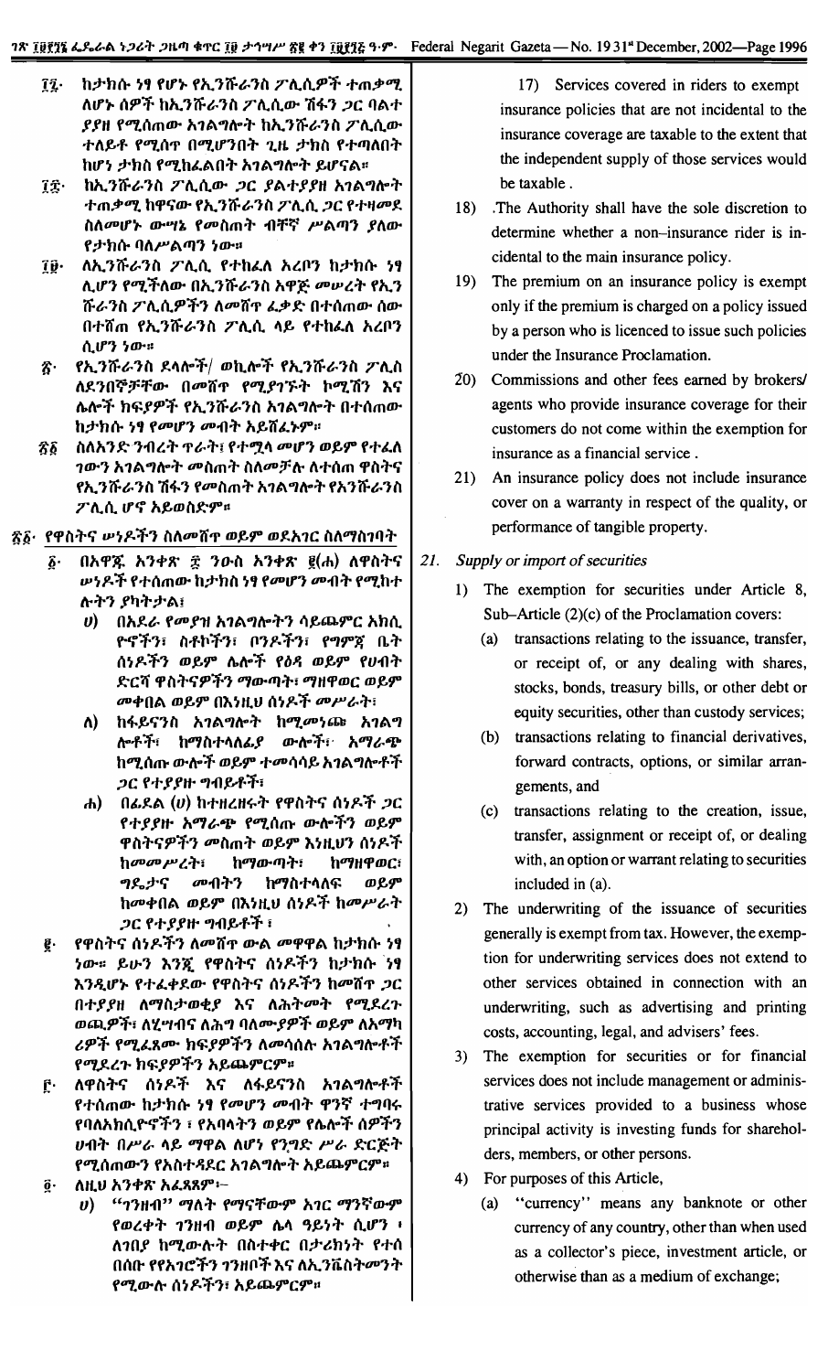፲፯· ከታክሱ ነፃ የሆኑ የኢንሹራንስ ፖሊሲዎች ተጠቃሚ ለሆኑ ሰዎች ከኢንሹራንስ ፖሊሲው ሽፋን ጋር ባልተ ያያዘ የሚሰጠው አገልግሎት ከኢንሹራንስ ፖሊሲው ተለይቶ የሚሰጥ በሚሆንበት ጊዜ ታክስ የተጣለበት ከሆነ ታክስ የሚከፈልበት አገልግሎት ይሆናል።

፲፰· ከኢንሹራንስ ፖሊሲው ጋር ያልተያያዘ አገልግሎት ተጠቃሚ ከዋናው የኢንሹራንስ ፖሊሲ ጋር የተዛመደ ስለመሆኑ ውሣኔ የመስጠት ብቸኛ ሥልጣን ያለው የታክሱ ባለሥልጣን ነው።

፲፱· ለኢንሹራንስ ፖሊሲ የተከፈለ አረቦን ከታክሱ ነፃ ሊሆን የሚችለው በኢንሹራንስ አዋጅ መሠረት የኢንሹራንስ ፖሊሲዎችን ለመሸጥ ፈቃድ በተሰጠው ሰው በተሸጠ የኢንሹራንስ ፖሊሲ ላይ የተከፈለ አረቦን ሲሆን ነው።

፳· የኢንሹራንስ ደላሎች/ ወኪሎች የኢንሹራንስ ፖሊስ ለደንበኞቻቸው በመሸጥ የሚያገኙት ኮሚሽን እና ሌሎች ክፍያዎች የኢንሹራንስ አገልግሎት በተሰጠው ከታክሱ ነፃ የመሆን መብት አይሸፈኑም።

፳፩ ስለአንድ ንብረት ጥራት፣ የተሟላ መሆን ወይም የተፈለ ገውን አገልግሎት መስጠት ስለመቻሉ ለተሰጠ ዋስትና የኢንሹራንስ ሽፋን የመስጠት አገልግሎት የአንሹራንስ ፖሊሲ ሆኖ አይወሰድም።

፳፩· የዋስትና ሠነዶችን ስለመሸጥ ወይም ወደአገር ስለማስገባት

፩· በአዋጁ አንቀጽ ፰ ንዑስ አንቀጽ ፪(ሐ) ለዋስትና ሠነዶች የተሰጠው ከታክስ ነፃ የመሆን መብት የሚከተሉትን ያካትታል፤

ሀ) በአደራ የመያዝ አገልግሎትን ሳይጨምር አክሲዮኖችን፣ ስቶኮችን፣ ቦንዶችን፣ የግምጃ ቤት ሰነዶችን ወይም ሌሎች የዕዳ ወይም የሀብት ድርሻ ዋስትናዎችን ማውጣት፣ ማዘዋወር ወይም መቀበል ወይም በእነዚህ ሰነዶች መሥራት፣

ለ) ከፋይናንስ አገልግሎት ከሚመነጩ አገልግሎቶች፣ ከማስተላለፊያ ውሎች፣ አማራጭ ከሚሰጡ ውሎች ወይም ተመሳሳይ አገልግሎቶች ጋር የተያያዙ ግብይቶች፣

ሐ) በፊደል (ሀ) ከተዘረዘሩት የዋስትና ሰነዶች ጋር የተያያዙ አማራጭ የሚሰጡ ውሎችን ወይም ዋስትናዎችን መስጠት ወይም እነዚህን ሰነዶች ከመመሥረት፣ ከማውጣት፣ ከማዘዋወር፣ ግዴታና መብትን ከማስተላለፍ ወይም ከመቀበል ወይም በእነዚህ ሰነዶች ከመሥራት ጋር የተያያዙ ግብይቶች ፤

፪· የዋስትና ሰነዶችን ለመሸጥ ውል መዋዋል ከታክሱ ነፃ ነው። ይሁን እንጂ የዋስትና ሰነዶችን ከታክሱ ነፃ እንዲሆኑ የተፈቀደው የዋስትና ሰነዶችን ከመሸጥ ጋር በተያያዘ ለማስታወቂያ እና ለሕትመት የሚደረጉ ወጪዎች፣ ለሂሣብና ለሕግ ባለሙያዎች ወይም ለአማካሪዎች የሚፈጸሙ ክፍያዎችን ለመሳሰሉ አገልግሎቶች የሚደረጉ ክፍያዎችን አይጨምርም።

፫· ለዋስትና ሰነዶች እና ለፋይናንስ አገልግሎቶች የተሰጠው ከታክሱ ነፃ የመሆን መብት ዋንኛ ተግባሩ የባለአክሲዮኖችን ፣ የአባላትን ወይም የሌሎች ሰዎችን ሀብት በሥራ ላይ ማዋል ለሆነ የንግድ ሥራ ድርጅት የሚሰጠውን የአስተዳደር አገልግሎት አይጨምርም።

፬· ለዚህ አንቀጽ አፈጻጸም፦

ሀ) "ገንዘብ" ማለት የማናቸውም አገር ማንኛውም የወረቀት ገንዘብ ወይም ሌላ ዓይነት ሲሆን ፣ ለገበያ ከሚውሉት በስተቀር በታሪክነት የተሰበሰቡ የአገሮችን ገንዘቦች እና ለኢንቬስትመንት የሚውሉ ሰነዶች፣ አይጨምርም።

17) Services covered in riders to exempt insurance policies that are not incidental to the insurance coverage are taxable to the extent that the independent supply of those services would be taxable.

18) The Authority shall have the sole discretion to determine whether a non–insurance rider is incidental to the main insurance policy.

19) The premium on an insurance policy is exempt only if the premium is charged on a policy issued by a person who is licenced to issue such policies under the Insurance Proclamation.

20) Commissions and other fees earned by brokers/ agents who provide insurance coverage for their customers do not come within the exemption for insurance as a financial service.

21) An insurance policy does not include insurance cover on a warranty in respect of the quality, or performance of tangible property.

*21. Supply or import of securities*

1) The exemption for securities under Article 8, Sub–Article (2)(c) of the Proclamation covers:

(a) transactions relating to the issuance, transfer, or receipt of, or any dealing with shares, stocks, bonds, treasury bills, or other debt or equity securities, other than custody services;

(b) transactions relating to financial derivatives, forward contracts, options, or similar arrangements, and

(c) transactions relating to the creation, issue, transfer, assignment or receipt of, or dealing with, an option or warrant relating to securities included in (a).

2) The underwriting of the issuance of securities generally is exempt from tax. However, the exemption for underwriting services does not extend to other services obtained in connection with an underwriting, such as advertising and printing costs, accounting, legal, and advisers' fees.

3) The exemption for securities or for financial services does not include management or administrative services provided to a business whose principal activity is investing funds for shareholders, members, or other persons.

4) For purposes of this Article,

(a) "currency" means any banknote or other currency of any country, other than when used as a collector's piece, investment article, or otherwise than as a medium of exchange;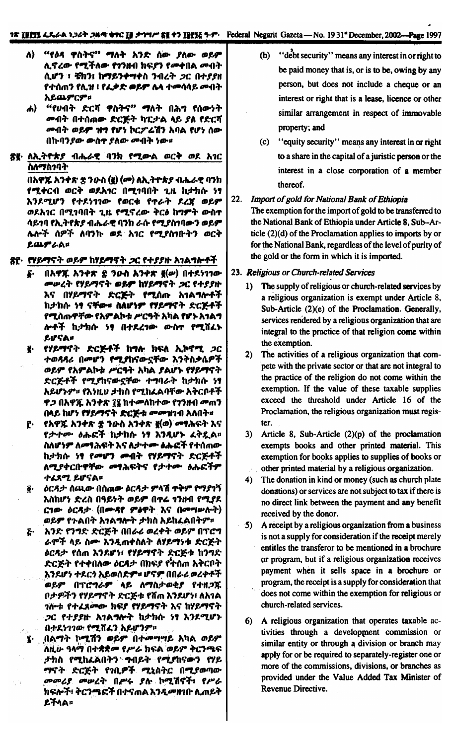ለ) "የዕዳ ዋስትና" ማለት አንድ ሰው ያለው ወይም ሊፕረው የሚችለው የገንዘብ ክፍያን የመቀበል መብት ሲሆን ፣ ቼክን፣ ከማይንቀሳቀስ ንብረት ጋር በተያያዘ የተሰጠን የሊዝ ፣ የፈቃድ ወይም ሌላ ተመሳሳይ መብት አይጨምርም።

ሐ) "የሀብት ድርሻ ዋስትና" ማለት በሕግ የሰውነት መብት በተሰጠው ድርጅት ካፒታል ላይ ያለ የድርሻ መብት ወይም ዝግ የሆነ ኮርፖሬሽን አባል የሆነ ሰው በኩባንያው ውስጥ ያለው መብት ነው።

፳፪· ለኢትዮጵያ ብሔራዊ ባንክ የሚውል ወርቅ ወደ አገር ስለማስገባት

በአዋጁ አንቀጽ ፰ ንዑስ (፪) (መ) ለኢትዮጵያ ብሔራዊ ባንክ የሚቀርብ ወርቅ ወደአገር በሚገባበት ጊዜ ከታክስ ነፃ እንደሚሆን የተደነገገው የወርቅ የጥራት ደረጃ ወይም ወደአገር በሚገባበት ጊዜ ያለው ቅርፅ ከግምት ውስጥ ሳይገባ የኢትዮጵያ ብሔራዊ ባንክ ራሱ የሚያስገባውን ወይም ሌሎች ሰዎች ለባንኩ ወደ አገር የሚያስገቡትን ወርቅ ይጨምራል።

፳፫· የሃይማኖት ወይም ከሃይማኖት ጋር የተያያዙ አገልግሎቶች

፩· በአዋጁ አንቀጽ ፰ ንዑስ አንቀጽ ፪(ሠ) በተደነገገው መሠረት የሃይማኖት ወይም ከሃይማኖት ጋር የተያያዙ እና በሃይማኖት ድርጅት የሚሰጡ አገልግሎቶች ከታክስ ነፃ ናቸው። ስለሆነም የሃይማኖት ድርጅቶች የሚሰጡዋቸው የአምልኮቱ ሥርዓት አካል የሆኑ አገልግሎቶች ከታክስ ነፃ በተደረገው ውስጥ የሚሸፈኑ ይሆናሉ።

፪· የሃይማኖት ድርጅቶች ከግሉ ክፍለ ኢኮኖሚ ጋር ተወዳዳሪ በመሆን የሚያከናውኗቸው እንቅስቃሴዎች ወይም የአምልኮቱ ሥርዓት አካል ያልሆኑ የሃይማኖት ድርጅቶች የሚያከናውኗቸው ተግባራት ከታክስ ነፃ አይሆኑም። የእነዚህ ታክስ የሚከፈልባቸው አቅርቦቶች ዋጋ በአዋጁ አንቀጽ ፲፮ ከተመለከተው የገንዘብ መጠን በላይ ከሆነ የሃይማኖት ድርጅቱ መመዝገብ አለበት።

፫· የአዋጁ አንቀጽ ፰ ንዑስ አንቀጽ ፪(ፐ) መጻሕፍት እና የታተሙ ፅሑፎች ከታክስ ነፃ እንዲሆኑ ፈቅዷል። ስለሆነም ለመጻሕፍት እና ለታተሙ ፅሑፎች የተሰጠው ከታክስ ነፃ የመሆን መብት የሃይማኖት ድርጅቶች ለሚያቀርቡዋቸው መጻሕፍትና የታተሙ ፅሑፎችም ተፈጻሚ ይሆናል።

፬· ዕርዳታ ሰጪው በሰጠው ዕርዳታ ምላሽ ጥቅም የማያገኝ እስከሆነ ድረስ በዓይነት ወይም በጥሬ ገንዘብ የሚደረግ ርዳታ ዕርዳታ (በሙዳየ ምፅዋት እና በመሣሠሉት) ወይም የጉልበት አገልግሎት ታክስ አይከፈልበትም።

፭· አንድ የንግድ ድርጅት በበራሪ ወረቀት ወይም በፕሮግራሞች ላይ ስሙ እንዲጠቀስለት ለሃይማኖቱ ድርጅት ዕርዳታ የሰጠ እንደሆነ፣ የሃይማኖት ድርጅቱ ከንግድ ድርጅት የተቀበለው ዕርዳታ በክፍያ የተሰጠ አቅርቦት እንደሆነ ተደርጎ አይወሰድም። ሆኖም በበራሪ ወረቀቶች ወይም በፕሮግራም ላይ ለማስታወቂያ የተዘጋጁ ቦታዎችን የሃይማኖት ድርጅቱ የሸጠ እንደሆነ፣ ለአገል ግሎቱ የተፈጸመው ክፍያ የሃይማኖት እና ከሃይማኖት ጋር የተያያዙ አገልግሎት ከታክስ ነፃ እንደሚሆኑ በተደነገገው የሚሸፈን አይሆንም።

፮· በልማት ኮሚሽን ወይም በተመሣሣይ አካል ወይም ለዚሁ ዓላማ በተቋቋመ የሥራ ክፍል ወይም ቅርንጫፍ ታክስ የሚከፈልበትን ግብይት የሚያከናውን የሃይማኖት ድርጅት የገቢዎች ሚኒስትር በሚያወጣው መመሪያ መሠረት በሥሩ ያሉ ኮሚሽኖች፣ የሥራ ክፍሎች፣ ቅርንጫፎች በተናጠል እንዲመዘገቡ ሊጠይቅ ይችላል።

(b) "debt security" means any interest in or right to be paid money that is, or is to be, owing by any person, but does not include a cheque or an interest or right that is a lease, licence or other similar arrangement in respect of immovable property; and

(c) "equity security" means any interest in or right to a share in the capital of a juristic person or the interest in a close corporation of a member thereof.

22. *Import of gold for National Bank of Ethiopia*

The exemption for the import of gold to be transferred to the National Bank of Ethiopia under Article 8, Sub-Article (2)(d) of the Proclamation applies to imports by or for the National Bank, regardless of the level of purity of the gold or the form in which it is imported.

23. *Religious or Church-related Services*

1) The supply of religious or church-related services by a religious organization is exempt under Article 8, Sub-Article (2)(e) of the Proclamation. Generally, services rendered by a religious organization that are integral to the practice of that religion come within the exemption.

2) The activities of a religious organization that compete with the private sector or that are not integral to the practice of the religion do not come within the exemption. If the value of these taxable supplies exceed the threshold under Article 16 of the Proclamation, the religious organization must register.

3) Article 8, Sub-Article (2)(p) of the proclamation exempts books and other printed material. This exemption for books applies to supplies of books or other printed material by a religious organization.

4) The donation in kind or money (such as church plate donations) or services are not subject to tax if there is no direct link between the payment and any benefit received by the donor.

5) A receipt by a religious organization from a business is not a supply for consideration if the receipt merely entitles the transferor to be mentioned in a brochure or program, but if a religious organization receives payment when it sells space in a brochure or program, the receipt is a supply for consideration that does not come within the exemption for religious or church-related services.

6) A religious organization that operates taxable activities through a development commission or similar entity or through a division or branch may apply for or be required to separately-register one or more of the commissions, divisions, or branches as provided under the Value Added Tax Minister of Revenue Directive.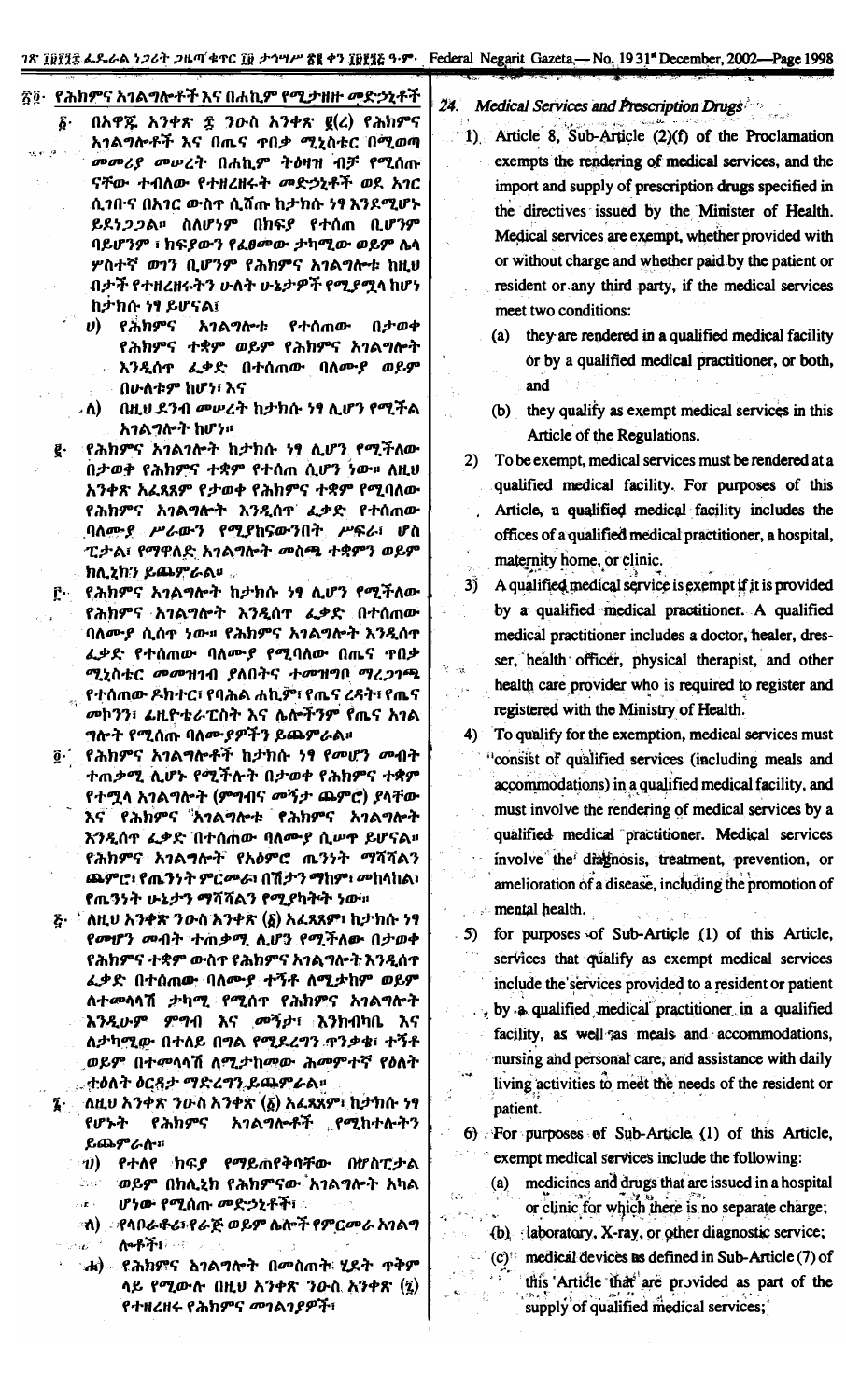## ፳፬· የሕክምና አገልግሎቶች እና በሐኪም የሚታዘዙ መድኃኒቶች

፩· በአዋጁ አንቀጽ ፰ ንዑስ አንቀጽ ፪(ረ) የሕክምና አገልግሎቶች እና በጤና ጥበቃ ሚኒስቴር በሚወጣ መመሪያ መሠረት በሐኪም ትዕዛዝ ብቻ የሚሰጡ ናቸው ተብለው የተዘረዘሩት መድኃኒቶች ወደ አገር ሲገቡና በአገር ውስጥ ሲሸጡ ከታክስ ነፃ እንደሚሆኑ ይደነጋጋል። ስለሆነም በክፍያ የተሰጠ ቢሆንም ባይሆንም ፣ ክፍያውን የፈፀመው ታካሚው ወይም ሌላ ሦስተኛ ወገን ቢሆንም የሕክምና አገልግሎቱ ከዚህ በታች የተዘረዘሩትን ሁለት ሁኔታዎች የሚያሟላ ከሆነ ከታክሱ ነፃ ይሆናል፤

ሀ) የሕክምና አገልግሎቱ የተሰጠው በታወቀ የሕክምና ተቋም ወይም የሕክምና አገልግሎት እንዲሰጥ ፈቃድ በተሰጠው ባለሙያ ወይም በሁለቱም ከሆነ፤ እና

ለ) በዚህ ደንብ መሠረት ከታክሱ ነፃ ሊሆን የሚችል አገልግሎት ከሆነ።

፪· የሕክምና አገልግሎት ከታክሱ ነፃ ሊሆን የሚችለው በታወቀ የሕክምና ተቋም የተሰጠ ሲሆን ነው። ለዚህ አንቀጽ አፈጻጸም የታወቀ የሕክምና ተቋም የሚባለው የሕክምና አገልግሎት እንዲሰጥ ፈቃድ የተሰጠው ባለሙያ ሥራውን የሚያከናውንበት ሥፍራ፣ ሆስፒታል፣ የማዋለድ አገልግሎት መስጫ ተቋምን ወይም ክሊኒክን ይጨምራል።

፫· የሕክምና አገልግሎት ከታክሱ ነፃ ሊሆን የሚችለው የሕክምና አገልግሎት እንዲሰጥ ፈቃድ በተሰጠው ባለሙያ ሲሰጥ ነው። የሕክምና አገልግሎት እንዲሰጥ ፈቃድ የተሰጠው ባለሙያ የሚባለው በጤና ጥበቃ ሚኒስቴር መመዝገብ ያለበትና ተመዝግቦ ማረጋገጫ የተሰጠው ዶክተር፣ የባሕል ሐኪም፣ የጤና ረዳት፣ የጤና መኮንን፣ ፊዚዮቴራፒስት እና ሌሎችንም የጤና አገልግሎት የሚሰጡ ባለሙያዎችን ይጨምራል።

፬· የሕክምና አገልግሎቶች ከታክሱ ነፃ የመሆን መብት ተጠቃሚ ሊሆኑ የሚችሉት በታወቀ የሕክምና ተቋም የተሟላ አገልግሎት (ምግብና መኝታ ጨምሮ) ያላቸው እና የሕክምና አገልግሎቱ የሕክምና አገልግሎት እንዲሰጥ ፈቃድ በተሰጠው ባለሙያ ሲሠጥ ይሆናል። የሕክምና አገልግሎት የአዕምሮ ጤንነት ማሻሻልን ጨምሮ፣ የጤንነት ምርመራ፣ በሽታን ማከም፣ መከላከል፣ የጤንነት ሁኔታን ማሻሻልን የሚያካትት ነው።

፭· ለዚህ አንቀጽ ንዑስ አንቀጽ (፩) አፈጻጸም፣ ከታክሱ ነፃ የመሆን መብት ተጠቃሚ ሊሆን የሚችለው በታወቀ የሕክምና ተቋም ውስጥ የሕክምና አገልግሎት እንዲሰጥ ፈቃድ በተሰጠው ባለሙያ ተኝቶ ለሚታከም ወይም ለተመላላሽ ታካሚ የሚሰጥ የሕክምና አገልግሎት እንዲሁም ምግብ እና መኝታ፣ እንክብካቤ እና ለታካሚው በተለይ በግል የሚደረግን ጥንቃቄ፣ ተኝቶ ወይም በተመላላሽ ለሚታከመው ሕመምተኛ የዕለት ተዕለት ዕርዳታ ማድረግን ይጨምራል።

፮· ለዚህ አንቀጽ ንዑስ አንቀጽ (፩) አፈጻጸም፣ ከታክሱ ነፃ የሆኑት የሕክምና አገልግሎቶች የሚከተሉትን ይጨምራሉ።

ሀ) የተለየ ክፍያ የማይጠየቅባቸው በሆስፒታል ወይም በክሊኒክ የሕክምናው አገልግሎት አካል ሆነው የሚሰጡ መድኃኒቶች፤

ለ) የላቦራቶሪ፣ የራጅ ወይም ሌሎች የምርመራ አገልግሎቶች፤

ሐ) የሕክምና አገልግሎት በመስጠት ሂደት ጥቅም ላይ የሚውሉ በዚህ አንቀጽ ንዑስ አንቀጽ (፯) የተዘረዘሩ የሕክምና መገልገያዎች፤

## 24. Medical Services and Prescription Drugs

1) Article 8, Sub-Article (2)(f) of the Proclamation exempts the rendering of medical services, and the import and supply of prescription drugs specified in the directives issued by the Minister of Health. Medical services are exempt, whether provided with or without charge and whether paid by the patient or resident or any third party, if the medical services meet two conditions:

   (a) they are rendered in a qualified medical facility or by a qualified medical practitioner, or both, and

   (b) they qualify as exempt medical services in this Article of the Regulations.

2) To be exempt, medical services must be rendered at a qualified medical facility. For purposes of this Article, a qualified medical facility includes the offices of a qualified medical practitioner, a hospital, maternity home, or clinic.

3) A qualified medical service is exempt if it is provided by a qualified medical practitioner. A qualified medical practitioner includes a doctor, healer, dresser, health officer, physical therapist, and other health care provider who is required to register and registered with the Ministry of Health.

4) To qualify for the exemption, medical services must consist of qualified services (including meals and accommodations) in a qualified medical facility, and must involve the rendering of medical services by a qualified medical practitioner. Medical services involve the diagnosis, treatment, prevention, or amelioration of a disease, including the promotion of mental health.

5) for purposes of Sub-Article (1) of this Article, services that qualify as exempt medical services include the services provided to a resident or patient by a qualified medical practitioner in a qualified facility, as well as meals and accommodations, nursing and personal care, and assistance with daily living activities to meet the needs of the resident or patient.

6) For purposes of Sub-Article (1) of this Article, exempt medical services include the following:

   (a) medicines and drugs that are issued in a hospital or clinic for which there is no separate charge;

   (b) laboratory, X-ray, or other diagnostic service;

   (c) medical devices as defined in Sub-Article (7) of this Article that are provided as part of the supply of qualified medical services;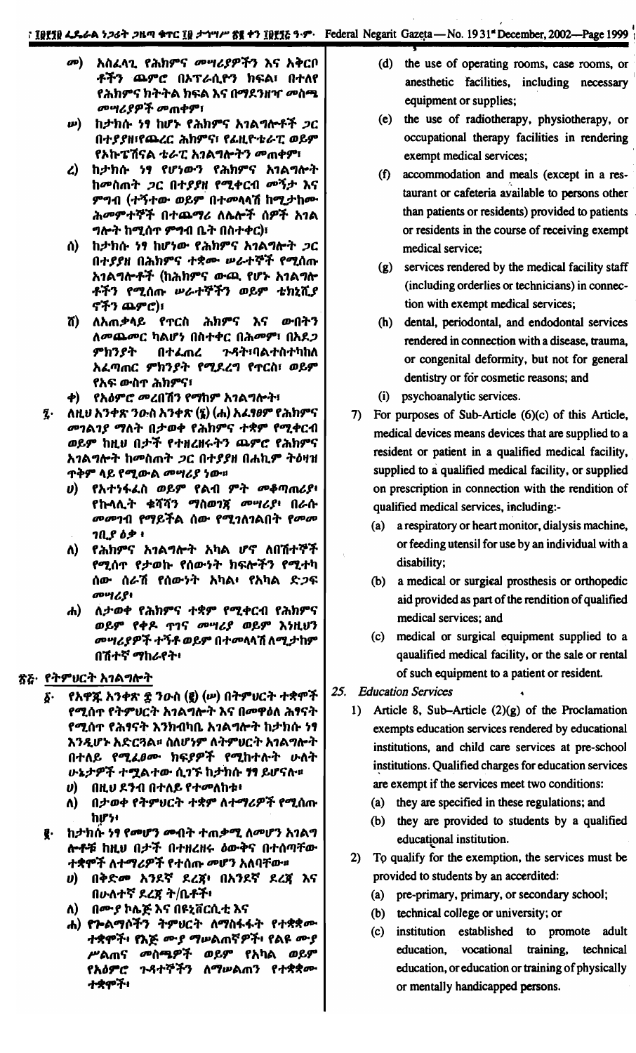መ) አስፈላጊ የሕክምና መሣሪያዎችን እና አቅርቦቶችን ጨምሮ በኦፕራሲዮን ክፍል፣ በተለየ የሕክምና ክትትል ክፍል እና በማደንዘዣ መስጫ መሣሪያዎች መጠቀም፣

ሠ) ከታክስ ነፃ ከሆኑ የሕክምና አገልግሎቶች ጋር በተያያዘ፣የጨረር ሕክምና፣ የፊዚዮቴራፒ ወይም የኦኩፔሽናል ቴራፒ አገልግሎትን መጠቀም፣

ረ) ከታክስ ነፃ የሆነውን የሕክምና አገልግሎት ከመስጠት ጋር በተያያዘ የሚቀርብ መኝታ እና ምግብ (ተኝተው ወይም በተመላላሽ ከሚታከሙ ሕመምተኞች በተጨማሪ ለሌሎች ሰዎች አገልግሎት ከሚሰጥ ምግብ ቤት በስተቀር)፣

ሰ) ከታክስ ነፃ ከሆነው የሕክምና አገልግሎት ጋር በተያያዘ በሕክምና ተቋሙ ሠራተኞች የሚሰጡ አገልግሎቶች (ከሕክምና ውጪ የሆኑ አገልግሎቶችን የሚሰጡ ሠራተኞችን ወይም ቴክኒሺያኖችን ጨምሮ)፣

ሸ) ለአጠቃላይ የጥርስ ሕክምና እና ውበትን ለመጨመር ካልሆነ በስተቀር በሕመም፣ በአደጋ ምክንያት በተፈጠረ ጉዳት፣ባልተስተካከለ አፈጣጠር ምክንያት የሚደረግ የጥርስ፣ ወይም የአፍ ውስጥ ሕክምና፣

ቀ) የአዕምሮ መረበሽን የማከም አገልግሎት፣

፯· ለዚህ አንቀጽ ንዑስ አንቀጽ (፮) (ሐ) አፈፃፀም የሕክምና መገልገያ ማለት በታወቀ የሕክምና ተቋም የሚቀርብ ወይም ከዚህ በታች የተዘረዘሩትን ጨምሮ የሕክምና አገልግሎት ከመስጠት ጋር በተያያዘ በሐኪም ትዕዛዝ ጥቅም ላይ የሚውል መሣሪያ ነው።

ሀ) የአተነፋፈስ ወይም የልብ ምት መቆጣጠሪያ፣ የኩላሊት ቁሻሻን ማስወገጃ መሣሪያ፣ በራሱ መመገብ የማይችል ሰው የሚገለገልበት የመመገቢያ ዕቃ ፣

ለ) የሕክምና አገልግሎት አካል ሆኖ ለበሽተኞች የሚሰጥ የታወኩ የሰውነት ክፍሎችን የሚተካ ሰው ሰራሽ የሰውነት አካል፣ የአካል ድጋፍ መሣሪያ፣

ሐ) ለታወቀ የሕክምና ተቋም የሚቀርብ የሕክምና ወይም የቀዶ ጥገና መሣሪያ ወይም እነዚህን መሣሪያዎች ተኝቶ ወይም በተመላላሽ ለሚታከም በሽተኛ ማከራየት፣

## ፳፭· የትምህርት አገልግሎት

፩· የአዋጁ አንቀጽ ፰ ንዑስ (፪) (ሠ) በትምህርት ተቋሞች የሚሰጥ የትምህርት አገልግሎት እና በመዋዕለ ሕፃናት የሚሰጥ የሕፃናት እንክብካቤ አገልግሎት ከታክስ ነፃ እንዲሆን አድርጓል። ስለሆነም ለትምህርት አገልግሎት በተለይ የሚፈፀሙ ክፍያዎች የሚከተሉት ሁለት ሁኔታዎች ተሟልተው ሲገኙ ከታክስ ነፃ ይሆናሉ።

ሀ) በዚህ ደንብ በተለይ የተመለከቱ፣

ለ) በታወቀ የትምህርት ተቋም ለተማሪዎች የሚሰጡ ከሆነ፣

፪· ከታክስ ነፃ የመሆን መብት ተጠቃሚ ለመሆን አገልግሎቶቹ ከዚህ በታች በተዘረዘሩ ዕውቅና በተሰጣቸው ተቋሞች ለተማሪዎች የተሰጡ መሆን አለባቸው።

ሀ) በቅድመ አንደኛ ደረጃ፣ በአንደኛ ደረጃ እና በሁለተኛ ደረጃ ት/ቤቶች፣

ለ) በሙያ ኮሌጅ እና በዩኒቨርሲቲ እና

ሐ) የጎልማሶችን ትምህርት ለማስፋፋት የተቋቋሙ ተቋሞች፣ የእጅ ሙያ ማሠልጠኛዎች፣ የልዩ ሙያ ሥልጠና መስጫዎች ወይም የአካል ወይም የአዕምሮ ጉዳተኞችን ለማሠልጠን የተቋቋሙ ተቋሞች፣

(d) the use of operating rooms, case rooms, or anesthetic facilities, including necessary equipment or supplies;

(e) the use of radiotherapy, physiotherapy, or occupational therapy facilities in rendering exempt medical services;

(f) accommodation and meals (except in a restaurant or cafeteria available to persons other than patients or residents) provided to patients or residents in the course of receiving exempt medical service;

(g) services rendered by the medical facility staff (including orderlies or technicians) in connection with exempt medical services;

(h) dental, periodontal, and endodontal services rendered in connection with a disease, trauma, or congenital deformity, but not for general dentistry or for cosmetic reasons; and

(i) psychoanalytic services.

7) For purposes of Sub-Article (6)(c) of this Article, medical devices means devices that are supplied to a resident or patient in a qualified medical facility, supplied to a qualified medical facility, or supplied on prescription in connection with the rendition of qualified medical services, including:-

(a) a respiratory or heart monitor, dialysis machine, or feeding utensil for use by an individual with a disability;

(b) a medical or surgical prosthesis or orthopedic aid provided as part of the rendition of qualified medical services; and

(c) medical or surgical equipment supplied to a qaualified medical facility, or the sale or rental of such equipment to a patient or resident.

## 25. Education Services

1) Article 8, Sub-Article (2)(g) of the Proclamation exempts education services rendered by educational institutions, and child care services at pre-school institutions. Qualified charges for education services are exempt if the services meet two conditions:

(a) they are specified in these regulations; and

(b) they are provided to students by a qualified educational institution.

2) To qualify for the exemption, the services must be provided to students by an accredited:

(a) pre-primary, primary, or secondary school;

(b) technical college or university; or

(c) institution established to promote adult education, vocational training, technical education, or education or training of physically or mentally handicapped persons.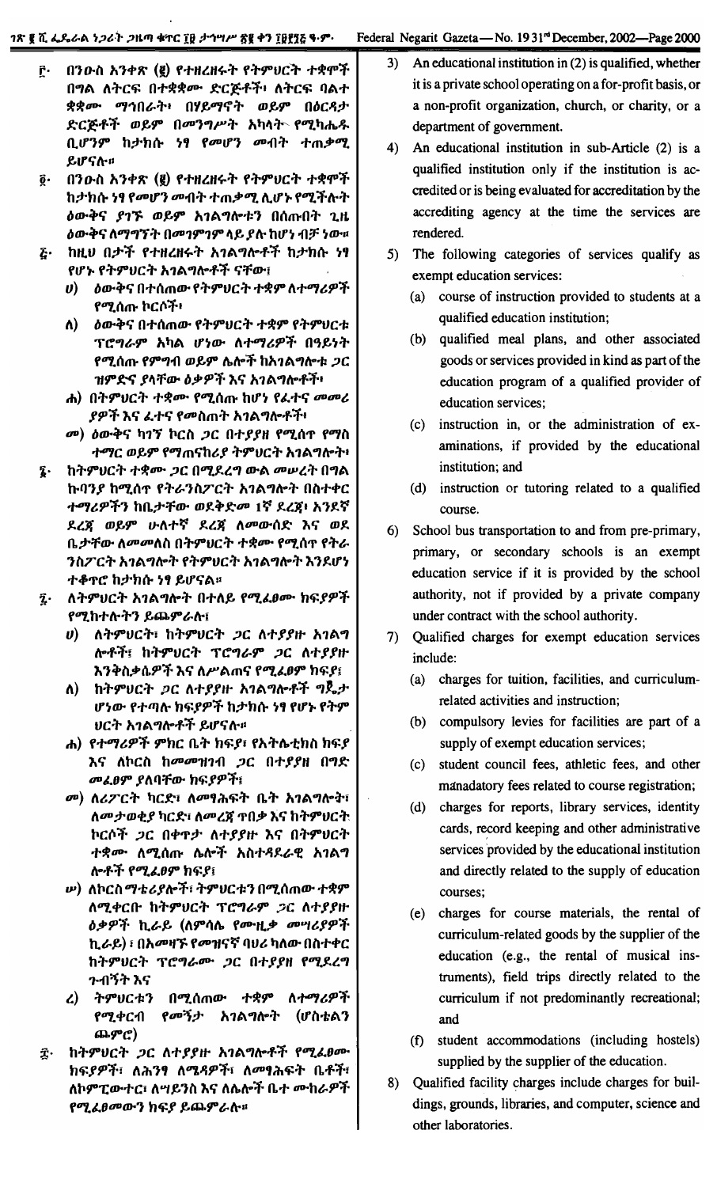፫· በንዑስ አንቀጽ (፪) የተዘረዘሩት የትምህርት ተቋሞች በግል ለትርፍ በተቋቋሙ ድርጅቶች፣ ለትርፍ ባልተ ቋቋሙ ማኅበራት፣ በሃይማኖት ወይም በዕርዳታ ድርጅቶች ወይም በመንግሥት አካላት የሚካሔዱ ቢሆንም ከታክስ ነፃ የመሆን መብት ተጠቃሚ ይሆናሉ።

፬· በንዑስ አንቀጽ (፪) የተዘረዘሩት የትምህርት ተቋሞች ከታክስ ነፃ የመሆን መብት ተጠቃሚ ሊሆኑ የሚችሉት ዕውቅና ያገኙ ወይም አገልግሎቱን በሰጡበት ጊዜ ዕውቅና ለማግኘት በመገምገም ላይ ያሉ ከሆነ ብቻ ነው።

፭· ከዚህ በታች የተዘረዘሩት አገልግሎቶች ከታክስ ነፃ የሆኑ የትምህርት አገልግሎቶች ናቸው፣

ሀ) ዕውቅና በተሰጠው የትምህርት ተቋም ለተማሪዎች የሚሰጡ ኮርሶች፣

ለ) ዕውቅና በተሰጠው የትምህርት ተቋም የትምህርቱ ፕሮግራም አካል ሆነው ለተማሪዎች በዓይነት የሚሰጡ የምግብ ወይም ሌሎች ከአገልግሎቱ ጋር ዝምድና ያላቸው ዕቃዎች እና አገልግሎቶች፣

ሐ) በትምህርት ተቋሙ የሚሰጡ ከሆነ የፈተና መመሪያዎች እና ፈተና የመስጠት አገልግሎቶች፣

መ) ዕውቅና ካገኘ ኮርስ ጋር በተያያዘ የሚሰጥ የማስተማር ወይም የማጠናከሪያ ትምህርት አገልግሎት፣

፮· ከትምህርት ተቋሙ ጋር በሚደረግ ውል መሠረት በግል ኩባንያ ከሚሰጥ የትራንስፖርት አገልግሎት በስተቀር ተማሪዎችን ከቤታቸው ወደቅድመ ፩ኛ ደረጃ፣ አንደኛ ደረጃ ወይም ሁለተኛ ደረጃ ለመውሰድ እና ወደ ቤታቸው ለመመለስ በትምህርት ተቋሙ የሚሰጥ የትራንስፖርት አገልግሎት የትምህርት አገልግሎት እንደሆነ ተቆጥሮ ከታክስ ነፃ ይሆናል።

፯· ለትምህርት አገልግሎት በተለይ የሚፈፀሙ ክፍያዎች የሚከተሉትን ይጨምራሉ፣

ሀ) ለትምህርት፣ ከትምህርት ጋር ለተያያዙ አገልግሎቶች፣ ከትምህርት ፕሮግራም ጋር ለተያያዙ እንቅስቃሴዎች እና ለሥልጠና የሚፈፀሙ ክፍያ፣

ለ) ከትምህርት ጋር ለተያያዙ አገልግሎቶች ግዴታ ሆነው የተጣሉ ክፍያዎች ከታክስ ነፃ የሆኑ የትምህርት አገልግሎቶች ይሆናሉ።

ሐ) የተማሪዎች ምክር ቤት ክፍያ፣ የአትሌቲክስ ክፍያ እና ለኮርስ ከመመዝገብ ጋር በተያያዘ በግድ መፈፀም ያለባቸው ክፍያዎች፣

መ) ለሪፖርት ካርድ፣ ለመፃሕፍት ቤት አገልግሎት፣ ለመታወቂያ ካርድ፣ ለመረጃ ጥበቃ እና ከትምህርት ኮርሶች ጋር በቀጥታ ለተያያዙ እና በትምህርት ተቋሙ ለሚሰጡ ሌሎች አስተዳደራዊ አገልግሎቶች የሚፈፀም ክፍያ፣

ሠ) ለኮርስ ማቴሪያሎች፣ ትምህርቱን በሚሰጠው ተቋም ለሚቀርቡ ከትምህርት ፕሮግራም ጋር ለተያያዙ ዕቃዎች ኪራይ (ለምሳሌ የሙዚቃ መሣሪያዎች ኪራይ)፣ በአመዛኙ የመዝናኛ ባህሪ ካለው በስተቀር ከትምህርት ፕሮግራሙ ጋር በተያያዘ የሚደረግ ጉብኝት እና

ረ) ትምህርቱን በሚሰጠው ተቋም ለተማሪዎች የሚቀርብ የመኝታ አገልግሎት (ሆስቴልን ጨምሮ)

፰· ከትምህርት ጋር ለተያያዙ አገልግሎቶች የሚፈፀሙ ክፍያዎች፣ ለሕንፃ ለሜዳዎች፣ ለመፃሕፍት ቤቶች፣ ለኮምፒውተር፣ ለሣይንስ እና ሌሎች ቤተ ሙከራዎች የሚፈፀመውን ክፍያ ይጨምራሉ።

3) An educational institution in (2) is qualified, whether it is a private school operating on a for-profit basis, or a non-profit organization, church, or charity, or a department of government.

4) An educational institution in sub-Article (2) is a qualified institution only if the institution is accredited or is being evaluated for accreditation by the accrediting agency at the time the services are rendered.

5) The following categories of services qualify as exempt education services:

(a) course of instruction provided to students at a qualified education institution;

(b) qualified meal plans, and other associated goods or services provided in kind as part of the education program of a qualified provider of education services;

(c) instruction in, or the administration of examinations, if provided by the educational institution; and

(d) instruction or tutoring related to a qualified course.

6) School bus transportation to and from pre-primary, primary, or secondary schools is an exempt education service if it is provided by the school authority, not if provided by a private company under contract with the school authority.

7) Qualified charges for exempt education services include:

(a) charges for tuition, facilities, and curriculum-related activities and instruction;

(b) compulsory levies for facilities are part of a supply of exempt education services;

(c) student council fees, athletic fees, and other manadatory fees related to course registration;

(d) charges for reports, library services, identity cards, record keeping and other administrative services provided by the educational institution and directly related to the supply of education courses;

(e) charges for course materials, the rental of curriculum-related goods by the supplier of the education (e.g., the rental of musical instruments), field trips directly related to the curriculum if not predominantly recreational; and

(f) student accommodations (including hostels) supplied by the supplier of the education.

8) Qualified facility charges include charges for buildings, grounds, libraries, and computer, science and other laboratories.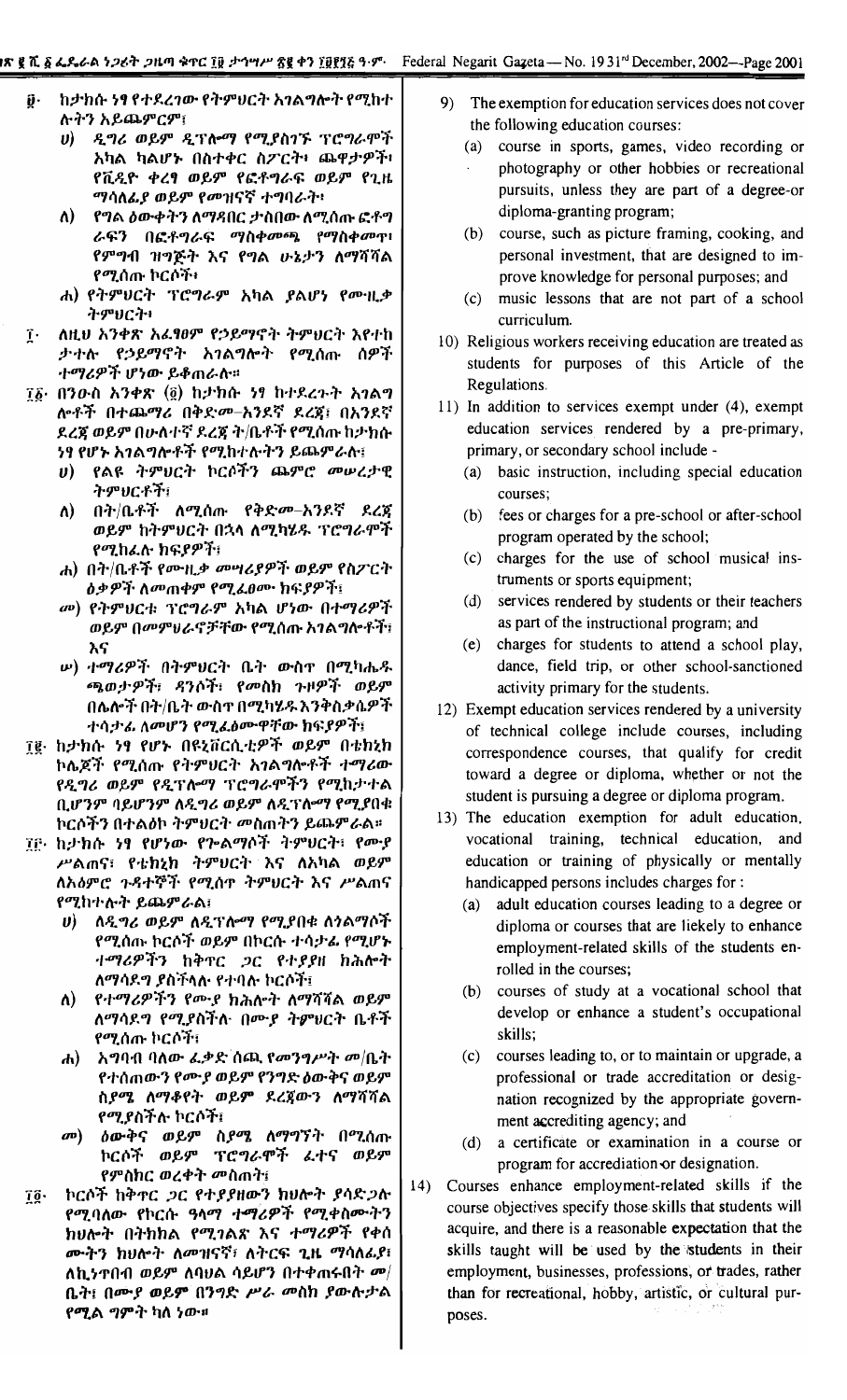፱· ከታክሱ ነፃ የተደረገው የትምህርት አገልግሎት የሚከተሉትን አይጨምርም፤

ሀ) ዲግሪ ወይም ዲፕሎማ የሚያስገኙ ፕሮግራሞች አካል ካልሆኑ በስተቀር ስፖርት፣ ጨዋታዎች፣ የቪዲዮ ቀረፃ ወይም የፎቶግራፍ ወይም የጊዜ ማሳለፊያ ወይም የመዝናኛ ተግባራት፣

ለ) የግል ዕውቀትን ለማዳበር ታስበው ለሚሰጡ ፎቶግራፍን በፎቶግራፍ ማስቀመጫ የማስቀመጥ፣ የምግብ ዝግጅት እና የግል ሁኔታን ለማሻሻል የሚሰጡ ኮርሶች፣

ሐ) የትምህርት ፕሮግራም አካል ያልሆነ የሙዚቃ ትምህርት፣

፲· ለዚህ አንቀጽ አፈፃፀም የኃይማኖት ትምህርት እየተከታተሉ የኃይማኖት አገልግሎት የሚሰጡ ሰዎች ተማሪዎች ሆነው ይቆጠራሉ።

፲፩· በንዑስ አንቀጽ (፬) ከታክሱ ነፃ ከተደረጉት አገልግሎቶች በተጨማሪ በቅድመ–አንደኛ ደረጃ፣ በአንደኛ ደረጃ ወይም በሁለተኛ ደረጃ ት/ቤቶች የሚሰጡ ከታክሱ ነፃ የሆኑ አገልግሎቶች የሚከተሉትን ይጨምራሉ፦

ሀ) የልዩ ትምህርት ኮርሶችን ጨምሮ መሠረታዊ ትምህርቶች፣

ለ) በት/ቤቶች ለሚሰጡ የቅድመ–አንደኛ ደረጃ ወይም ከትምህርት በኋላ ለሚካሄዱ ፕሮግራሞች የሚከፈሉ ክፍያዎች፣

ሐ) በት/ቤቶች የሙዚቃ መሣሪያዎች ወይም የስፖርት ዕቃዎች ለመጠቀም የሚፈፀሙ ክፍያዎች፣

መ) የትምህርቱ ፕሮግራም አካል ሆነው በተማሪዎች ወይም በመምህራኖቻቸው የሚሰጡ አገልግሎቶች፣ እና

ሠ) ተማሪዎች በትምህርት ቤት ውስጥ በሚካሔዱ ጫወታዎች፣ ዳንሶች፣ የመስክ ጉዞዎች ወይም በሌሎች በት/ቤት ውስጥ በሚካሄዱ እንቅስቃሴዎች ተሳታፊ ለመሆን የሚፈፅሙዋቸው ክፍያዎች፣

፲፪· ከታክሱ ነፃ የሆኑ በዩኒቨርሲቲዎች ወይም በቴክኒክ ኮሌጆች የሚሰጡ የትምህርት አገልግሎቶች ተማሪው የዲግሪ ወይም የዲፕሎማ ፕሮግራሞችን የሚከታተል ቢሆንም ባይሆንም ለዲግሪ ወይም ለዲፕሎማ የሚያበቁ ኮርሶችን በተልዕኮ ትምህርት መስጠትን ይጨምራል።

፲፫· ከታክሱ ነፃ የሆነው የጐልማሶች ትምህርት፣ የሙያ ሥልጠና፣ የቴክኒክ ትምህርት እና ለአካል ወይም ለአዕምሮ ጉዳተኞች የሚሰጥ ትምህርት እና ሥልጠና የሚከተሉትን ይጨምራል፤

ሀ) ለዲግሪ ወይም ለዲፕሎማ የሚያበቁ ለጎልማሶች የሚሰጡ ኮርሶች ወይም በኮርሱ ተሳታፊ የሚሆኑ ተማሪዎችን ከቅጥር ጋር የተያያዘ ክሕሎት ለማሳደግ ያስችላሉ የተባሉ ኮርሶች፣

ለ) የተማሪዎችን የሙያ ክሕሎት ለማሻሻል ወይም ለማሳደግ የሚያስችሉ በሙያ ትምህርት ቤቶች የሚሰጡ ኮርሶች፣

ሐ) አግባብ ባለው ፈቃድ ሰጪ የመንግሥት መ/ቤት የተሰጠውን የሙያ ወይም የንግድ ዕውቅና ወይም ስያሜ ለማቆየት ወይም ደረጃውን ለማሻሻል የሚያስችሉ ኮርሶች፣

መ) ዕውቅና ወይም ስያሜ ለማግኘት በሚሰጡ ኮርሶች ወይም ፕሮግራሞች ፈተና ወይም የምስክር ወረቀት መስጠት፣

፲፬· ኮርሶች ከቅጥር ጋር የተያያዘውን ክህሎት ያሳድጋሉ የሚባለው የኮርሱ ዓላማ ተማሪዎች የሚቀስሙትን ክህሎት በትክክል የሚገልጽ እና ተማሪዎች የቀሰሙትን ክህሎት ለመዝናኛ፣ ለትርፍ ጊዜ ማሳለፊያ፣ ለኪነጥበብ ወይም ለባህል ሳይሆን በተቀጠሩበት መ/ቤት፣ በሙያ ወይም በንግድ ሥራ መስክ ያውሉታል የሚል ግምት ካለ ነው።

9) The exemption for education services does not cover the following education courses:

(a) course in sports, games, video recording or photography or other hobbies or recreational pursuits, unless they are part of a degree-or diploma-granting program;

(b) course, such as picture framing, cooking, and personal investment, that are designed to improve knowledge for personal purposes; and

(c) music lessons that are not part of a school curriculum.

10) Religious workers receiving education are treated as students for purposes of this Article of the Regulations.

11) In addition to services exempt under (4), exempt education services rendered by a pre-primary, primary, or secondary school include -

(a) basic instruction, including special education courses;

(b) fees or charges for a pre-school or after-school program operated by the school;

(c) charges for the use of school musical instruments or sports equipment;

(d) services rendered by students or their teachers as part of the instructional program; and

(e) charges for students to attend a school play, dance, field trip, or other school-sanctioned activity primary for the students.

12) Exempt education services rendered by a university of technical college include courses, including correspondence courses, that qualify for credit toward a degree or diploma, whether or not the student is pursuing a degree or diploma program.

13) The education exemption for adult education, vocational training, technical education, and education or training of physically or mentally handicapped persons includes charges for :

(a) adult education courses leading to a degree or diploma or courses that are likely to enhance employment-related skills of the students enrolled in the courses;

(b) courses of study at a vocational school that develop or enhance a student's occupational skills;

(c) courses leading to, or to maintain or upgrade, a professional or trade accreditation or designation recognized by the appropriate government accrediting agency; and

(d) a certificate or examination in a course or program for accreditation or designation.

14) Courses enhance employment-related skills if the course objectives specify those skills that students will acquire, and there is a reasonable expectation that the skills taught will be used by the students in their employment, businesses, professions, or trades, rather than for recreational, hobby, artistic, or cultural purposes.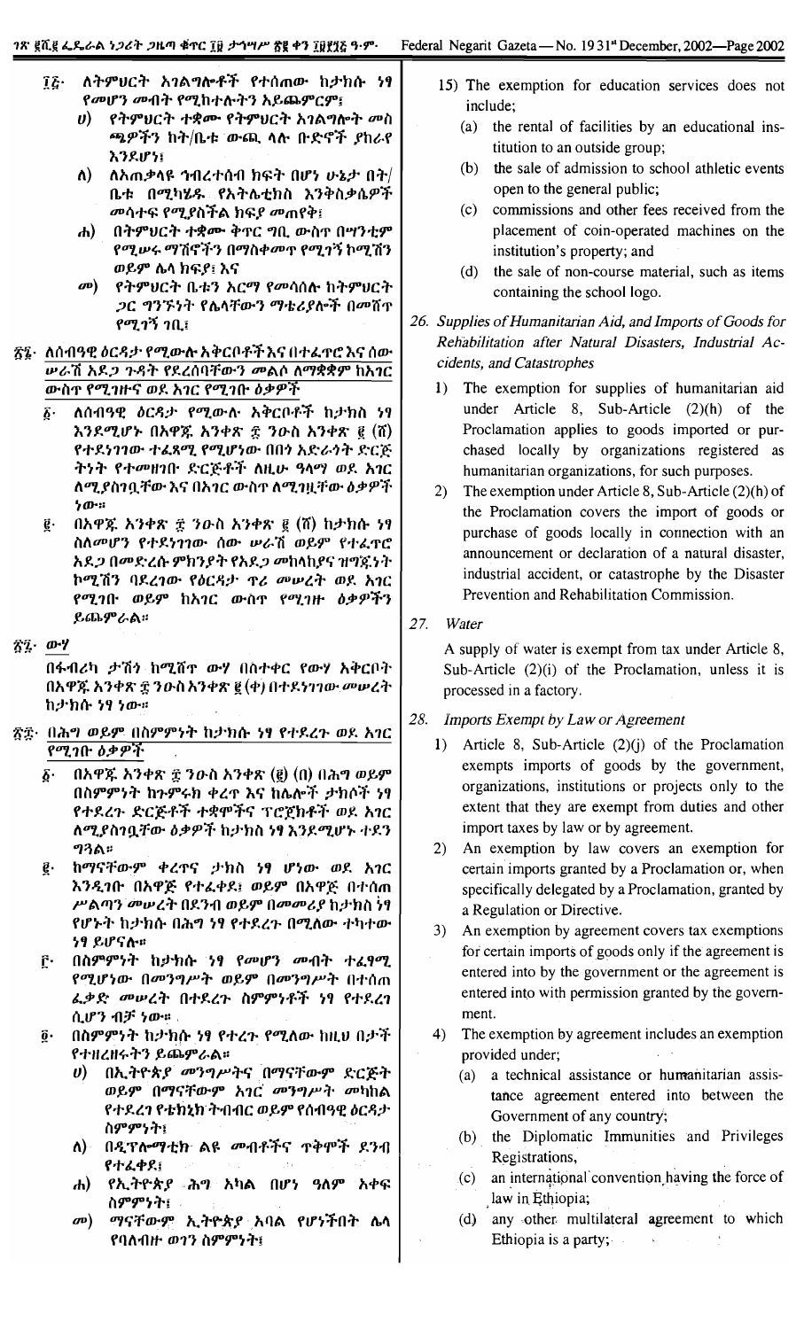፲፭· ለትምህርት አገልግሎቶች የተሰጠው ከታክሱ ነፃ የመሆን መብት የሚከተሉትን አይጨምርም፤

ሀ) የትምህርት ተቋሙ የትምህርት አገልግሎት መስጫዎችን ከት/ቤቱ ውጪ ላሉ ቡድኖች ያከራየ እንደሆነ፤

ለ) ለአጠቃላዩ ኅብረተሰብ ክፍት በሆነ ሁኔታ በት/ቤቱ በሚካሄዱ የአትሌቲክስ እንቅስቃሴዎች መሳተፍ የሚያስችል ክፍያ መጠየቅ፤

ሐ) በትምህርት ተቋሙ ቅጥር ግቢ ውስጥ በሣንቲም የሚሠሩ ማሽኖችን በማስቀመጥ የሚገኝ ኮሚሽን ወይም ሌላ ክፍያ፤ እና

መ) የትምህርት ቤቱን አርማ የመሳሰሉ ከትምህርት ጋር ግንኙነት የሌላቸውን ማቴሪያሎች በመሸጥ የሚገኝ ገቢ፤

፳፮· ለሰብዓዊ ዕርዳታ የሚውሉ አቅርቦቶችና በተፈጥሮና ሰው ሠራሽ አደጋ ጉዳት የደረሰባቸውን መልሶ ለማቋቋም ከአገር ውስጥ የሚገዙና ወደ አገር የሚገቡ ዕቃዎች

፩· ለሰብዓዊ ዕርዳታ የሚውሉ አቅርቦቶች ከታክስ ነፃ እንደሚሆኑ በአዋጁ አንቀጽ ፰ ንዑስ አንቀጽ ፪ (ሸ) የተደነገገው ተፈጻሚ የሚሆነው በበጎ አድራጎት ድርጅትነት የተመዘገቡ ድርጅቶች ለዚሁ ዓላማ ወደ አገር ለሚያስገቧቸው እና በአገር ውስጥ ለሚገዟቸው ዕቃዎች ነው።

፪· በአዋጁ አንቀጽ ፰ ንዑስ አንቀጽ ፪ (ሸ) ከታክሱ ነፃ ስለመሆን የተደነገገው ሰው ሠራሽ ወይም የተፈጥሮ አደጋ በመድረሱ ምክንያት የአደጋ መከላከያና ዝግጁነት ኮሚሽን ባደረገው የዕርዳታ ጥሪ መሠረት ወደ አገር የሚገቡ ወይም ከአገር ውስጥ የሚገዙ ዕቃዎችን ይጨምራል።

፳፯· ውሃ

በፋብሪካ ታሽጎ ከሚሸጥ ውሃ በስተቀር የውሃ አቅርቦት በአዋጁ አንቀጽ ፰ ንዑስ አንቀጽ ፪ (ቀ) በተደነገገው መሠረት ከታክሱ ነፃ ነው።

፳፰· በሕግ ወይም በስምምነት ከታክሱ ነፃ የተደረጉ ወደ አገር የሚገቡ ዕቃዎች

፩· በአዋጁ አንቀጽ ፰ ንዑስ አንቀጽ (፪) (በ) በሕግ ወይም በስምምነት ከጉምሩክ ቀረጥ እና ከሌሎች ታክሶች ነፃ የተደረጉ ድርጅቶች ተቋሞችና ፕሮጀክቶች ወደ አገር ለሚያስገቧቸው ዕቃዎች ከታክስ ነፃ እንደሚሆኑ ተደንግጓል።

፪· ከማናቸውም ቀረጥና ታክስ ነፃ ሆነው ወደ አገር እንዲገቡ በአዋጅ የተፈቀደ፤ ወይም በአዋጅ በተሰጠ ሥልጣን መሠረት በደንብ ወይም በመመሪያ ከታክሱ ነፃ የሆኑት ከታክሱ በሕግ ነፃ የተደረጉ በሚለው ተካተው ነፃ ይሆናሉ።

፫· በስምምነት ከታክሱ ነፃ የመሆን መብት ተፈፃሚ የሚሆነው በመንግሥት ወይም በመንግሥት በተሰጠ ፈቃድ መሠረት በተደረጉ ስምምነቶች ነፃ የተደረገ ሲሆን ብቻ ነው።

፬· በስምምነት ከታክሱ ነፃ የተረጉ የሚለው ከዚህ በታች የተዘረዘሩትን ይጨምራል።

ሀ) በኢትዮጵያ መንግሥትና በማናቸውም ድርጅት ወይም በማናቸውም አገር መንግሥት መካከል የተደረገ የቴክኒክ ትብብር ወይም የሰብዓዊ ዕርዳታ ስምምነት፤

ለ) በዲፕሎማቲክ ልዩ መብቶችና ጥቅሞች ደንብ የተፈቀደ፤

ሐ) የኢትዮጵያ ሕግ አካል በሆነ ዓለም አቀፍ ስምምነት፤

መ) ማናቸውም ኢትዮጵያ አባል የሆነችበት ሌላ የባለብዙ ወገን ስምምነት፤

15) The exemption for education services does not include;

(a) the rental of facilities by an educational institution to an outside group;

(b) the sale of admission to school athletic events open to the general public;

(c) commissions and other fees received from the placement of coin-operated machines on the institution's property; and

(d) the sale of non-course material, such as items containing the school logo.

*26. Supplies of Humanitarian Aid, and Imports of Goods for Rehabilitation after Natural Disasters, Industrial Accidents, and Catastrophes*

1) The exemption for supplies of humanitarian aid under Article 8, Sub-Article (2)(h) of the Proclamation applies to goods imported or purchased locally by organizations registered as humanitarian organizations, for such purposes.

2) The exemption under Article 8, Sub-Article (2)(h) of the Proclamation covers the import of goods or purchase of goods locally in connection with an announcement or declaration of a natural disaster, industrial accident, or catastrophe by the Disaster Prevention and Rehabilitation Commission.

*27. Water*

A supply of water is exempt from tax under Article 8, Sub-Article (2)(i) of the Proclamation, unless it is processed in a factory.

*28. Imports Exempt by Law or Agreement*

1) Article 8, Sub-Article (2)(j) of the Proclamation exempts imports of goods by the government, organizations, institutions or projects only to the extent that they are exempt from duties and other import taxes by law or by agreement.

2) An exemption by law covers an exemption for certain imports granted by a Proclamation or, when specifically delegated by a Proclamation, granted by a Regulation or Directive.

3) An exemption by agreement covers tax exemptions for certain imports of goods only if the agreement is entered into by the government or the agreement is entered into with permission granted by the government.

4) The exemption by agreement includes an exemption provided under;

(a) a technical assistance or humanitarian assistance agreement entered into between the Government of any country;

(b) the Diplomatic Immunities and Privileges Registrations,

(c) an international convention having the force of law in Ethiopia;

(d) any other multilateral agreement to which Ethiopia is a party;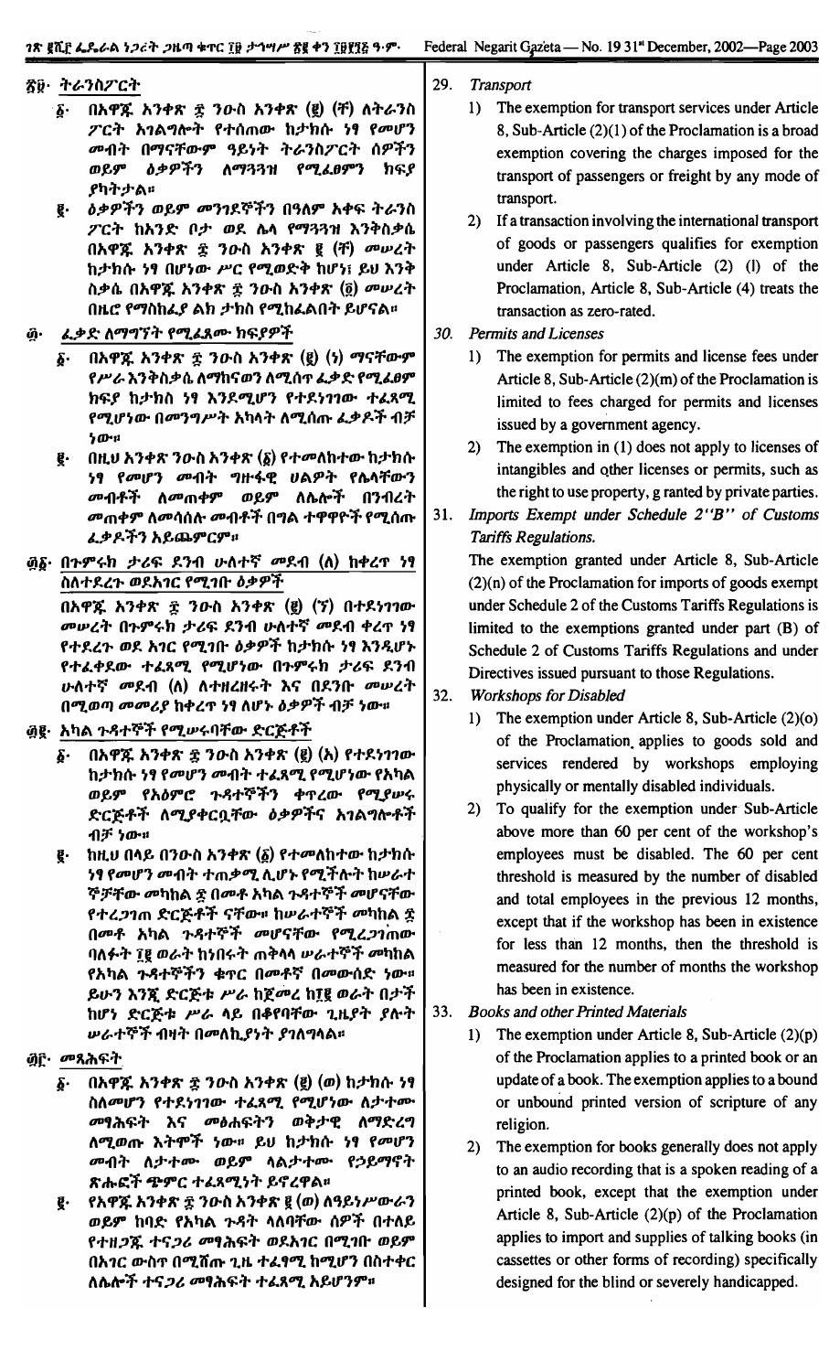## ፳፱· ትራንስፖርት

፩· በአዋጁ አንቀጽ ፰ ንዑስ አንቀጽ (፪) (ቸ) ለትራንስ ፖርት አገልግሎት የተሰጠው ከታክሱ ነፃ የመሆን መብት በማናቸውም ዓይነት ትራንስፖርት ሰዎችን ወይም ዕቃዎችን ለማጓጓዝ የሚፈፀምን ክፍያ ያካትታል።

፪· ዕቃዎችን ወይም መንገደኞችን በዓለም አቀፍ ትራንስ ፖርት ከአንድ ቦታ ወደ ሌላ የማጓጓዝ እንቅስቃሴ በአዋጁ አንቀጽ ፰ ንዑስ አንቀጽ ፪ (ቸ) መሠረት ከታክሱ ነፃ በሆነው ሥር የሚወድቅ ከሆነ፣ ይህ እንቅ ስቃሴ በአዋጁ አንቀጽ ፰ ንዑስ አንቀጽ (፬) መሠረት በዜሮ የማስከፈያ ልክ ታክስ የሚከፈልበት ይሆናል።

## ፴· ፈቃድ ለማግኘት የሚፈጸሙ ክፍያዎች

፩· በአዋጁ አንቀጽ ፰ ንዑስ አንቀጽ (፪) (ነ) ማናቸውም የሥራ እንቅስቃሴ ለማከናወን የሚሰዋ ፈቃድ የሚፈፀም ክፍያ ከታክስ ነፃ እንደሚሆን የተደነገገው ተፈጻሚ የሚሆነው በመንግሥት አካላት ለሚሰጡ ፈቃዶች ብቻ ነው።

፪· በዚህ አንቀጽ ንዑስ አንቀጽ (፩) የተመለከተው ከታክሱ ነፃ የመሆን መብት ግዙፋዊ ህልዎት የሌላቸውን መብቶች ለመጠቀም ወይም ለሌሎች በንብረት መጠቀም ለመሳሰሉ መብቶች በግል ተዋዋዮች የሚሰጡ ፈቃዶችን አይጨምርም።

## ፴፩· በጉምሩክ ታሪፍ ደንብ ሁለተኛ መደብ (ለ) ከቀረጥ ነፃ ስለተደረጉ ወደአገር የሚገቡ ዕቃዎች

በአዋጁ አንቀጽ ፰ ንዑስ አንቀጽ (፪) (ኘ) በተደነገገው መሠረት በጉምሩክ ታሪፍ ደንብ ሁለተኛ መደብ ቀረጥ ነፃ የተደረጉ ወደ አገር የሚገቡ ዕቃዎች ከታክሱ ነፃ እንዲሆኑ የተፈቀደው ተፈጻሚ የሚሆነው በጉምሩክ ታሪፍ ደንብ ሁለተኛ መደብ (ለ) ለተዘረዘሩት እና በደንቡ መሠረት በሚወጣ መመሪያ ከቀረጥ ነፃ ለሆኑ ዕቃዎች ብቻ ነው።

## ፴፪· አካል ጉዳተኞች የሚሠሩባቸው ድርጅቶች

፩· በአዋጁ አንቀጽ ፰ ንዑስ አንቀጽ (፪) (አ) የተደነገገው ከታክሱ ነፃ የመሆን መብት ተፈጻሚ የሚሆነው የአካል ወይም የአዕምሮ ጉዳተኞችን ቀጥረው የሚያሠሩ ድርጅቶች ለሚያቀርቧቸው ዕቃዎችና አገልግሎቶች ብቻ ነው።

፪· ከዚህ በላይ በንዑስ አንቀጽ (፩) የተመለከተው ከታክሱ ነፃ የመሆን መብት ተጠቃሚ ሊሆኑ የሚችሉት ከሠራተ ኞቻቸው መካከል ፷ በመቶ አካል ጉዳተኞች መሆናቸው የተረጋገጠ ድርጅቶች ናቸው። ከሠራተኞች መካከል ፷ በመቶ አካል ጉዳተኞች መሆናቸው የሚረጋገጠው ባለፉት ፲፪ ወራት ከነበሩት ጠቅላላ ሠራተኞች መካከል የአካል ጉዳተኞችን ቁጥር በመቶኛ በመውሰድ ነው። ይሁን እንጂ ድርጅቱ ሥራ ከጀመረ ከ፲፪ ወራት በታች ከሆነ ድርጅቱ ሥራ ላይ በቆየባቸው ጊዜያት ያሉት ሠራተኞች ብዛት በመለኪያነት ያገለግላል።

## ፴፫· መጻሕፍት

፩· በአዋጁ አንቀጽ ፰ ንዑስ አንቀጽ (፪) (ወ) ከታክሱ ነፃ ስለመሆን የተደነገገው ተፈጻሚ የሚሆነው ለታተሙ መፃሕፍት እና መፅሐፍትን ወቅታዊ ለማድረግ ለሚወጡ እትሞች ነው። ይህ ከታክሱ ነፃ የመሆን መብት ለታተሙ ወይም ላልታተሙ የኃይማኖት ፅሑፎች ጭምር ተፈጻሚነት ይኖረዋል።

፪· የአዋጁ አንቀጽ ፰ ንዑስ አንቀጽ ፪ (ወ) ለዓይነ ሥውራን ወይም ከባድ የአካል ጉዳት ላለባቸው ሰዎች በተለይ የተዘጋጁ ተናጋሪ መፃሕፍት ወደአገር በሚገቡ ወይም በአገር ውስጥ በሚሸጡ ጊዜ ተፈፃሚ ከሚሆን በስተቀር ለሌሎች ተናጋሪ መፃሕፍት ተፈጻሚ አይሆንም።

## 29. Transport

1) The exemption for transport services under Article 8, Sub-Article (2)(l) of the Proclamation is a broad exemption covering the charges imposed for the transport of passengers or freight by any mode of transport.

2) If a transaction involving the international transport of goods or passengers qualifies for exemption under Article 8, Sub-Article (2) (l) of the Proclamation, Article 8, Sub-Article (4) treats the transaction as zero-rated.

## 30. Permits and Licenses

1) The exemption for permits and license fees under Article 8, Sub-Article (2)(m) of the Proclamation is limited to fees charged for permits and licenses issued by a government agency.

2) The exemption in (1) does not apply to licenses of intangibles and other licenses or permits, such as the right to use property, g ranted by private parties.

## 31. Imports Exempt under Schedule 2"B" of Customs Tariffs Regulations.

The exemption granted under Article 8, Sub-Article (2)(n) of the Proclamation for imports of goods exempt under Schedule 2 of the Customs Tariffs Regulations is limited to the exemptions granted under part (B) of Schedule 2 of Customs Tariffs Regulations and under Directives issued pursuant to those Regulations.

## 32. Workshops for Disabled

1) The exemption under Article 8, Sub-Article (2)(o) of the Proclamation applies to goods sold and services rendered by workshops employing physically or mentally disabled individuals.

2) To qualify for the exemption under Sub-Article above more than 60 per cent of the workshop's employees must be disabled. The 60 per cent threshold is measured by the number of disabled and total employees in the previous 12 months, except that if the workshop has been in existence for less than 12 months, then the threshold is measured for the number of months the workshop has been in existence.

## 33. Books and other Printed Materials

1) The exemption under Article 8, Sub-Article (2)(p) of the Proclamation applies to a printed book or an update of a book. The exemption applies to a bound or unbound printed version of scripture of any religion.

2) The exemption for books generally does not apply to an audio recording that is a spoken reading of a printed book, except that the exemption under Article 8, Sub-Article (2)(p) of the Proclamation applies to import and supplies of talking books (in cassettes or other forms of recording) specifically designed for the blind or severely handicapped.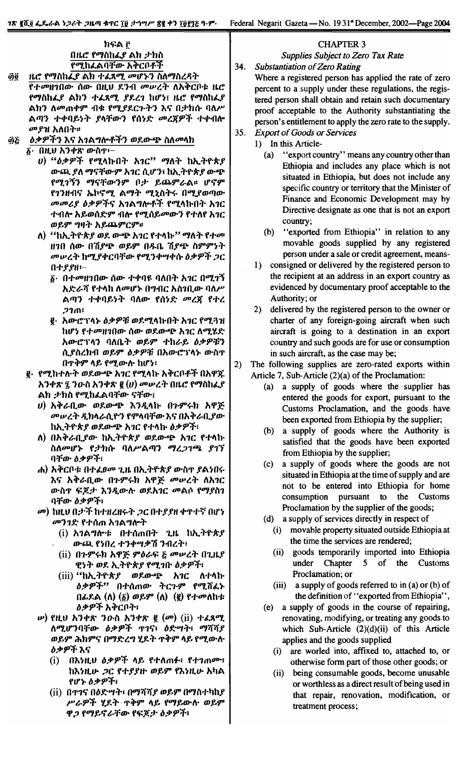## ክፍል ፫
### በዜሮ የማስከፈያ ልክ ታክስ የሚከፈልባቸው አቅርቦቶች

**፴፬. ዜሮ የማስከፈያ ልክ ተፈጻሚ መሆኑን ስለማስረዳት**

የተመዘገበው ሰው በዚህ ደንብ መሠረት ለአቅርቦቱ ዜሮ የማስከፈያ ልክን ተፈጻሚ ያደረገ ከሆነ፣ ዜሮ የማስከፈያ ልክን ለመጠቀም ብቁ የሚያደርጉትን እና በታክስ ባለሥልጣን ተቀባይነት ያላቸውን የሰነድ መረጃዎች ተቀብሎ መያዝ አለበት።

**፴፭. ዕቃዎችን እና አገልግሎቶችን ወደውጭ ስለመላክ**

፩· በዚህ አንቀጽ ውስጥ፦

ሀ) "ዕቃዎች የሚላኩበት አገር" ማለት ከኢትዮጵያ ውጪ ያለ ማናቸውም አገር ሲሆን፣ ከኢትዮጵያ ውጭ የሚገኝን ማናቸውንም ቦታ ይጨምራል። ሆኖም የገንዘብና ኤኮኖሚ ልማት ሚኒስትሩ በሚያወጣው መመሪያ ዕቃዎችና አገልግሎቶች የሚላኩበት አገር ተብሎ አይወሰድም ብሎ የሚሰይመውን የተለየ አገር ወይም ግዛት አይጨምርም።

ለ) "ከኢትዮጵያ ወደ ውጭ አገር የተላከ" ማለት የተመዘገበ ሰው በሽያጭ ወይም በዱቤ ሽያጭ ስምምነት መሠረት ከሚያቀርባቸው የሚንቀሳቀሱ ዕቃዎች ጋር በተያያዘ፦

፩· በተመዘገበው ሰው ተቀባዩ ባለበት አገር በሚገኝ አድራሻ የተላከ ለመሆኑ በግብር አስገቢው ባለሥልጣን ተቀባይነት ባለው የሰነድ መረጃ የተረጋገጠ፣

፪· አውሮፕላኑ ዕቃዎቹ ወደሚላኩበት አገር የሚጓዝ ከሆነ የተመዘገበው ሰው ወደውጭ አገር ለሚሄድ አውሮፕላን ባለቤት ወይም ተከራይ ዕቃዎቹን ሲያስረክብ ወይም ዕቃዎቹ በአውሮፕላኑ ውስጥ በጥቅም ላይ የሚውሉ ከሆነ፣

፪· የሚከተሉት ወደውጭ አገር የሚላኩ አቅርቦቶች በአዋጁ አንቀጽ ፯ ንዑስ አንቀጽ ፪ (ሀ) መሠረት በዜሮ የማስከፈያ ልክ ታክስ የሚከፈልባቸው ናቸው፣

ሀ) አቅራቢው ወደውጭ እንዲላኩ በጉምሩክ አዋጅ መሠረት ዲክላራሲዮን የሞላባቸው እና በአቅራቢው ከኢትዮጵያ ወደውጭ አገር የተላኩ ዕቃዎች፣

ለ) በአቅራቢው ከኢትዮጵያ ወደውጭ አገር የተላኩ ስለመሆኑ የታክስ ባለሥልጣን ማረጋገጫ ያገኘባቸው ዕቃዎች፣

ሐ) አቅርቦቱ በተፈፀመ ጊዜ በኢትዮጵያ ውስጥ ያልነበሩ እና አቅራቢው በጉምሩክ አዋጅ መሠረት ለአገር ውስጥ ፍጆታ እንዲውሉ ወደአገር መልሶ የማያስገባቸው ዕቃዎች፣

መ) ከዚህ በታች ከተዘረዘሩት ጋር በተያያዘ ቀጥተኛ በሆነ መንገድ የተሰጠ አገልግሎት

(i) አገልግሎቱ በተሰጠበት ጊዜ ከኢትዮጵያ ውጪ የነበረ ተንቀሳቃሽ ንብረት፣

(ii) በጉምሩክ አዋጅ ምዕራፍ ፭ መሠረት በጊዜያዊነት ወደ ኢትዮጵያ የሚገቡ ዕቃዎች፣

(iii) "ከኢትዮጵያ ወደውጭ አገር ለተላኩ ዕቃዎች" በተሰጠው ትርጉም የሚሸፈኑ በፊደል (ለ) (፩) ወይም (ለ) (፪) የተመለከቱ ዕቃዎች አቅርቦት፣

ሠ) የዚህ አንቀጽ ንዑስ አንቀጽ ፪ (መ) (ii) ተፈጻሚ ለሚሆንባቸው ዕቃዎች ጥገና፣ ዕድሣት፣ ማሻሻያ ወይም ሕክምና በማድረግ ሂደት ጥቅም ላይ የሚውሉ ዕቃዎች እና

(i) በእነዚሁ ዕቃዎች ላይ የተለጠፉ፣ የተገጠሙ፣ ከእነዚሁ ጋር የተያያዙ ወይም የእነዚሁ አካል የሆኑ ዕቃዎች፣

(ii) በጥገና በዕድሣት፣ በማሻሻያ ወይም በማስተካከያ ሥራዎች ሂደት ጥቅም ላይ የማይውሉ ወይም ዋጋ የማይኖራቸው የፍጆታ ዕቃዎች፣

## CHAPTER 3
### Supplies Subject to Zero Tax Rate

**34. Substantiation of Zero Rating**

Where a registered person has applied the rate of zero percent to a supply under these regulations, the registered person shall obtain and retain such documentary proof acceptable to the Authority substantiating the person's entitlement to apply the zero rate to the supply.

**35. Export of Goods or Services**

1) In this Article-

(a) "export country" means any country other than Ethiopia and includes any place which is not situated in Ethiopia, but does not include any specific country or territory that the Minister of Finance and Economic Development may by Directive designate as one that is not an export country;

(b) "exported from Ethiopia" in relation to any movable goods supplied by any registered person under a sale or credit agreement, means-

1) consigned or delivered by the registered person to the recipient at an address in an export country as evidenced by documentary proof acceptable to the Authority; or

2) delivered by the registered person to the owner or charter of any foreign-going aircraft when such aircraft is going to a destination in an export country and such goods are for use or consumption in such aircraft, as the case may be;

2) The following supplies are zero-rated exports within Article 7, Sub-Article (2)(a) of the Proclamation:

(a) a supply of goods where the supplier has entered the goods for export, pursuant to the Customs Proclamation, and the goods have been exported from Ethiopia by the supplier;

(b) a supply of goods where the Authority is satisfied that the goods have been exported from Ethiopia by the supplier;

(c) a supply of goods where the goods are not situated in Ethiopia at the time of supply and are not to be entered into Ethiopia for home consumption pursuant to the Customs Proclamation by the supplier of the goods;

(d) a supply of services directly in respect of

(i) movable property situated outside Ethiopia at the time the services are rendered;

(ii) goods temporarily imported into Ethiopia under Chapter 5 of the Customs Proclamation; or

(iii) a supply of goods referred to in (a) or (b) of the definition of "exported from Ethiopia",

(e) a supply of goods in the course of repairing, renovating, modifying, or treating any goods to which Sub-Article (2)(d)(ii) of this Article applies and the goods supplied

(i) are worled into, affixed to, attached to, or otherwise form part of those other goods; or

(ii) being consumable goods, become unusable or worthless as a direct result of being used in that repair, renovation, modification, or treatment process;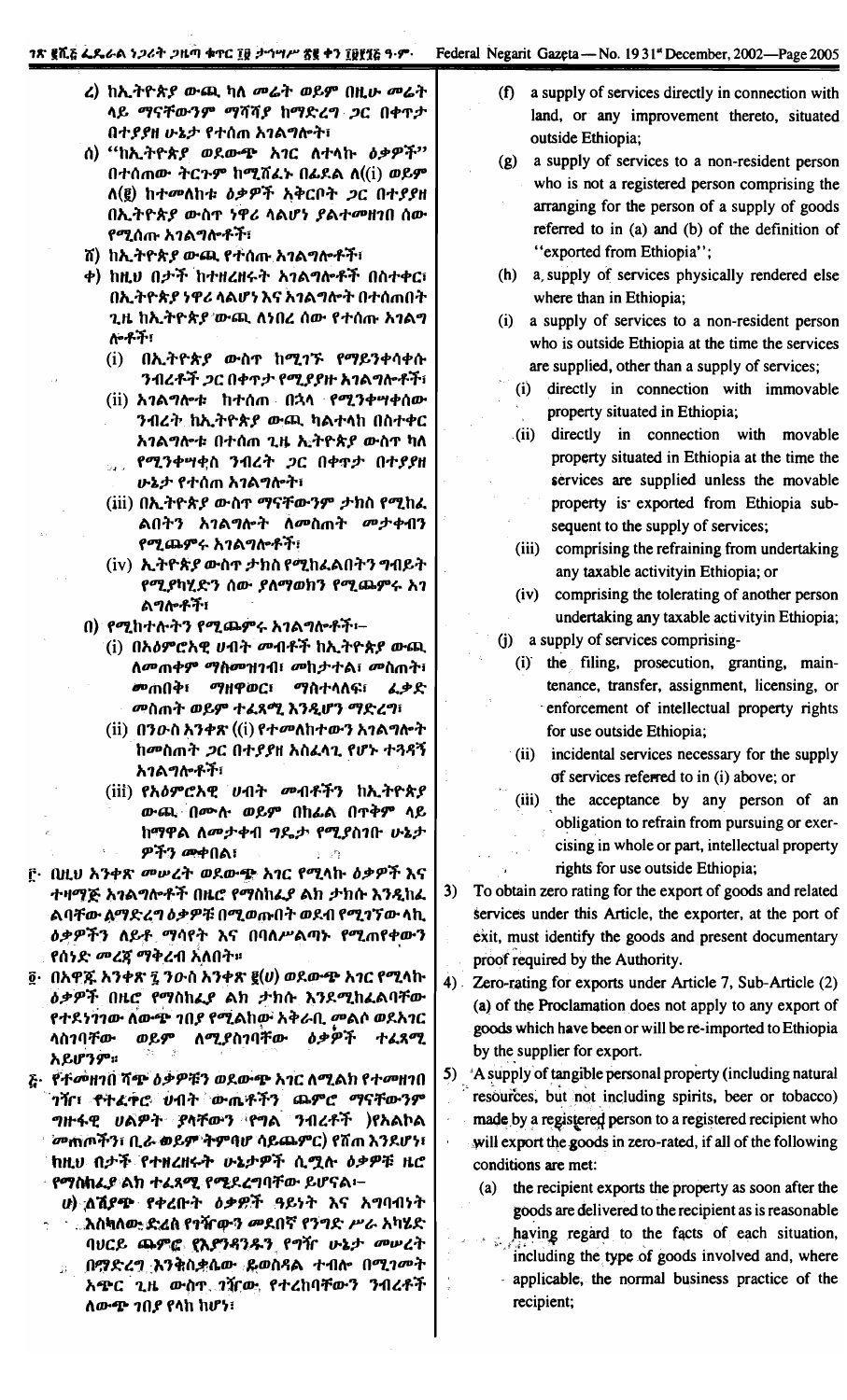ረ) ከኢትዮጵያ ውጪ ካለ መሬት ወይም በዚሁ መሬት ላይ ማናቸውንም ማሻሻያ ከማድረግ ጋር በቀጥታ በተያያዘ ሁኔታ የተሰጠ አገልግሎት፣

ሰ) "ከኢትዮጵያ ወደውጭ አገር ለተላኩ ዕቃዎች" በተሰጠው ትርጉም ከሚሸፈኑ በፊደል ለ((i) ወይም ለ(ij) ከተመለከቱ ዕቃዎች አቅርቦት ጋር በተያያዘ በኢትዮጵያ ውስጥ ነዋሪ ላልሆነ ያልተመዘገበ ሰው የሚሰጡ አገልግሎቶች፣

ሸ) ከኢትዮጵያ ውጪ የተሰጡ አገልግሎቶች፣

ቀ) ከዚህ በታች ከተዘረዘሩት አገልግሎቶች በስተቀር፣ በኢትዮጵያ ነዋሪ ላልሆነ እና አገልግሎት በተሰጠበት ጊዜ ከኢትዮጵያ ውጪ ለነበረ ሰው የተሰጡ አገልግሎቶች፣

(i) በኢትዮጵያ ውስጥ ከሚገኙ የማይንቀሳቀሱ ንብረቶች ጋር በቀጥታ የሚያያዙ አገልግሎቶች፣

(ii) አገልግሎቱ ከተሰጠ በኋላ የሚንቀሳቀሰው ንብረት ከኢትዮጵያ ውጪ ካልተላከ በስተቀር አገልግሎቱ በተሰጠ ጊዜ ኢትዮጵያ ውስጥ ካለ የሚንቀሳቀስ ንብረት ጋር በቀጥታ በተያያዘ ሁኔታ የተሰጠ አገልግሎት፣

(iii) በኢትዮጵያ ውስጥ ማናቸውንም ታክስ የሚከፈልበትን አገልግሎት ለመስጠት መታቀብን የሚጨምሩ አገልግሎቶች፣

(iv) ኢትዮጵያ ውስጥ ታክስ የሚከፈልበትን ግብይት የሚያካሂድን ሰው ያለማወክን የሚጨምሩ አገልግሎቶች፣

በ) የሚከተሉትን የሚጨምሩ አገልግሎቶች፣—

(i) በአዕምሮአዊ ሀብት መብቶች ከኢትዮጵያ ውጪ ለመጠቀም ማስመዝገብ፣ መከታተል፣ መስጠት፣ መጠበቅ፣ ማዛወር፣ ማስተላለፍ፣ ፈቃድ መስጠት ወይም ተፈጻሚ እንዲሆን ማድረግ፣

(ii) በንዑስ አንቀጽ ((i) የተመለከተውን አገልግሎት ከመስጠት ጋር በተያያዘ አስፈላጊ የሆኑ ተጓዳኝ አገልግሎቶች፣

(iii) የአዕምሮአዊ ሀብት መብቶችን ከኢትዮጵያ ውጪ በሙሉ ወይም በከፊል በጥቅም ላይ ከማዋል ለመታቀብ ግዴታ የሚያስገቡ ሁኔታዎችን መቀበል፣

፫· በዚህ አንቀጽ መሠረት ወደውጭ አገር የሚላኩ ዕቃዎች እና ተዛማጅ አገልግሎቶች በዜሮ የማስከፈያ ልክ ታክሱ እንዲከፈልባቸው ለማድረግ ዕቃዎቹ በሚወጡበት ወደብ የሚገኘው ላኪ ዕቃዎችን ለይቶ ማሳየት እና በባለሥልጣኑ የሚጠየቀውን የሰነድ መረጃ ማቅረብ አለበት።

፬· በአዋጁ አንቀጽ ፯ ንዑስ አንቀጽ ፪(ሀ) ወደውጭ አገር የሚላኩ ዕቃዎች በዜሮ የማስከፈያ ልክ ታክሱ እንደሚከፈልባቸው የተደነገገው ለውጭ ገበያ የሚልከው አቅራቢ መልሶ ወደአገር ላስገባቸው ወይም ለሚያስገባቸው ዕቃዎች ተፈጻሚ አይሆንም።

፭· የተመዘገበ ሻጭ ዕቃዎቹን ወደውጭ አገር ለሚልክ የተመዘገበ ገዥ፣ የተፈጥሮ ሀብት ውጤቶችን ጨምሮ ማናቸውንም ግዙፋዊ ሀልዎት ያላቸውን የግል ንብረቶች (የአልኮል መጠጦችን፣ ቢራ ወይም ትምባሆ ሳይጨምር) የሸጠ እንደሆነ፣ ከዚህ በታች የተዘረዘሩት ሁኔታዎች ሲሟሉ ዕቃዎቹ ዜሮ የማስከፈያ ልክ ተፈጻሚ የሚደረግባቸው ይሆናል፣—

ሀ) ለሽያጭ የቀረቡት ዕቃዎች ዓይነት እና አግባብነት እስካለው ድረስ የገዥውን መደበኛ የንግድ ሥራ አካሄድ ባህርይ ጨምሮ የእያንዳንዱን የገዥ ሁኔታ መሠረት በማድረግ እንቅስቃሴው ዲውስዳል ተብሎ በሚገመት አጭር ጊዜ ውስጥ ገዥው የተረከባቸውን ንብረቶች ለውጭ ገበያ የላከ ከሆነ፣

(f) a supply of services directly in connection with land, or any improvement thereto, situated outside Ethiopia;

(g) a supply of services to a non-resident person who is not a registered person comprising the arranging for the person of a supply of goods referred to in (a) and (b) of the definition of "exported from Ethiopia";

(h) a, supply of services physically rendered else where than in Ethiopia;

(i) a supply of services to a non-resident person who is outside Ethiopia at the time the services are supplied, other than a supply of services;

(i) directly in connection with immovable property situated in Ethiopia;

(ii) directly in connection with movable property situated in Ethiopia at the time the services are supplied unless the movable property is exported from Ethiopia subsequent to the supply of services;

(iii) comprising the refraining from undertaking any taxable activityin Ethiopia; or

(iv) comprising the tolerating of another person undertaking any taxable activityin Ethiopia;

(j) a supply of services comprising-

(i) the filing, prosecution, granting, maintenance, transfer, assignment, licensing, or enforcement of intellectual property rights for use outside Ethiopia;

(ii) incidental services necessary for the supply of services referred to in (i) above; or

(iii) the acceptance by any person of an obligation to refrain from pursuing or exercising in whole or part, intellectual property rights for use outside Ethiopia;

3) To obtain zero rating for the export of goods and related services under this Article, the exporter, at the port of exit, must identify the goods and present documentary proof required by the Authority.

4) Zero-rating for exports under Article 7, Sub-Article (2) (a) of the Proclamation does not apply to any export of goods which have been or will be re-imported to Ethiopia by the supplier for export.

5) A supply of tangible personal property (including natural resources, but not including spirits, beer or tobacco) made by a registered person to a registered recipient who will export the goods in zero-rated, if all of the following conditions are met:

(a) the recipient exports the property as soon after the goods are delivered to the recipient as is reasonable having regard to the facts of each situation, including the type of goods involved and, where applicable, the normal business practice of the recipient;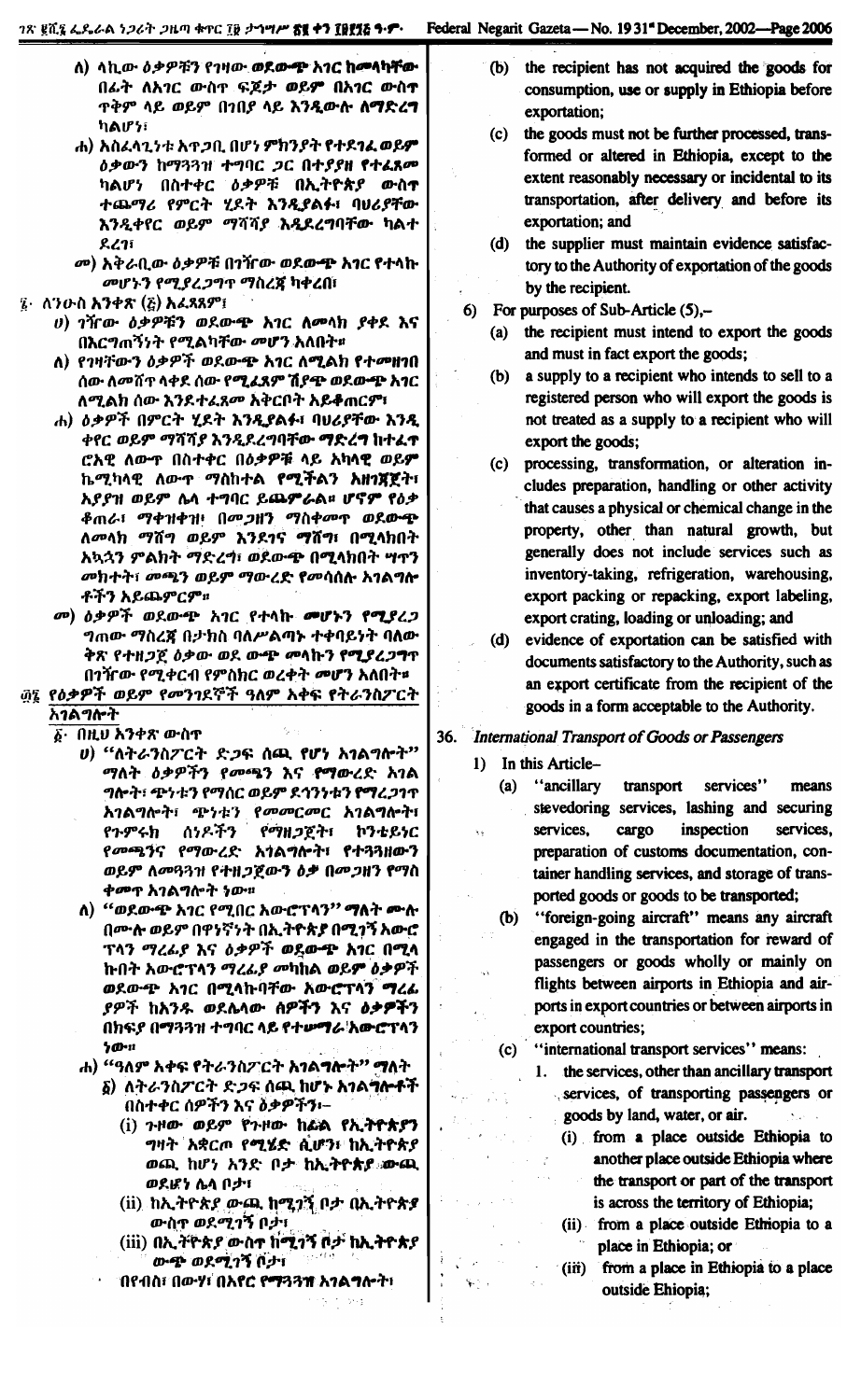ለ) ላኪው ዕቃዎቹን የገዛው ወደውጭ አገር ከመላካቸው በፊት ለአገር ውስጥ ፍጆታ ወይም በአገር ውስጥ ጥቅም ላይ ወይም በገበያ ላይ እንዲውሉ ለማድረግ ካልሆነ፣

ሐ) አስፈላጊነቱ አጥጋቢ በሆነ ምክንያት የተደገፈ ወይም ዕቃውን ከማጓጓዝ ተግባር ጋር በተያያዘ የተፈጸመ ካልሆነ በስተቀር ዕቃዎቹ በኢትዮጵያ ውስጥ ተጨማሪ የምርት ሂደት እንዲያልፉ፣ ባህሪያቸው እንዲቀየር ወይም ማሻሻያ እዲደረግባቸው ካልተደረገ፣

መ) አቅራቢው ዕቃዎቹ በገዥው ወደውጭ አገር የተላኩ መሆኑን የሚያረጋግጥ ማስረጃ ካቀረበ፣

፮· ለንዑስ አንቀጽ (፭) አፈጻጸም፣

ሀ) ገዥው ዕቃዎቹን ወደውጭ አገር ለመላክ ያቀደ እና በእርግጠኝነት የሚልካቸው መሆን አለበት።

ለ) የገዛቸውን ዕቃዎች ወደውጭ አገር ለሚልክ የተመዘገበ ሰው ለመሸጥ ላቀደ ሰው የሚፈጸም ሽያጭ ወደውጭ አገር ለሚልክ ሰው እንደተፈጸመ አቅርቦት አይቆጠርም፣

ሐ) ዕቃዎች በምርት ሂደት እንዲያልፉ፣ ባህሪያቸው እንዲቀየር ወይም ማሻሻያ እንዲደረግባቸው ማድረግ ከተፈጥሮአዊ ለውጥ በስተቀር በዕቃዎቹ ላይ አካላዊ ወይም ኬሚካላዊ ለውጥ ማስከተል የሚችሉትን አዘገጃጀት፣ አያያዝ ወይም ሌላ ተግባር ይጨምራል። ሆኖም የዕቃ ቆጠራ፣ ማቀዝቀዝ፣ በመጋዘን ማስቀመጥ ወደውጭ ለመላክ ማሸግ ወይም እንደገና ማሸግ፣ በሚላክበት አኳኋን ምልክት ማድረግ፣ ወደውጭ በሚላክበት ሣጥን መክተት፣ መጫን ወይም ማውረድ የመሳሰሉ አገልግሎቶችን አይጨምርም።

መ) ዕቃዎች ወደውጭ አገር የተላኩ መሆኑን የሚያረጋግጠው ማስረጃ በታክስ ባለሥልጣን ተቀባይነት ባለው ቅጽ የተዘጋጀ ዕቃው ወደ ውጭ መላኩን የሚያረጋግጥ በገዥው የሚቀርብ የምስክር ወረቀት መሆን አለበት።

**፴፮· የዕቃዎች ወይም የመንገደኞች ዓለም አቀፍ የትራንስፖርት አገልግሎት**

፩· በዚህ አንቀጽ ውስጥ

ሀ) "ለትራንስፖርት ድጋፍ ሰጪ የሆነ አገልግሎት" ማለት ዕቃዎችን የመጫን እና የማውረድ አገልግሎት፣ ጭነቱን የማሰር ወይም ደኅንነቱን የማረጋገጥ አገልግሎት፣ ጭነቱን የመመርመር አገልግሎት፣ የጉምሩክ ሰነዶችን የማዘጋጀት፣ ኮንቴይነር የመጫንና የማውረድ አገልግሎት፣ የተጓጓዘውን ወይም ለመጓጓዝ የተዘጋጀውን ዕቃ በመጋዘን የማስቀመጥ አገልግሎት ነው።

ለ) "ወደውጭ አገር የሚበር አውሮፕላን" ማለት ሙሉ በሙሉ ወይም በዋነኛነት በኢትዮጵያ በሚገኝ አውሮፕላን ማረፊያ እና ዕቃዎች ወደውጭ አገር በሚላኩበት አውሮፕላን ማረፊያ መካከል ወይም ዕቃዎች ወደውጭ አገር በሚላኩባቸው አውሮፕላን ማረፊያዎች ከአንዱ ወደሌላው ሰዎችን እና ዕቃዎችን በክፍያ በማጓጓዝ ተግባር ላይ የተሠማራ አውሮፕላን ነው።

ሐ) "ዓለም አቀፍ የትራንስፖርት አገልግሎት" ማለት

፩) ለትራንስፖርት ድጋፍ ሰጪ ከሆኑ አገልግሎቶች በስተቀር ሰዎችን እና ዕቃዎችን፣—

(i) ጉዞው ወይም የጉዞው ከፊል የኢትዮጵያን ግዛት አቋርጦ የሚሄድ ሲሆን፣ ከኢትዮጵያ ውጪ ከሆነ አንድ ቦታ ከኢትዮጵያ ውጪ ወደሆነ ሌላ ቦታ፣

(ii) ከኢትዮጵያ ውጪ ከሚገኝ ቦታ በኢትዮጵያ ውስጥ ወደሚገኝ ቦታ፣

(iii) በኢትዮጵያ ውስጥ ከሚገኝ ቦታ ከኢትዮጵያ ውጭ ወደሚገኝ ቦታ፣

በየብስ፣ በውሃ፣ በአየር የማጓጓዝ አገልግሎት፣

(b) the recipient has not acquired the goods for consumption, use or supply in Ethiopia before exportation;

(c) the goods must not be further processed, transformed or altered in Ethiopia, except to the extent reasonably necessary or incidental to its transportation, after delivery and before its exportation; and

(d) the supplier must maintain evidence satisfactory to the Authority of exportation of the goods by the recipient.

6) For purposes of Sub-Article (5),–

(a) the recipient must intend to export the goods and must in fact export the goods;

(b) a supply to a recipient who intends to sell to a registered person who will export the goods is not treated as a supply to a recipient who will export the goods;

(c) processing, transformation, or alteration includes preparation, handling or other activity that causes a physical or chemical change in the property, other than natural growth, but generally does not include services such as inventory-taking, refrigeration, warehousing, export packing or repacking, export labeling, export crating, loading or unloading; and

(d) evidence of exportation can be satisfied with documents satisfactory to the Authority, such as an export certificate from the recipient of the goods in a form acceptable to the Authority.

**36. International Transport of Goods or Passengers**

1) In this Article–

(a) "ancillary transport services" means stevedoring services, lashing and securing services, cargo inspection services, preparation of customs documentation, container handling services, and storage of transported goods or goods to be transported;

(b) "foreign-going aircraft" means any aircraft engaged in the transportation for reward of passengers or goods wholly or mainly on flights between airports in Ethiopia and airports in export countries or between airports in export countries;

(c) "international transport services" means:

1. the services, other than ancillary transport services, of transporting passengers or goods by land, water, or air.

(i) from a place outside Ethiopia to another place outside Ethiopia where the transport or part of the transport is across the territory of Ethiopia;

(ii) from a place outside Ethiopia to a place in Ethiopia; or

(iii) from a place in Ethiopia to a place outside Ehiopia;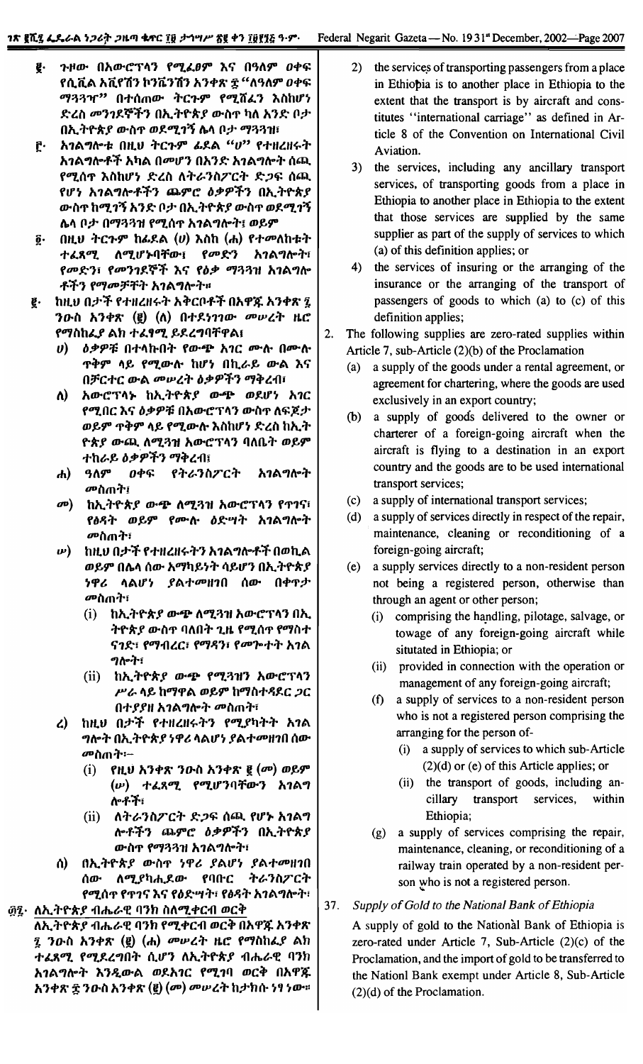፪· ጉዞው በአውሮፕላን የሚፈፀም እና በዓለም ዐቀፍ የሲቪል አቪየሽን ኮንቬንሽን አንቀጽ ፰ "ለዓለም ዐቀፍ ማጓጓዣ" በተሰጠው ትርጉም የሚሸፈን እስከሆነ ድረስ መንገደኞችን በኢትዮጵያ ውስጥ ካለ አንድ ቦታ በኢትዮጵያ ውስጥ ወደሚገኝ ሌላ ቦታ ማጓጓዝ፤

፫· አገልግሎቱ በዚህ ትርጉም ፊደል "ሀ" የተዘረዘሩት አገልግሎቶች አካል በመሆን በአንድ አገልግሎት ሰጪ የሚሰጥ እስከሆነ ድረስ ለትራንስፖርት ድጋፍ ሰጪ የሆነ አገልግሎቶችን ጨምሮ ዕቃዎችን በኢትዮጵያ ውስጥ ከሚገኝ አንድ ቦታ በኢትዮጵያ ውስጥ ወደሚገኝ ሌላ ቦታ በማጓጓዝ የሚሰጥ አገልግሎት፤ ወይም

፬· በዚህ ትርጉም ከፊደል (ሀ) እስከ (ሐ) የተመለከቱት ተፈጻሚ ለሚሆኑባቸው፤ የመድን አገልግሎት፣ የመድን፣ የመንገደኞች እና የዕቃ ማጓጓዝ አገልግሎቶችን የማመቻቸት አገልግሎት።

፪· ከዚህ በታች የተዘረዘሩት አቅርቦቶች በአዋጁ አንቀጽ ፯ ንዑስ አንቀጽ (፪) (ለ) በተደነገገው መሠረት ዜሮ የማስከፈያ ልክ ተፈፃሚ ይደረግባቸዋል፤

ሀ) ዕቃዎቹ በተላኩበት የውጭ አገር ሙሉ በሙሉ ጥቅም ላይ የሚውሉ ከሆነ በኪራይ ውል እና በቻርተር ውል መሠረት ዕቃዎችን ማቅረብ፤

ለ) አውሮፕላኑ ከኢትዮጵያ ውጭ ወደሆነ አገር የሚበር እና ዕቃዎቹ በአውሮፕላን ውስጥ ለፍጆታ ወይም ጥቅም ላይ የሚውሉ እስከሆነ ድረስ ከኢትዮጵያ ውጪ ለሚጓዝ አውሮፕላን ባለቤት ወይም ተከራይ ዕቃዎችን ማቅረብ፤

ሐ) ዓለም ዐቀፍ የትራንስፖርት አገልግሎት መስጠት፤

መ) ከኢትዮጵያ ውጭ ለሚጓዝ አውሮፕላን የጥገና፣ የዕድሳት ወይም የሙሉ ዕድሣት አገልግሎት መስጠት፤

ሠ) ከዚህ በታች የተዘረዘሩትን አገልግሎቶች በወኪል ወይም በሌላ ሰው አማካይነት ሳይሆን በኢትዮጵያ ነዋሪ ላልሆነ ያልተመዘገበ ሰው በቀጥታ መስጠት፤

(i) ከኢትዮጵያ ውጭ ለሚጓዝ አውሮፕላን በኢትዮጵያ ውስጥ ባለበት ጊዜ የሚሰጥ የማስተናገድ፣ የማብረር፣ የማዳን፣ የመጐተት አገልግሎት፤

(ii) ከኢትዮጵያ ውጭ የሚጓዝን አውሮፕላን ሥራ ላይ ከማዋል ወይም ከማስተዳደር ጋር በተያያዘ አገልግሎት መስጠት፤

ረ) ከዚህ በታች የተዘረዘሩትን የሚያካትት አገልግሎት በኢትዮጵያ ነዋሪ ላልሆነ ያልተመዘገበ ሰው መስጠት፦

(i) የዚህ አንቀጽ ንዑስ አንቀጽ ፪ (መ) ወይም (ሠ) ተፈጻሚ የሚሆንባቸውን አገልግሎቶች፤

(ii) ለትራንስፖርት ድጋፍ ሰጪ የሆኑ አገልግሎቶችን ጨምሮ ዕቃዎችን በኢትዮጵያ ውስጥ የማጓጓዝ አገልግሎት፤

ሰ) በኢትዮጵያ ውስጥ ነዋሪ ያልሆነ ያልተመዘገበ ሰው ለሚያካሒደው የባቡር ትራንስፖርት የሚሰጥ የጥገና እና የዕድሣት፣ የዕድሳት አገልግሎት፤

**፴፯· ለኢትዮጵያ ብሔራዊ ባንክ ስለሚቀርብ ወርቅ**

ለኢትዮጵያ ብሔራዊ ባንክ የሚቀርብ ወርቅ በአዋጁ አንቀጽ ፯ ንዑስ አንቀጽ (፪) (ሐ) መሠረት ዜሮ የማስከፈያ ልክ ተፈጻሚ የሚደረግበት ሲሆን ለኢትዮጵያ ብሔራዊ ባንክ አገልግሎት እንዲውል ወደአገር የሚገባ ወርቅ በአዋጁ አንቀጽ ፰ ንዑስ አንቀጽ (፪) (መ) መሠረት ከታክስ ነፃ ነው።

2) the services of transporting passengers from a place in Ethiopia is to another place in Ethiopia to the extent that the transport is by aircraft and constitutes "international carriage" as defined in Article 8 of the Convention on International Civil Aviation.

3) the services, including any ancillary transport services, of transporting goods from a place in Ethiopia to another place in Ethiopia to the extent that those services are supplied by the same supplier as part of the supply of services to which (a) of this definition applies; or

4) the services of insuring or the arranging of the insurance or the arranging of the transport of passengers of goods to which (a) to (c) of this definition applies;

2. The following supplies are zero-rated supplies within Article 7, sub-Article (2)(b) of the Proclamation

(a) a supply of the goods under a rental agreement, or agreement for chartering, where the goods are used exclusively in an export country;

(b) a supply of goods delivered to the owner or charterer of a foreign-going aircraft when the aircraft is flying to a destination in an export country and the goods are to be used international transport services;

(c) a supply of international transport services;

(d) a supply of services directly in respect of the repair, maintenance, cleaning or reconditioning of a foreign-going aircraft;

(e) a supply service directly to a non-resident person not being a registered person, otherwise than through an agent or other person;

(i) comprising the handling, pilotage, salvage, or towage of any foreign-going aircraft while situtated in Ethiopia; or

(ii) provided in connection with the operation or management of any foreign-going aircraft;

(f) a supply of services to a non-resident person who is not a registered person comprising the arranging for the person of-

(i) a supply of services to which sub-Article (2)(d) or (e) of this Article applies; or

(ii) the transport of goods, including ancillary transport services, within Ethiopia;

(g) a supply of services comprising the repair, maintenance, cleaning, or reconditioning of a railway train operated by a non-resident person who is not a registered person.

37. *Supply of Gold to the National Bank of Ethiopia*

A supply of gold to the National Bank of Ethiopia is zero-rated under Article 7, Sub-Article (2)(c) of the Proclamation, and the import of gold to be transferred to the Nationl Bank exempt under Article 8, Sub-Article (2)(d) of the Proclamation.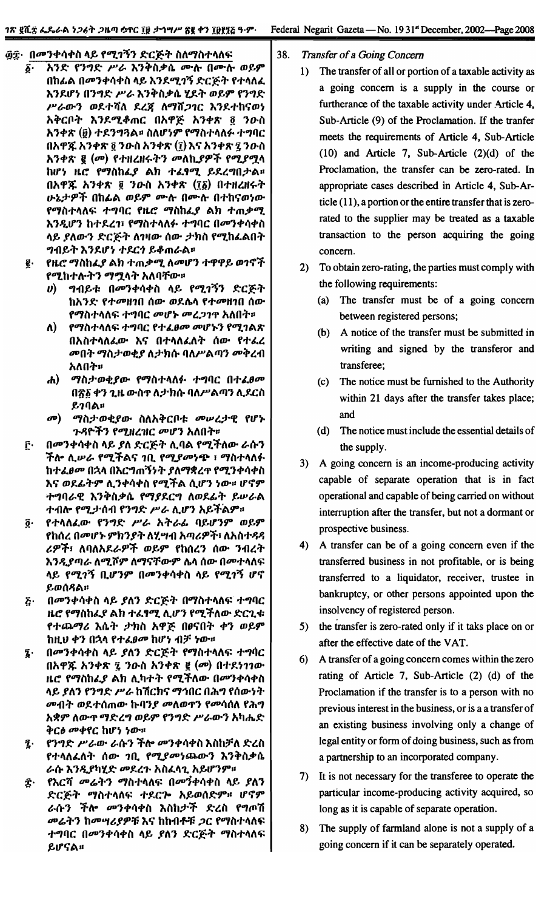## ፴፰· በመንቀሳቀስ ላይ የሚገኝን ድርጅት ስለማስተላለፍ

፩· አንድ የንግድ ሥራ እንቅስቃሴ ሙሉ በሙሉ ወይም በከፊል በመንቀሳቀስ ላይ እንደሚገኝ ድርጅት የተላለፈ እንደሆነ በንግድ ሥራ እንቅስቃሴ ሂደት ወይም የንግድ ሥራውን ወደተሻለ ደረጃ ለማሸጋገር እንደተከናወነ አቅርቦት እንደሚቆጠር በአዋጁ አንቀጽ ፬ ንዑስ አንቀጽ (፱) ተደንግጓል። ስለሆነም የማስተላለፉ ተግባር በአዋጁ አንቀጽ ፬ ንዑስ አንቀጽ (፲) እና አንቀጽ ፯ ንዑስ አንቀጽ ፪ (መ) የተዘረዘሩትን መስፈርቶች የሚያሟላ ከሆነ ዜሮ የማስከፈያ ልክ ተፈፃሚ ይደረግበታል። በአዋጁ አንቀጽ ፬ ንዑስ አንቀጽ (፲፩) በተዘረዘሩት ሁኔታዎች በከፊል ወይም ሙሉ በሙሉ በተከናወነው የማስተላለፍ ተግባር የዜሮ ማስከፈያ ልክ ተጠቃሚ እንዲሆን ከተደረገ፣ የማስተላለፉ ተግባር በመንቀሳቀስ ላይ ያለውን ድርጅት ለገዛው ሰው ታክስ የሚከፈልበት ግብይት እንደሆነ ተደርጎ ይቆጠራል።

፪· የዜሮ ማስከፈያ ልክ ተጠቃሚ ለመሆን ተዋዋይ ወገኖች የሚከተሉትን ማሟላት አለባቸው።

ሀ) ግብይቱ በመንቀሳቀስ ላይ የሚገኝን ድርጅት ከአንድ የተመዘገበ ሰው ወደሌላ የተመዘገበ ሰው የማስተላለፍ ተግባር መሆኑ መረጋገጥ አለበት።

ለ) የማስተላለፍ ተግባር የተፈፀመ መሆኑን የሚገልጽ በአስተላላፊው እና በተላላፊለት ሰው የተፈረ መበት ማስታወቂያ ለታክሱ ባለሥልጣን መቅረብ አለበት።

ሐ) ማስታወቂያው የማስተላለፉ ተግባር በተፈፀመ በ፳፩ ቀን ጊዜ ውስጥ ለታክሱ ባለሥልጣን ሊደርስ ይገባል።

መ) ማስታወቂያው ስለአቅርቦቱ መሠረታዊ የሆኑ ጉዳዮችን የሚዘረዝር መሆን አለበት።

፫· በመንቀሳቀስ ላይ ያለ ድርጅት ሊባል የሚችለው ራሱን ችሎ ሊሠራ የሚችልና ገቢ የሚያስገኝ ፣ ማስተላለፉ ከተፈፀመ በኋላ በእርግጠኝነት ያለማቋረጥ የሚንቀሳቀስ እና ወደፊትም ሊንቀሳቀስ የሚችል ሲሆን ነው። ሆኖም ተግባራዊ እንቅስቃሴ የማያደርግ ለወደፊት ይሥራል ተብሎ የሚታሰብ የንግድ ሥራ ሊሆን አይችልም።

፬· የተላለፈው የንግድ ሥራ አትራፊ ባይሆንም ወይም የከሰረ በመሆኑ ምክንያት ለሂሣብ አጣሪዎች፣ ለአስተዳዳሪዎች፣ ለባለአደራዎች ወይም የከሰረን ሰው ንብረት እንዲያጣራ ለሚሾም ለማናቸውም ሌላ ሰው በመተላለፍ ላይ የሚገኝ ቢሆንም በመንቀሳቀስ ላይ የሚገኝ ሆኖ ይወሰዳል።

፭· በመንቀሳቀስ ላይ ያለን ድርጅት በማስተላለፍ ተግባር ዜሮ የማስከፈያ ልክ ተፈፃሚ ሊሆን የሚችለው ድርጊቱ የተጨማሪ እሴት ታክስ አዋጅ በፀናበት ቀን ወይም ከዚህ ቀን በኋላ የተፈፀመ ከሆነ ብቻ ነው።

፮· በመንቀሳቀስ ላይ ያለን ድርጅት የማስተላለፍ ተግባር በአዋጁ አንቀጽ ፯ ንዑስ አንቀጽ ፪ (መ) በተደነገገው ዜሮ የማስከፈያ ልክ ሊካተት የሚችለው በመንቀሳቀስ ላይ ያለን የንግድ ሥራ ከሽርክና ማኅበር በሕግ የሰውነት መብት ወደተሰጠው ኩባንያ መለወጥን የመሳሰለ የሕግ አቋም ለውጥ ማድረግ ወይም የንግድ ሥራውን አካሔድ ቅርፅ መቀየር ከሆነ ነው።

፯· የንግድ ሥራው ራሱን ችሎ መንቀሳቀስ እስከቻለ ድረስ የተላለፈለት ሰው ገቢ የሚያስገኘውን እንቅስቃሴ ራሱ እንዲያካሂድ መደረጉ አስፈላጊ አይሆንም።

፰· የእርሻ መሬትን ማስተላለፍ በመንቀሳቀስ ላይ ያለን ድርጅት ማስተላለፍ ተደርጎ አይወሰድም። ሆኖም ራሱን ችሎ መንቀሳቀስ እስከቻለ ድረስ የግጦሽ መሬትን ከመሣሪያዎቹ እና ከከብቶቹ ጋር የማስተላለፍ ተግባር በመንቀሳቀስ ላይ ያለን ድርጅት ማስተላለፍ ይሆናል።

## 38. *Transfer of a Going Concern*

1) The transfer of all or portion of a taxable activity as a going concern is a supply in the course or furtherance of the taxable activity under Article 4, Sub-Article (9) of the Proclamation. If the tranfer meets the requirements of Article 4, Sub-Article (10) and Article 7, Sub-Article (2)(d) of the Proclamation, the transfer can be zero-rated. In appropriate cases described in Article 4, Sub-Article (11), a portion or the entire transfer that is zero-rated to the supplier may be treated as a taxable transaction to the person acquiring the going concern.

2) To obtain zero-rating, the parties must comply with the following requirements:

   (a) The transfer must be of a going concern between registered persons;

   (b) A notice of the transfer must be submitted in writing and signed by the transferor and transferee;

   (c) The notice must be furnished to the Authority within 21 days after the transfer takes place; and

   (d) The notice must include the essential details of the supply.

3) A going concern is an income-producing activity capable of separate operation that is in fact operational and capable of being carried on without interruption after the transfer, but not a dormant or prospective business.

4) A transfer can be of a going concern even if the transferred business in not profitable, or is being transferred to a liquidator, receiver, trustee in bankruptcy, or other persons appointed upon the insolvency of registered person.

5) the transfer is zero-rated only if it taks place on or after the effective date of the VAT.

6) A transfer of a going concern comes within the zero rating of Article 7, Sub-Article (2) (d) of the Proclamation if the transfer is to a person with no previous interest in the business, or is a transfer of an existing business involving only a change of legal entity or form of doing business, such as from a partnership to an incorporated company.

7) It is not necessary for the transferee to operate the particular income-producing activity acquired, so long as it is capable of separate operation.

8) The supply of farmland alone is not a supply of a going concern if it can be separately operated.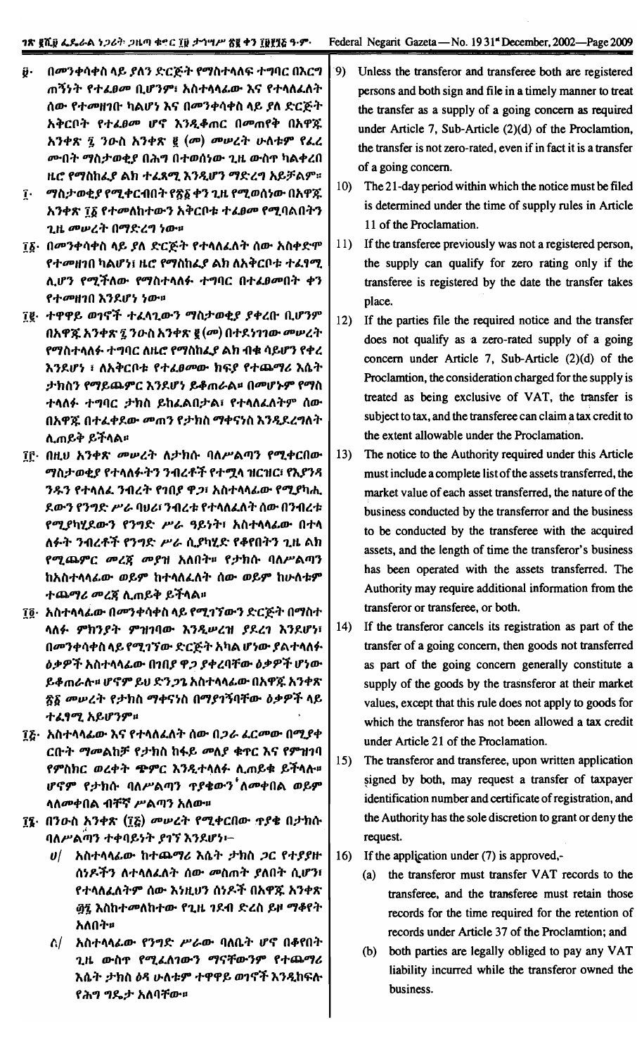፱· በመንቀሳቀስ ላይ ያለን ድርጅት የማስተላለፍ ተግባር በእርግ ጠኝነት የተፈፀመ ቢሆንም፣ አስተላላፊው እና የተላለፈለት ሰው የተመዘገቡ ካልሆነ እና በመንቀሳቀስ ላይ ያለ ድርጅት አቅርቦት የተፈፀመ ሆኖ እንዲቆጠር በመጠየቅ በአዋጁ አንቀጽ ፯ ንዑስ አንቀጽ ፪ (መ) መሠረት ሁለቱም የፈረ ሙበት ማስታወቂያ በሕግ በተወሰነው ጊዜ ውስጥ ካልቀረበ ዜሮ የማስከፈያ ልክ ተፈጻሚ እንዲሆን ማድረግ አይቻልም።

፲· ማስታወቂያ የሚቀርብበት የ፳፩ ቀን ጊዜ የሚወሰነው በአዋጁ አንቀጽ ፲፩ የተመለከተውን አቅርቦቱ ተፈፀመ የሚባልበትን ጊዜ መሠረት በማድረግ ነው።

፲፩· በመንቀሳቀስ ላይ ያለ ድርጅት የተላለፈለት ሰው አስቀድሞ የተመዘገበ ካልሆነ፣ ዜሮ የማስከፈያ ልክ ለአቅርቦቱ ተፈጻሚ ሊሆን የሚችለው የማስተላለፉ ተግባር በተፈፀመበት ቀን የተመዘገበ እንደሆነ ነው።

፲፪· ተዋዋይ ወገኖች ተፈላጊውን ማስታወቂያ ያቀረቡ ቢሆንም በአዋጁ አንቀጽ ፯ ንዑስ አንቀጽ ፪ (መ) በተደነገገው መሠረት የማስተላለፉ ተግባር ለዜሮ የማስከፈያ ልክ ብቁ ሳይሆን የቀረ እንደሆነ ፣ ለአቅርቦቱ የተፈፀመው ክፍያ የተጨማሪ እሴት ታክስን የማይጨምር እንደሆነ ይቆጠራል። በመሆኑም የማስ ተላለፉ ተግባር ታክስ ይከፈልበታል፣ የተላለፈለትም ሰው በአዋጁ በተፈቀደው መጠን የታክስ ማቀናነስ እንዲደረግለት ሊጠይቅ ይችላል።

፲፫· በዚህ አንቀጽ መሠረት ለታክሱ ባለሥልጣን የሚቀርበው ማስታወቂያ የተላለፉትን ንብረቶች የተሟላ ዝርዝር፣ የእያንዳ ንዱን የተላለፈ ንብረት የገበያ ዋጋ፣ አስተላላፊው የሚያካሒ ደውን የንግድ ሥራ ባህሪ፣ ንብረቱ የተላለፈለት ሰው በንብረቱ የሚያካሂደውን የንግድ ሥራ ዓይነት፣ አስተላላፊው በተላ ለፉት ንብረቶች የንግድ ሥራ ሲያካሂድ የቆየበትን ጊዜ ልክ የሚጨምር መረጃ መያዝ አለበት። የታክሱ ባለሥልጣን ከአስተላላፊው ወይም ከተላለፈለት ሰው ወይም ከሁለቱም ተጨማሪ መረጃ ሊጠይቅ ይችላል።

፲፬· አስተላላፊው በመንቀሳቀስ ላይ የሚገኘውን ድርጅት በማስተ ላለፉ ምክንያት ምዝገባው እንዲሠረዝ ያደረገ እንደሆነ፣ በመንቀሳቀስ ላይ የሚገኘው ድርጅት አካል ሆነው ያልተላለፉ ዕቃዎች አስተላላፊው በገበያ ዋጋ ያቀረባቸው ዕቃዎች ሆነው ይቆጠራሉ። ሆኖም ይህ ድንጋጌ አስተላላፊው በአዋጁ አንቀጽ ፳፩ መሠረት የታክስ ማቀናነስ ባላገኘባቸው ዕቃዎች ላይ ተፈጻሚ አይሆንም።

፲፭· አስተላላፊው እና የተላለፈለት ሰው በጋራ ፈርመው በሚያቀ ርቡት ማመልከቻ የታክስ ከፋይ መለያ ቁጥር እና የምዝገባ የምስክር ወረቀት ጭምር እንዲተላለፉ ሊጠይቁ ይችላሉ። ሆኖም የታክሱ ባለሥልጣን ጥያቄውን ለመቀበል ወይም ላለመቀበል ብቸኛ ሥልጣን አለው።

፲፮· በንዑስ አንቀጽ (፲፭) መሠረት የሚቀርበው ጥያቄ በታክሱ ባለሥልጣን ተቀባይነት ያገኘ እንደሆነ፣–

ሀ/ አስተላላፊው ከተጨማሪ እሴት ታክስ ጋር የተያያዙ ሰነዶችን ለተላለፈለት ሰው መስጠት ያለበት ሲሆን፣ የተላለፈለትም ሰው እነዚህን ሰነዶች በአዋጁ አንቀጽ ፴፯ እስከተመለከተው የጊዜ ገደብ ድረስ ይዞ ማቆየት አለበት።

ለ/ አስተላላፊው የንግድ ሥራው ባለቤት ሆኖ በቆየበት ጊዜ ውስጥ የሚፈለገውን ማናቸውንም የተጨማሪ እሴት ታክስ ዕዳ ሁለቱም ተዋዋይ ወገኖች እንዲከፍሉ የሕግ ግዴታ አለባቸው።

9) Unless the transferor and transferee both are registered persons and both sign and file in a timely manner to treat the transfer as a supply of a going concern as required under Article 7, Sub-Article (2)(d) of the Proclamtion, the transfer is not zero-rated, even if in fact it is a transfer of a going concern.

10) The 21-day period within which the notice must be filed is determined under the time of supply rules in Article 11 of the Proclamation.

11) If the transferee previously was not a registered person, the supply can qualify for zero rating only if the transferee is registered by the date the transfer takes place.

12) If the parties file the required notice and the transfer does not qualify as a zero-rated supply of a going concern under Article 7, Sub-Article (2)(d) of the Proclamtion, the consideration charged for the supply is treated as being exclusive of VAT, the transfer is subject to tax, and the transferee can claim a tax credit to the extent allowable under the Proclamation.

13) The notice to the Authority required under this Article must include a complete list of the assets transferred, the market value of each asset transferred, the nature of the business conducted by the transferror and the business to be conducted by the transferee with the acquired assets, and the length of time the transferor's business has been operated with the assets transferred. The Authority may require additional information from the transferor or transferee, or both.

14) If the transferor cancels its registration as part of the transfer of a going concern, then goods not transferred as part of the going concern generally constitute a supply of the goods by the trasnsferor at their market values, except that this rule does not apply to goods for which the transferor has not been allowed a tax credit under Article 21 of the Proclamation.

15) The transferor and transferee, upon written application signed by both, may request a transfer of taxpayer identification number and certificate of registration, and the Authority has the sole discretion to grant or deny the request.

16) If the application under (7) is approved,-

   (a) the transferor must transfer VAT records to the transferee, and the transferee must retain those records for the time required for the retention of records under Article 37 of the Proclamtion; and

   (b) both parties are legally obliged to pay any VAT liability incurred while the transferor owned the business.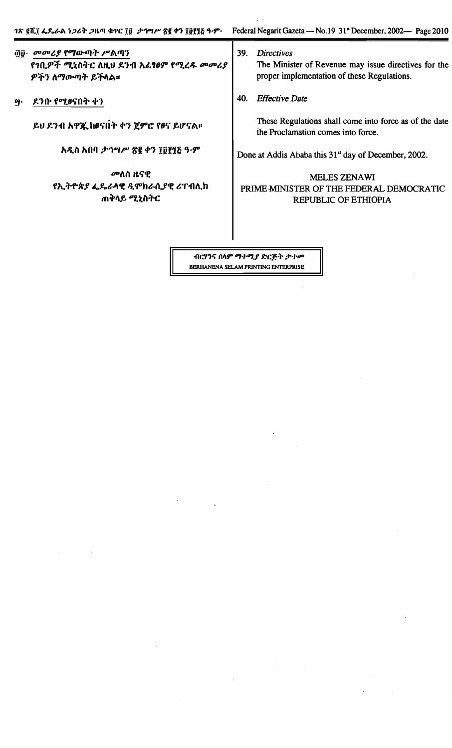፴፱· መመሪያ የማውጣት ሥልጣን

የገቢዎች ሚኒስትር ለዚህ ደንብ አፈፃፀም የሚረዱ መመሪያ ዎችን ለማውጣት ይችላል።

፵· ደንቡ የሚፀናበት ቀን

ይህ ደንብ አዋጁ ከፀናበት ቀን ጀምሮ የፀና ይሆናል።

አዲስ አበባ ታኅሣሥ ፳፪ ቀን ፲፱፻፺፭ ዓ·ም

መለስ ዜናዊ
የኢትዮጵያ ፌዴራላዊ ዲሞክራሲያዊ ሪፐብሊክ
ጠቅላይ ሚኒስትር

39. *Directives*

The Minister of Revenue may issue directives for the proper implementation of these Regulations.

40. *Effective Date*

These Regulations shall come into force as of the date the Proclamation comes into force.

Done at Addis Ababa this 31st day of December, 2002.

MELES ZENAWI
PRIME MINISTER OF THE FEDERAL DEMOCRATIC REPUBLIC OF ETHIOPIA

ብርሃንና ሰላም ማተሚያ ድርጅት ታተመ
BERHANENA SELAM PRINTING ENTERPRISE